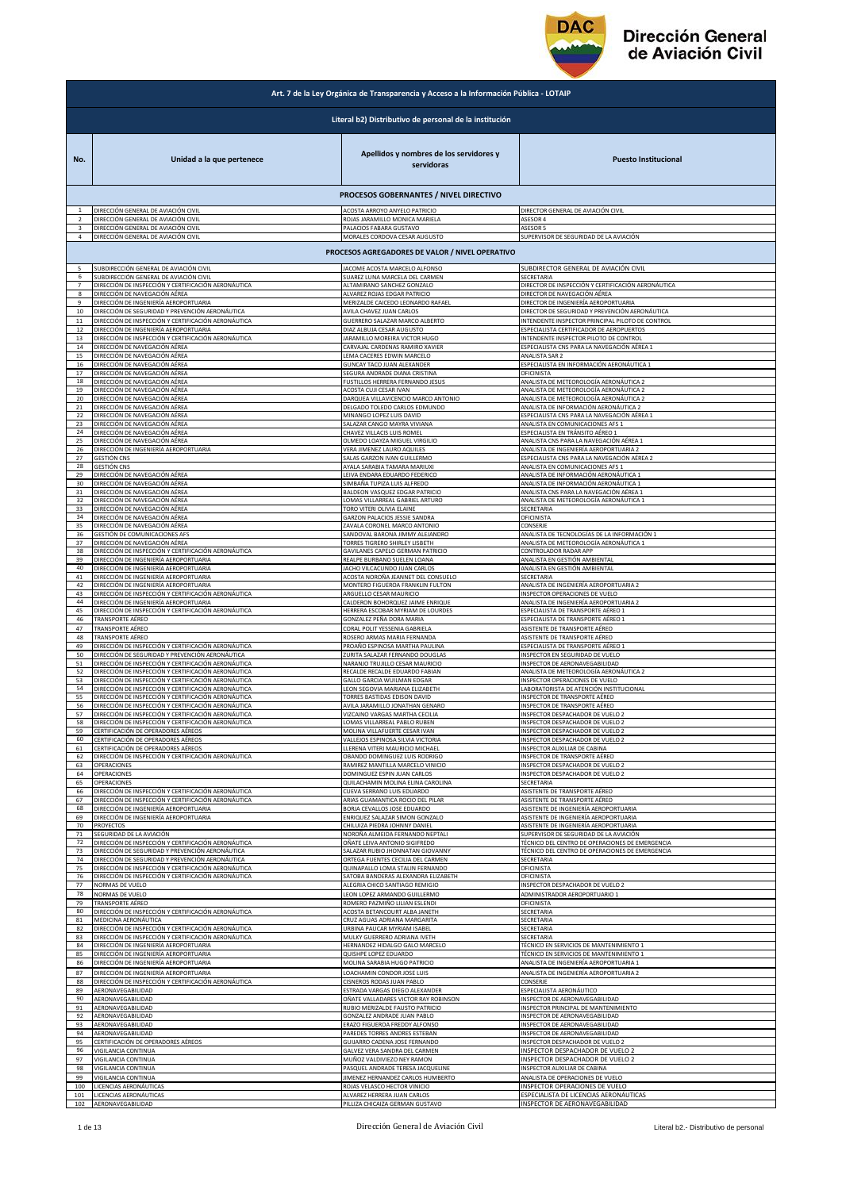# Dirección General de Aviación Civil

| Art. 7 de la Ley Orgánica de Transparencia y Acceso a la Información Pública - LOTAIP | | | |
|---|---|---|---|
| Literal b2) Distributivo de personal de la institución | | | |
| **No.** | **Unidad a la que pertenece** | **Apellidos y nombres de los servidores y servidoras** | **Puesto Institucional** |
| **PROCESOS GOBERNANTES / NIVEL DIRECTIVO** | | | |
| 1 | DIRECCIÓN GENERAL DE AVIACIÓN CIVIL | ACOSTA ARROYO ANYELO PATRICIO | DIRECTOR GENERAL DE AVIACIÓN CIVIL |
| 2 | DIRECCIÓN GENERAL DE AVIACIÓN CIVIL | ROJAS JARAMILLO MONICA MARIELA | ASESOR 4 |
| 3 | DIRECCIÓN GENERAL DE AVIACIÓN CIVIL | PALACIOS FABARA GUSTAVO | ASESOR 5 |
| 4 | DIRECCIÓN GENERAL DE AVIACIÓN CIVIL | MORALES CORDOVA CESAR AUGUSTO | SUPERVISOR DE SEGURIDAD DE LA AVIACIÓN |
| **PROCESOS AGREGADORES DE VALOR / NIVEL OPERATIVO** | | | |
| 5 | SUBDIRECCIÓN GENERAL DE AVIACIÓN CIVIL | JACOME ACOSTA MARCELO ALFONSO | SUBDIRECTOR GENERAL DE AVIACIÓN CIVIL |
| 6 | SUBDIRECCIÓN GENERAL DE AVIACIÓN CIVIL | SUAREZ LUNA MARCELA DEL CARMEN | SECRETARIA |
| 7 | DIRECCIÓN DE INSPECCIÓN Y CERTIFICACIÓN AERONÁUTICA | ALTAMIRANO SANCHEZ GONZALO | DIRECTOR DE INSPECCIÓN Y CERTIFICACIÓN AERONÁUTICA |
| 8 | DIRECCIÓN DE NAVEGACIÓN AÉREA | ALVAREZ ROJAS EDGAR PATRICIO | DIRECTOR DE NAVEGACIÓN AÉREA |
| 9 | DIRECCIÓN DE INGENIERÍA AEROPORTUARIA | MERIZALDE CAICEDO LEONARDO RAFAEL | DIRECTOR DE INGENIERÍA AEROPORTUARIA |
| 10 | DIRECCIÓN DE SEGURIDAD Y PREVENCIÓN AERONÁUTICA | AVILA CHAVEZ JUAN CARLOS | DIRECTOR DE SEGURIDAD Y PREVENCIÓN AERONÁUTICA |
| 11 | DIRECCIÓN DE INSPECCIÓN Y CERTIFICACIÓN AERONÁUTICA | GUERRERO SALAZAR MARCO ALBERTO | INTENDENTE INSPECTOR PRINCIPAL PILOTO DE CONTROL |
| 12 | DIRECCIÓN DE INGENIERÍA AEROPORTUARIA | DIAZ ALBUJA CESAR AUGUSTO | ESPECIALISTA CERTIFICADOR DE AEROPUERTOS |
| 13 | DIRECCIÓN DE INSPECCIÓN Y CERTIFICACIÓN AERONÁUTICA | JARAMILLO MOREIRA VICTOR HUGO | INTENDENTE INSPECTOR PILOTO DE CONTROL |
| 14 | DIRECCIÓN DE NAVEGACIÓN AÉREA | CARVAJAL CARDENAS RAMIRO XAVIER | ESPECIALISTA CNS PARA LA NAVEGACIÓN AÉREA 1 |
| 15 | DIRECCIÓN DE NAVEGACIÓN AÉREA | LEMA CACERES EDWIN MARCELO | ANALISTA SAR 2 |
| 16 | DIRECCIÓN DE NAVEGACIÓN AÉREA | GUNCAY TACO JUAN ALEXANDER | ESPECIALISTA EN INFORMACIÓN AERONÁUTICA 1 |
| 17 | DIRECCIÓN DE NAVEGACIÓN AÉREA | SEGURA ANDRADE DIANA CRISTINA | OFICINISTA |
| 18 | DIRECCIÓN DE NAVEGACIÓN AÉREA | FUSTILLOS HERRERA FERNANDO JESUS | ANALISTA DE METEOROLOGÍA AERONÁUTICA 2 |
| 19 | DIRECCIÓN DE NAVEGACIÓN AÉREA | ACOSTA CUJI CESAR IVAN | ANALISTA DE METEOROLOGÍA AERONÁUTICA 2 |
| 20 | DIRECCIÓN DE NAVEGACIÓN AÉREA | DARQUEA VILLAVICENCIO MARCO ANTONIO | ANALISTA DE METEOROLOGÍA AERONÁUTICA 2 |
| 21 | DIRECCIÓN DE NAVEGACIÓN AÉREA | DELGADO TOLEDO CARLOS EDMUNDO | ANALISTA DE INFORMACIÓN AERONÁUTICA 2 |
| 22 | DIRECCIÓN DE NAVEGACIÓN AÉREA | MINANGO LOPEZ LUIS DAVID | ESPECIALISTA CNS PARA LA NAVEGACIÓN AÉREA 1 |
| 23 | DIRECCIÓN DE NAVEGACIÓN AÉREA | SALAZAR CANGO MAYRA VIVIANA | ANALISTA EN COMUNICACIONES AFS 1 |
| 24 | DIRECCIÓN DE NAVEGACIÓN AÉREA | CHAVEZ VILLACIS LUIS ROMEL | ESPECIALISTA EN TRÁNSITO AÉREO 1 |
| 25 | DIRECCIÓN DE NAVEGACIÓN AÉREA | OLMEDO LOAYZA MIGUEL VIRGILIO | ANALISTA CNS PARA LA NAVEGACIÓN AÉREA 1 |
| 26 | DIRECCIÓN DE INGENIERÍA AEROPORTUARIA | VERA JIMENEZ LAURO AQUILES | ANALISTA DE INGENIERÍA AEROPORTUARIA 2 |
| 27 | GESTIÓN CNS | SALAS GARZON IVAN GUILLERMO | ESPECIALISTA CNS PARA LA NAVEGACIÓN AÉREA 2 |
| 28 | GESTIÓN CNS | AYALA SARABIA TAMARA MARIUXI | ANALISTA EN COMUNICACIONES AFS 1 |
| 29 | DIRECCIÓN DE NAVEGACIÓN AÉREA | LEIVA ENDARA EDUARDO FEDERICO | ANALISTA DE INFORMACIÓN AERONÁUTICA 1 |
| 30 | DIRECCIÓN DE NAVEGACIÓN AÉREA | SIMBAÑA TUPIZA LUIS ALFREDO | ANALISTA DE INFORMACIÓN AERONÁUTICA 1 |
| 31 | DIRECCIÓN DE NAVEGACIÓN AÉREA | BALDEON VASQUEZ EDGAR PATRICIO | ANALISTA CNS PARA LA NAVEGACIÓN AÉREA 1 |
| 32 | DIRECCIÓN DE NAVEGACIÓN AÉREA | LOMAS VILLARREAL GABRIEL ARTURO | ANALISTA DE METEOROLOGÍA AERONÁUTICA 1 |
| 33 | DIRECCIÓN DE NAVEGACIÓN AÉREA | TORO VITERI OLIVIA ELAINE | SECRETARIA |
| 34 | DIRECCIÓN DE NAVEGACIÓN AÉREA | GARZON PALACIOS JESSIE SANDRA | OFICINISTA |
| 35 | DIRECCIÓN DE NAVEGACIÓN AÉREA | ZAVALA CORONEL MARCO ANTONIO | CONSERJE |
| 36 | GESTIÓN DE COMUNICACIONES AFS | SANDOVAL BARONA JIMMY ALEJANDRO | ANALISTA DE TECNOLOGÍAS DE LA INFORMACIÓN 1 |
| 37 | DIRECCIÓN DE NAVEGACIÓN AÉREA | TORRES TIGRERO SHIRLEY LISBETH | ANALISTA DE METEOROLOGÍA AERONÁUTICA 1 |
| 38 | DIRECCIÓN DE INSPECCIÓN Y CERTIFICACIÓN AERONÁUTICA | GAVILANES CAPELO GERMAN PATRICIO | CONTROLADOR RADAR APP |
| 39 | DIRECCIÓN DE INGENIERÍA AEROPORTUARIA | REALPE BURBANO SUELEN LOANA | ANALISTA EN GESTIÓN AMBIENTAL |
| 40 | DIRECCIÓN DE INGENIERÍA AEROPORTUARIA | JACHO VILCACUNDO JUAN CARLOS | ANALISTA EN GESTIÓN AMBIENTAL |
| 41 | DIRECCIÓN DE INGENIERÍA AEROPORTUARIA | ACOSTA NOROÑA JEANNET DEL CONSUELO | SECRETARIA |
| 42 | DIRECCIÓN DE INGENIERÍA AEROPORTUARIA | MONTERO FIGUEROA FRANKLIN FULTON | ANALISTA DE INGENIERÍA AEROPORTUARIA 2 |
| 43 | DIRECCIÓN DE INSPECCIÓN Y CERTIFICACIÓN AERONÁUTICA | ARGUELLO CESAR MAURICIO | INSPECTOR OPERACIONES DE VUELO |
| 44 | DIRECCIÓN DE INGENIERÍA AEROPORTUARIA | CALDERON BOHORQUEZ JAIME ENRIQUE | ANALISTA DE INGENIERÍA AEROPORTUARIA 2 |
| 45 | DIRECCIÓN DE INSPECCIÓN Y CERTIFICACIÓN AERONÁUTICA | HERRERA ESCOBAR MYRIAM DE LOURDES | ESPECIALISTA DE TRANSPORTE AÉREO 1 |
| 46 | TRANSPORTE AÉREO | GONZALEZ PEÑA DORA MARIA | ESPECIALISTA DE TRANSPORTE AÉREO 1 |
| 47 | TRANSPORTE AÉREO | CORAL POLIT YESSENIA GABRIELA | ASISTENTE DE TRANSPORTE AÉREO |
| 48 | TRANSPORTE AÉREO | ROSERO ARMAS MARIA FERNANDA | ASISTENTE DE TRANSPORTE AÉREO |
| 49 | DIRECCIÓN DE INSPECCIÓN Y CERTIFICACIÓN AERONÁUTICA | PROAÑO ESPINOSA MARTHA PAULINA | ESPECIALISTA DE TRANSPORTE AÉREO 1 |
| 50 | DIRECCIÓN DE SEGURIDAD Y PREVENCIÓN AERONÁUTICA | ZURITA SALAZAR FERNANDO DOUGLAS | INSPECTOR EN SEGURIDAD DE VUELO |
| 51 | DIRECCIÓN DE INSPECCIÓN Y CERTIFICACIÓN AERONÁUTICA | NARANJO TRUJILLO CESAR MAURICIO | INSPECTOR DE AERONAVEGABILIDAD |
| 52 | DIRECCIÓN DE INSPECCIÓN Y CERTIFICACIÓN AERONÁUTICA | RECALDE RECALDE EDUARDO FABIAN | ANALISTA DE METEOROLOGÍA AERONÁUTICA 2 |
| 53 | DIRECCIÓN DE INSPECCIÓN Y CERTIFICACIÓN AERONÁUTICA | GALLO GARCIA WUILMAN EDGAR | INSPECTOR OPERACIONES DE VUELO |
| 54 | DIRECCIÓN DE INSPECCIÓN Y CERTIFICACIÓN AERONÁUTICA | LEON SEGOVIA MARIANA ELIZABETH | LABORATORISTA DE ATENCIÓN INSTITUCIONAL |
| 55 | DIRECCIÓN DE INSPECCIÓN Y CERTIFICACIÓN AERONÁUTICA | TORRES BASTIDAS EDISON DAVID | INSPECTOR DE TRANSPORTE AÉREO |
| 56 | DIRECCIÓN DE INSPECCIÓN Y CERTIFICACIÓN AERONÁUTICA | AVILA JARAMILLO JONATHAN GENARO | INSPECTOR DE TRANSPORTE AÉREO |
| 57 | DIRECCIÓN DE INSPECCIÓN Y CERTIFICACIÓN AERONÁUTICA | VIZCAINO VARGAS MARTHA CECILIA | INSPECTOR DESPACHADOR DE VUELO 2 |
| 58 | DIRECCIÓN DE INSPECCIÓN Y CERTIFICACIÓN AERONÁUTICA | LOMAS VILLARREAL PABLO RUBEN | INSPECTOR DESPACHADOR DE VUELO 2 |
| 59 | CERTIFICACIÓN DE OPERADORES AÉREOS | MOLINA VILLAFUERTE CESAR IVAN | INSPECTOR DESPACHADOR DE VUELO 2 |
| 60 | CERTIFICACIÓN DE OPERADORES AÉREOS | VALLEJOS ESPINOSA SILVIA VICTORIA | INSPECTOR DESPACHADOR DE VUELO 2 |
| 61 | CERTIFICACIÓN DE OPERADORES AÉREOS | LLERENA VITERI MAURICIO MICHAEL | INSPECTOR AUXILIAR DE CABINA |
| 62 | DIRECCIÓN DE INSPECCIÓN Y CERTIFICACIÓN AERONÁUTICA | OBANDO DOMINGUEZ LUIS RODRIGO | INSPECTOR DE TRANSPORTE AÉREO |
| 63 | OPERACIONES | RAMIREZ MANTILLA MARCELO VINICIO | INSPECTOR DESPACHADOR DE VUELO 2 |
| 64 | OPERACIONES | DOMINGUEZ ESPIN JUAN CARLOS | INSPECTOR DESPACHADOR DE VUELO 2 |
| 65 | OPERACIONES | QUILACHAMIN MOLINA ELINA CAROLINA | SECRETARIA |
| 66 | DIRECCIÓN DE INSPECCIÓN Y CERTIFICACIÓN AERONÁUTICA | CUEVA SERRANO LUIS EDUARDO | ASISTENTE DE TRANSPORTE AÉREO |
| 67 | DIRECCIÓN DE INSPECCIÓN Y CERTIFICACIÓN AERONÁUTICA | ARIAS GUAMANTICA ROCIO DEL PILAR | ASISTENTE DE TRANSPORTE AÉREO |
| 68 | DIRECCIÓN DE INGENIERÍA AEROPORTUARIA | BORJA CEVALLOS JOSE EDUARDO | ASISTENTE DE INGENIERÍA AEROPORTUARIA |
| 69 | DIRECCIÓN DE INGENIERÍA AEROPORTUARIA | ENRIQUEZ SALAZAR SIMON GONZALO | ASISTENTE DE INGENIERÍA AEROPORTUARIA |
| 70 | PROYECTOS | CHILUIZA PIEDRA JOHNNY DANIEL | ASISTENTE DE INGENIERÍA AEROPORTUARIA |
| 71 | SEGURIDAD DE LA AVIACIÓN | NOROÑA ALMEIDA FERNANDO NEPTALI | SUPERVISOR DE SEGURIDAD DE LA AVIACIÓN |
| 72 | DIRECCIÓN DE INSPECCIÓN Y CERTIFICACIÓN AERONÁUTICA | OÑATE LEIVA ANTONIO SIGIFREDO | TÉCNICO DEL CENTRO DE OPERACIONES DE EMERGENCIA |
| 73 | DIRECCIÓN DE SEGURIDAD Y PREVENCIÓN AERONÁUTICA | SALAZAR RUBIO JHONNATAN GIOVANNY | TÉCNICO DEL CENTRO DE OPERACIONES DE EMERGENCIA |
| 74 | DIRECCIÓN DE SEGURIDAD Y PREVENCIÓN AERONÁUTICA | ORTEGA FUENTES CECILIA DEL CARMEN | SECRETARIA |
| 75 | DIRECCIÓN DE INSPECCIÓN Y CERTIFICACIÓN AERONÁUTICA | QUINAPALLO LOMA STALIN FERNANDO | OFICINISTA |
| 76 | DIRECCIÓN DE INSPECCIÓN Y CERTIFICACIÓN AERONÁUTICA | SATOBA BANDERAS ALEXANDRA ELIZABETH | OFICINISTA |
| 77 | NORMAS DE VUELO | ALEGRIA CHICO SANTIAGO REMIGIO | INSPECTOR DESPACHADOR DE VUELO 2 |
| 78 | NORMAS DE VUELO | LEON LOPEZ ARMANDO GUILLERMO | ADMINISTRADOR AEROPORTUARIO 1 |
| 79 | TRANSPORTE AÉREO | ROMERO PAZMIÑO LILIAN ESLENDI | OFICINISTA |
| 80 | DIRECCIÓN DE INSPECCIÓN Y CERTIFICACIÓN AERONÁUTICA | ACOSTA BETANCOURT ALBA JANETH | SECRETARIA |
| 81 | MEDICINA AERONÁUTICA | CRUZ AGUAS ADRIANA MARGARITA | SECRETARIA |
| 82 | DIRECCIÓN DE INSPECCIÓN Y CERTIFICACIÓN AERONÁUTICA | URBINA PAUCAR MYRIAM ISABEL | SECRETARIA |
| 83 | DIRECCIÓN DE INSPECCIÓN Y CERTIFICACIÓN AERONÁUTICA | MULKY GUERRERO ADRIANA IVETH | SECRETARIA |
| 84 | DIRECCIÓN DE INGENIERÍA AEROPORTUARIA | HERNANDEZ HIDALGO GALO MARCELO | TÉCNICO EN SERVICIOS DE MANTENIMIENTO 1 |
| 85 | DIRECCIÓN DE INGENIERÍA AEROPORTUARIA | QUISHPE LOPEZ EDUARDO | TÉCNICO EN SERVICIOS DE MANTENIMIENTO 1 |
| 86 | DIRECCIÓN DE INGENIERÍA AEROPORTUARIA | MOLINA SARABIA HUGO PATRICIO | ANALISTA DE INGENIERÍA AEROPORTUARIA 1 |
| 87 | DIRECCIÓN DE INGENIERÍA AEROPORTUARIA | LOACHAMIN CONDOR JOSE LUIS | ANALISTA DE INGENIERÍA AEROPORTUARIA 2 |
| 88 | DIRECCIÓN DE INSPECCIÓN Y CERTIFICACIÓN AERONÁUTICA | CISNEROS RODAS JUAN PABLO | CONSERJE |
| 89 | AERONAVEGABILIDAD | ESTRADA VARGAS DIEGO ALEXANDER | ESPECIALISTA AERONÁUTICO |
| 90 | AERONAVEGABILIDAD | OÑATE VALLADARES VICTOR RAY ROBINSON | INSPECTOR DE AERONAVEGABILIDAD |
| 91 | AERONAVEGABILIDAD | RUBIO MERIZALDE FAUSTO PATRICIO | INSPECTOR PRINCIPAL DE MANTENIMIENTO |
| 92 | AERONAVEGABILIDAD | GONZALEZ ANDRADE JUAN PABLO | INSPECTOR DE AERONAVEGABILIDAD |
| 93 | AERONAVEGABILIDAD | ERAZO FIGUEROA FREDDY ALFONSO | INSPECTOR DE AERONAVEGABILIDAD |
| 94 | AERONAVEGABILIDAD | PAREDES TORRES ANDRES ESTEBAN | INSPECTOR DE AERONAVEGABILIDAD |
| 95 | CERTIFICACIÓN DE OPERADORES AÉREOS | GUIJARRO CADENA JOSE FERNANDO | INSPECTOR DESPACHADOR DE VUELO 2 |
| 96 | VIGILANCIA CONTINUA | GALVEZ VERA SANDRA DEL CARMEN | INSPECTOR DESPACHADOR DE VUELO 2 |
| 97 | VIGILANCIA CONTINUA | MUÑOZ VALDIVIEZO NEY RAMON | INSPECTOR DESPACHADOR DE VUELO 2 |
| 98 | VIGILANCIA CONTINUA | PASQUEL ANDRADE TERESA JACQUELINE | INSPECTOR AUXILIAR DE CABINA |
| 99 | VIGILANCIA CONTINUA | JIMENEZ HERNANDEZ CARLOS HUMBERTO | ANALISTA DE OPERACIONES DE VUELO |
| 100 | LICENCIAS AERONÁUTICAS | ROJAS VELASCO HECTOR VINICIO | INSPECTOR OPERACIONES DE VUELO |
| 101 | LICENCIAS AERONÁUTICAS | ALVAREZ HERRERA JUAN CARLOS | ESPECIALISTA DE LICENCIAS AERONÁUTICAS |
| 102 | AERONAVEGABILIDAD | PILLIZA CHICAIZA GERMAN GUSTAVO | INSPECTOR DE AERONAVEGABILIDAD |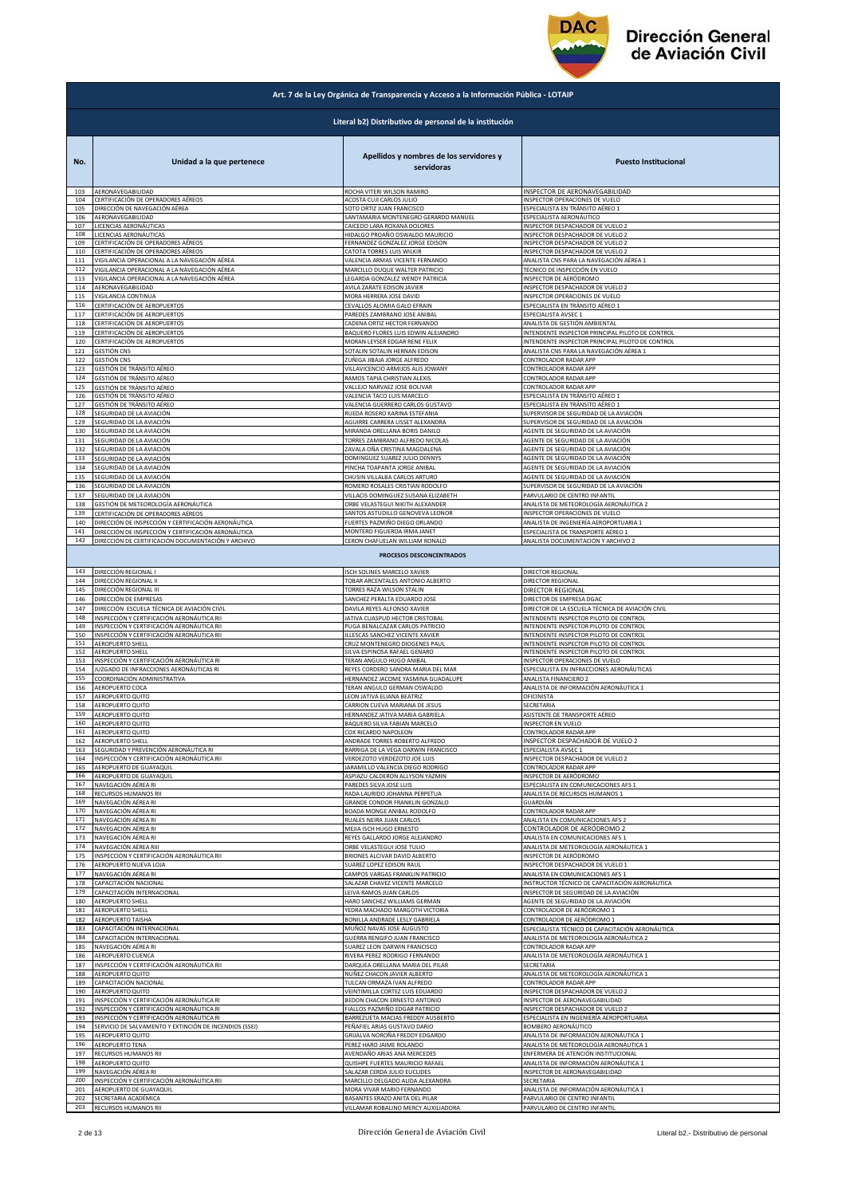**Art. 7 de la Ley Orgánica de Transparencia y Acceso a la Información Pública - LOTAIP**

**Literal b2) Distributivo de personal de la institución**

| No. | Unidad a la que pertenece | Apellidos y nombres de los servidores y servidoras | Puesto Institucional |
|---|---|---|---|
| 103 | AERONAVEGABILIDAD | ROCHA VITERI WILSON RAMIRO | INSPECTOR DE AERONAVEGABILIDAD |
| 104 | CERTIFICACIÓN DE OPERADORES AÉREOS | ACOSTA CUJI CARLOS JULIO | INSPECTOR OPERACIONES DE VUELO |
| 105 | DIRECCIÓN DE NAVEGACIÓN AÉREA | SOTO ORTIZ JUAN FRANCISCO | ESPECIALISTA EN TRÁNSITO AÉREO 1 |
| 106 | AERONAVEGABILIDAD | SANTAMARIA MONTENEGRO GERARDO MANUEL | ESPECIALISTA AERONÁUTICO |
| 107 | LICENCIAS AERONÁUTICAS | CAICEDO LARA ROXANA DOLORES | INSPECTOR DESPACHADOR DE VUELO 2 |
| 108 | LICENCIAS AERONÁUTICAS | HIDALGO PROAÑO OSWALDO MAURICIO | INSPECTOR DESPACHADOR DE VUELO 2 |
| 109 | CERTIFICACIÓN DE OPERADORES AÉREOS | FERNANDEZ GONZALEZ JORGE EDISON | INSPECTOR DESPACHADOR DE VUELO 2 |
| 110 | CERTIFICACIÓN DE OPERADORES AÉREOS | CATOTA TORRES LUIS WILKIR | INSPECTOR DESPACHADOR DE VUELO 2 |
| 111 | VIGILANCIA OPERACIONAL A LA NAVEGACIÓN AÉREA | VALENCIA ARMAS VICENTE FERNANDO | ANALISTA CNS PARA LA NAVEGACIÓN AÉREA 1 |
| 112 | VIGILANCIA OPERACIONAL A LA NAVEGACIÓN AÉREA | MARCILLO DUQUE WALTER PATRICIO | TÉCNICO DE INSPECCIÓN EN VUELO |
| 113 | VIGILANCIA OPERACIONAL A LA NAVEGACIÓN AÉREA | LEGARDA GONZALEZ WENDY PATRICIA | INSPECTOR DE AERÓDROMO |
| 114 | AERONAVEGABILIDAD | AVILA ZARATE EDISON JAVIER | INSPECTOR DESPACHADOR DE VUELO 2 |
| 115 | VIGILANCIA CONTINUA | MORA HERRERA JOSE DAVID | INSPECTOR OPERACIONES DE VUELO |
| 116 | CERTIFICACIÓN DE AEROPUERTOS | CEVALLOS ALOMIA GALO EFRAIN | ESPECIALISTA EN TRÁNSITO AÉREO 1 |
| 117 | CERTIFICACIÓN DE AEROPUERTOS | PAREDES ZAMBRANO JOSE ANIBAL | ESPECIALISTA AVSEC 1 |
| 118 | CERTIFICACIÓN DE AEROPUERTOS | CADENA ORTIZ HECTOR FERNANDO | ANALISTA DE GESTIÓN AMBIENTAL |
| 119 | CERTIFICACIÓN DE AEROPUERTOS | BAQUERO FLORES LUIS EDWIN ALEJANDRO | INTENDENTE INSPECTOR PRINCIPAL PILOTO DE CONTROL |
| 120 | CERTIFICACIÓN DE AEROPUERTOS | MORAN LEYSER EDGAR RENE FELIX | INTENDENTE INSPECTOR PRINCIPAL PILOTO DE CONTROL |
| 121 | GESTIÓN CNS | SOTALIN SOTALIN HERNAN EDISON | ANALISTA CNS PARA LA NAVEGACIÓN AÉREA 1 |
| 122 | GESTIÓN CNS | ZUÑIGA JIBAJA JORGE ALFREDO | CONTROLADOR RADAR APP |
| 123 | GESTIÓN DE TRÁNSITO AÉREO | VILLAVICENCIO ARMIJOS ALIS JOWANY | CONTROLADOR RADAR APP |
| 124 | GESTIÓN DE TRÁNSITO AÉREO | RAMOS TAPIA CHRISTIAN ALEXIS | CONTROLADOR RADAR APP |
| 125 | GESTIÓN DE TRÁNSITO AÉREO | VALLEJO NARVAEZ JOSE BOLIVAR | CONTROLADOR RADAR APP |
| 126 | GESTIÓN DE TRÁNSITO AÉREO | VALENCIA TACO LUIS MARCELO | ESPECIALISTA EN TRÁNSITO AÉREO 1 |
| 127 | GESTIÓN DE TRÁNSITO AÉREO | VALENCIA GUERRERO CARLOS GUSTAVO | ESPECIALISTA EN TRÁNSITO AÉREO 1 |
| 128 | SEGURIDAD DE LA AVIACIÓN | RUEDA ROSERO KARINA ESTEFANIA | SUPERVISOR DE SEGURIDAD DE LA AVIACIÓN |
| 129 | SEGURIDAD DE LA AVIACIÓN | AGUIRRE CARRERA LISSET ALEXANDRA | SUPERVISOR DE SEGURIDAD DE LA AVIACIÓN |
| 130 | SEGURIDAD DE LA AVIACIÓN | MIRANDA ORELLANA BORIS DANILO | AGENTE DE SEGURIDAD DE LA AVIACIÓN |
| 131 | SEGURIDAD DE LA AVIACIÓN | TORRES ZAMBRANO ALFREDO NICOLAS | AGENTE DE SEGURIDAD DE LA AVIACIÓN |
| 132 | SEGURIDAD DE LA AVIACIÓN | ZAVALA OÑA CRISTINA MAGDALENA | AGENTE DE SEGURIDAD DE LA AVIACIÓN |
| 133 | SEGURIDAD DE LA AVIACIÓN | DOMINGUEZ SUAREZ JULIO DENNYS | AGENTE DE SEGURIDAD DE LA AVIACIÓN |
| 134 | SEGURIDAD DE LA AVIACIÓN | PINCHA TOAPANTA JORGE ANIBAL | AGENTE DE SEGURIDAD DE LA AVIACIÓN |
| 135 | SEGURIDAD DE LA AVIACIÓN | CHUSIN VILLALBA CARLOS ARTURO | AGENTE DE SEGURIDAD DE LA AVIACIÓN |
| 136 | SEGURIDAD DE LA AVIACIÓN | ROMERO ROSALES CRISTIAN RODOLFO | SUPERVISOR DE SEGURIDAD DE LA AVIACIÓN |
| 137 | SEGURIDAD DE LA AVIACIÓN | VILLACIS DOMINGUEZ SUSANA ELIZABETH | PARVULARIO DE CENTRO INFANTIL |
| 138 | GESTIÓN DE METEOROLOGÍA AERONÁUTICA | ORBE VELASTEGUI NIKITH ALEXANDER | ANALISTA DE METEOROLOGÍA AERONÁUTICA 2 |
| 139 | CERTIFICACIÓN DE OPERADORES AÉREOS | SANTOS ASTUDILLO GENOVEVA LEONOR | INSPECTOR OPERACIONES DE VUELO |
| 140 | DIRECCIÓN DE INSPECCIÓN Y CERTIFICACIÓN AERONÁUTICA | FUERTES PAZMIÑO DIEGO ORLANDO | ANALISTA DE INGENIERÍA AEROPORTUARIA 1 |
| 141 | DIRECCIÓN DE INSPECCIÓN Y CERTIFICACIÓN AERONÁUTICA | MONTERO FIGUEROA IRMA JANET | ESPECIALISTA DE TRANSPORTE AÉREO 1 |
| 142 | DIRECCIÓN DE CERTIFICACIÓN DOCUMENTACIÓN Y ARCHIVO | CERON CHAFUELAN WILLIAM RONALD | ANALISTA DOCUMENTACIÓN Y ARCHIVO 2 |
| | **PROCESOS DESCONCENTRADOS** | | |
| 143 | DIRECCIÓN REGIONAL I | ISCH SOLINES MARCELO XAVIER | DIRECTOR REGIONAL |
| 144 | DIRECCIÓN REGIONAL II | TOBAR ARCENTALES ANTONIO ALBERTO | DIRECTOR REGIONAL |
| 145 | DIRECCIÓN REGIONAL III | TORRES RAZA WILSON STALIN | DIRECTOR REGIONAL |
| 146 | DIRECCIÓN DE EMPRESAS | SANCHEZ PERALTA EDUARDO JOSE | DIRECTOR DE EMPRESA DGAC |
| 147 | DIRECCIÓN ESCUELA TÉCNICA DE AVIACIÓN CIVIL | DAVILA REYES ALFONSO XAVIER | DIRECTOR DE LA ESCUELA TÉCNICA DE AVIACIÓN CIVIL |
| 148 | INSPECCIÓN Y CERTIFICACIÓN AERONÁUTICA RII | JATIVA CUASPUD HECTOR CRISTOBAL | INTENDENTE INSPECTOR PILOTO DE CONTROL |
| 149 | INSPECCIÓN Y CERTIFICACIÓN AERONÁUTICA RII | PUGA BENALCAZAR CARLOS PATRICIO | INTENDENTE INSPECTOR PILOTO DE CONTROL |
| 150 | INSPECCIÓN Y CERTIFICACIÓN AERONÁUTICA RII | ILLESCAS SANCHEZ VICENTE XAVIER | INTENDENTE INSPECTOR PILOTO DE CONTROL |
| 151 | AEROPUERTO SHELL | CRUZ MONTENEGRO DIOGENES PAUL | INTENDENTE INSPECTOR PILOTO DE CONTROL |
| 152 | AEROPUERTO SHELL | SILVA ESPINOSA RAFAEL GENARO | INTENDENTE INSPECTOR PILOTO DE CONTROL |
| 153 | INSPECCIÓN Y CERTIFICACIÓN AERONÁUTICA RI | TERAN ANGULO HUGO ANIBAL | INSPECTOR OPERACIONES DE VUELO |
| 154 | JUZGADO DE INFRACCIONES AERONÁUTICAS RI | REYES CORDERO SANDRA MARIA DEL MAR | ESPECIALISTA EN INFRACCIONES AERONÁUTICAS |
| 155 | COORDINACIÓN ADMINISTRATIVA | HERNANDEZ JACOME YASMINA GUADALUPE | ANALISTA FINANCIERO 2 |
| 156 | AEROPUERTO COCA | TERAN ANGULO GERMAN OSWALDO | ANALISTA DE INFORMACIÓN AERONÁUTICA 1 |
| 157 | AEROPUERTO QUITO | LEON JATIVA ELIANA BEATRIZ | OFICINISTA |
| 158 | AEROPUERTO QUITO | CARRION CUEVA MARIANA DE JESUS | SECRETARIA |
| 159 | AEROPUERTO QUITO | HERNANDEZ JATIVA MARIA GABRIELA | ASISTENTE DE TRANSPORTE AÉREO |
| 160 | AEROPUERTO QUITO | BAQUERO SILVA FABIAN MARCELO | INSPECTOR EN VUELO |
| 161 | AEROPUERTO QUITO | COX RICARDO NAPOLEON | CONTROLADOR RADAR APP |
| 162 | AEROPUERTO SHELL | ANDRADE TORRES ROBERTO ALFREDO | INSPECTOR DESPACHADOR DE VUELO 2 |
| 163 | SEGURIDAD Y PREVENCIÓN AERONÁUTICA RI | BARRIGA DE LA VEGA DARWIN FRANCISCO | ESPECIALISTA AVSEC 1 |
| 164 | INSPECCIÓN Y CERTIFICACIÓN AERONÁUTICA RII | VERDEZOTO VERDEZOTO JOE LUIS | INSPECTOR DESPACHADOR DE VUELO 2 |
| 165 | AEROPUERTO DE GUAYAQUIL | JARAMILLO VALENCIA DIEGO RODRIGO | CONTROLADOR RADAR APP |
| 166 | AEROPUERTO DE GUAYAQUIL | ASPIAZU CALDERON ALLYSON YAZMIN | INSPECTOR DE AERÓDROMO |
| 167 | NAVEGACIÓN AÉREA RI | PAREDES SILVA JOSE LUIS | ESPECIALISTA EN COMUNICACIONES AFS 1 |
| 168 | RECURSOS HUMANOS RII | RADA LAURIDO JOHANNA PERPETUA | ANALISTA DE RECURSOS HUMANOS 1 |
| 169 | NAVEGACIÓN AÉREA RI | GRANDE CONDOR FRANKLIN GONZALO | GUARDIÁN |
| 170 | NAVEGACIÓN AÉREA RI | BOADA MONGE ANIBAL RODOLFO | CONTROLADOR RADAR APP |
| 171 | NAVEGACIÓN AÉREA RI | RUALES NEIRA JUAN CARLOS | ANALISTA EN COMUNICACIONES AFS 2 |
| 172 | NAVEGACIÓN AÉREA RI | MEJIA ISCH HUGO ERNESTO | CONTROLADOR DE AERÓDROMO 2 |
| 173 | NAVEGACIÓN AÉREA RI | REYES GALLARDO JORGE ALEJANDRO | ANALISTA EN COMUNICACIONES AFS 1 |
| 174 | NAVEGACIÓN AÉREA RIII | ORBE VELASTEGUI JOSE TULIO | ANALISTA DE METEOROLOGÍA AERONÁUTICA 1 |
| 175 | INSPECCIÓN Y CERTIFICACIÓN AERONÁUTICA RII | BRIONES ALCIVAR DAVID ALBERTO | INSPECTOR DE AERÓDROMO |
| 176 | AEROPUERTO NUEVA LOJA | SUAREZ LOPEZ EDISON RAUL | INSPECTOR DESPACHADOR DE VUELO 1 |
| 177 | NAVEGACIÓN AÉREA RI | CAMPOS VARGAS FRANKLIN PATRICIO | ANALISTA EN COMUNICACIONES AFS 1 |
| 178 | CAPACITACIÓN NACIONAL | SALAZAR CHAVEZ VICENTE MARCELO | INSTRUCTOR TÉCNICO DE CAPACITACIÓN AERONÁUTICA |
| 179 | CAPACITACIÓN INTERNACIONAL | LEIVA RAMOS JUAN CARLOS | INSPECTOR DE SEGURIDAD DE LA AVIACIÓN |
| 180 | AEROPUERTO SHELL | HARO SANCHEZ WILLIAMS GERMAN | AGENTE DE SEGURIDAD DE LA AVIACIÓN |
| 181 | AEROPUERTO SHELL | YEDRA MACHADO MARGOTH VICTORIA | CONTROLADOR DE AERÓDROMO 1 |
| 182 | AEROPUERTO TAISHA | BONILLA ANDRADE LESLY GABRIELA | CONTROLADOR DE AERÓDROMO 1 |
| 183 | CAPACITACIÓN INTERNACIONAL | MUÑOZ NAVAS JOSE AUGUSTO | ESPECIALISTA TÉCNICO DE CAPACITACIÓN AERONÁUTICA |
| 184 | CAPACITACIÓN INTERNACIONAL | GUERRA RENGIFO JUAN FRANCISCO | ANALISTA DE METEOROLOGÍA AERONÁUTICA 2 |
| 185 | NAVEGACIÓN AÉREA RI | SUAREZ LEON DARWIN FRANCISCO | CONTROLADOR RADAR APP |
| 186 | AEROPUERTO CUENCA | RIVERA PEREZ RODRIGO FERNANDO | ANALISTA DE METEOROLOGÍA AERONÁUTICA 1 |
| 187 | INSPECCIÓN Y CERTIFICACIÓN AERONÁUTICA RII | DARQUEA ORELLANA MARIA DEL PILAR | SECRETARIA |
| 188 | AEROPUERTO QUITO | NUÑEZ CHACON JAVIER ALBERTO | ANALISTA DE METEOROLOGÍA AERONÁUTICA 1 |
| 189 | CAPACITACIÓN NACIONAL | TULCAN ORMAZA IVAN ALFREDO | CONTROLADOR RADAR APP |
| 190 | AEROPUERTO QUITO | VEINTIMILLA CORTEZ LUIS EDUARDO | INSPECTOR DESPACHADOR DE VUELO 2 |
| 191 | INSPECCIÓN Y CERTIFICACIÓN AERONÁUTICA RI | BEDON CHACON ERNESTO ANTONIO | INSPECTOR DE AERONAVEGABILIDAD |
| 192 | INSPECCIÓN Y CERTIFICACIÓN AERONÁUTICA RI | FIALLOS PAZMIÑO EDGAR PATRICIO | INSPECTOR DESPACHADOR DE VUELO 2 |
| 193 | INSPECCIÓN Y CERTIFICACIÓN AERONÁUTICA RI | BARREZUETA MACIAS FREDDY AUSBERTO | ESPECIALISTA EN INGENIERÍA AEROPORTUARIA |
| 194 | SERVICIO DE SALVAMENTO Y EXTINCIÓN DE INCENDIOS (SSEI) | PEÑAFIEL ARIAS GUSTAVO DARIO | BOMBERO AERONÁUTICO |
| 195 | AEROPUERTO QUITO | GRIJALVA NOROÑA FREDDY EDGARDO | ANALISTA DE INFORMACIÓN AERONÁUTICA 1 |
| 196 | AEROPUERTO TENA | PEREZ HARO JAIME ROLANDO | ANALISTA DE METEOROLOGÍA AERONÁUTICA 1 |
| 197 | RECURSOS HUMANOS RII | AVENDAÑO ARIAS ANA MERCEDES | ENFERMERA DE ATENCIÓN INSTITUCIONAL |
| 198 | AEROPUERTO QUITO | QUISHPE FUERTES MAURICIO RAFAEL | ANALISTA DE INFORMACIÓN AERONÁUTICA 1 |
| 199 | NAVEGACIÓN AÉREA RI | SALAZAR CERDA JULIO EUCLIDES | INSPECTOR DE AERONAVEGABILIDAD |
| 200 | INSPECCIÓN Y CERTIFICACIÓN AERONÁUTICA RII | MARCILLO DELGADO ALIDA ALEXANDRA | SECRETARIA |
| 201 | AEROPUERTO DE GUAYAQUIL | MORA VIVAR MARIO FERNANDO | ANALISTA DE INFORMACIÓN AERONÁUTICA 1 |
| 202 | SECRETARIA ACADÉMICA | BASANTES ERAZO ANITA DEL PILAR | PARVULARIO DE CENTRO INFANTIL |
| 203 | RECURSOS HUMANOS RII | VILLAMAR ROBALINO MERCY AUXILIADORA | PARVULARIO DE CENTRO INFANTIL |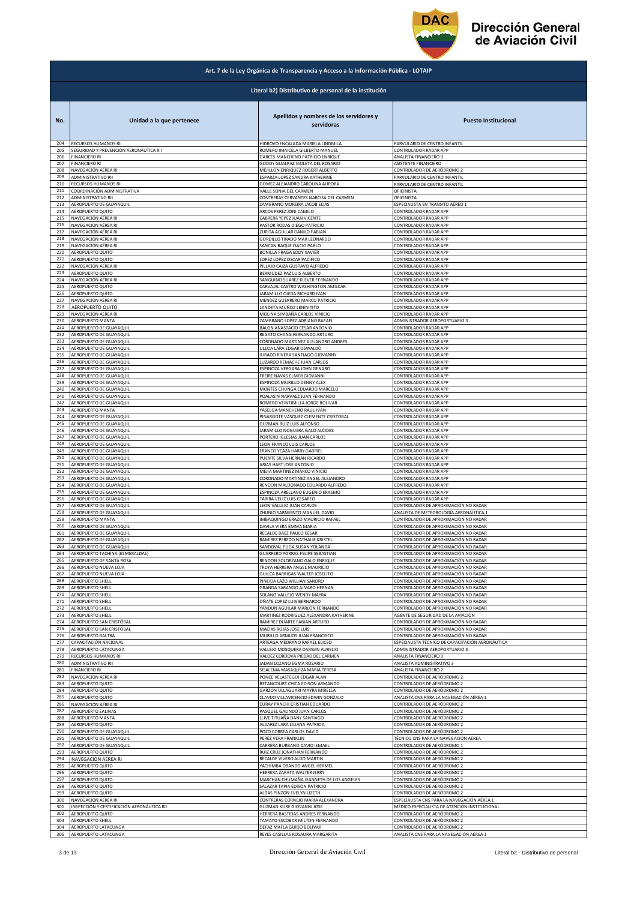**Art. 7 de la Ley Orgánica de Transparencia y Acceso a la Información Pública - LOTAIP**

**Literal b2) Distributivo de personal de la institución**

| No. | Unidad a la que pertenece | Apellidos y nombres de los servidores y servidoras | Puesto Institucional |
|---|---|---|---|
| 204 | RECURSOS HUMANOS RII | HIDROVO ENCALADA MARIELA LINDMILA | PARVULARIO DE CENTRO INFANTIL |
| 205 | SEGURIDAD Y PREVENCIÓN AERONÁUTICA RII | ROMERO IMAICELA GILBERTO MANUEL | CONTROLADOR RADAR APP |
| 206 | FINANCIERO RI | GARCES MANCHENO PATRICIO ENRIQUE | ANALISTA FINANCIERO 3 |
| 207 | FINANCIERO RI | GODOY GUALPAZ VIOLETA DEL ROSARIO | ASISTENTE FINANCIERO |
| 208 | NAVEGACIÓN AÉREA RII | MEJILLON ENRIQUEZ ROBERT ALBERTO | CONTROLADOR DE AERÓDROMO 2 |
| 209 | ADMINISTRATIVO RII | ESPARZA LOPEZ SANDRA KATHERINE | PARVULARIO DE CENTRO INFANTIL |
| 210 | RECURSOS HUMANOS RII | GOMEZ ALEJANDRO CAROLINA AURORA | PARVULARIO DE CENTRO INFANTIL |
| 211 | COORDINACIÓN ADMINISTRATIVA | VALLE SONIA DEL CARMEN | OFICINISTA |
| 212 | ADMINISTRATIVO RII | CONTRERAS CERVANTES NARCISA DEL CARMEN | OFICINISTA |
| 213 | AEROPUERTO DE GUAYAQUIL | ZAMBRANO MOREIRA JACOB ELIAS | ESPECIALISTA EN TRÁNSITO AÉREO 1 |
| 214 | AEROPUERTO QUITO | ARCOS PEREZ JONI CAMILO | CONTROLADOR RADAR APP |
| 215 | NAVEGACIÓN AÉREA RI | CABRERA YEPEZ JUAN VICENTE | CONTROLADOR RADAR APP |
| 216 | NAVEGACIÓN AÉREA RI | PASTOR RODAS DIEGO PATRICIO | CONTROLADOR RADAR APP |
| 217 | NAVEGACIÓN AÉREA RI | ZURITA AGUILAR DANILO FABIAN | CONTROLADOR RADAR APP |
| 218 | NAVEGACIÓN AÉREA RII | GORDILLO TIRADO MAX LEONARDO | CONTROLADOR RADAR APP |
| 219 | NAVEGACIÓN AÉREA RI | SANCAN BAQUE ISACIO PABLO | CONTROLADOR RADAR APP |
| 220 | AEROPUERTO QUITO | BONILLA FRAGA EDDY XAVIER | CONTROLADOR RADAR APP |
| 221 | AEROPUERTO QUITO | LOPEZ LOPEZ OSCAR PACIFICO | CONTROLADOR RADAR APP |
| 222 | NAVEGACIÓN AÉREA RI | PILLAJO CAIZA GUSTAVO ALFREDO | CONTROLADOR RADAR APP |
| 223 | AEROPUERTO QUITO | BERMUDEZ PAZ LUIS ALBERTO | CONTROLADOR RADAR APP |
| 224 | NAVEGACIÓN AÉREA RI | SANGUINO SUAREZ KLEVER FERNANDO | CONTROLADOR RADAR APP |
| 225 | AEROPUERTO QUITO | CARVAJAL CASTRO WASHINGTON AMILCAR | CONTROLADOR RADAR APP |
| 226 | AEROPUERTO QUITO | JARAMILLO OJEDA RICHARD IVAN | CONTROLADOR RADAR APP |
| 227 | NAVEGACIÓN AÉREA RI | MENDEZ GUERRERO MARCO PATRICIO | CONTROLADOR RADAR APP |
| 228 | AEROPUERTO QUITO | LANDETA MUÑOZ LENIN TITO | CONTROLADOR RADAR APP |
| 229 | NAVEGACIÓN AÉREA RI | MOLINA SIMBAÑA CARLOS VINICIO | CONTROLADOR RADAR APP |
| 230 | AEROPUERTO MANTA | ZAMBRANO LOPEZ ADRIANO RAFAEL | ADMINISTRADOR AEROPORTUARIO 3 |
| 231 | AEROPUERTO DE GUAYAQUIL | BALON ANASTACIO CESAR ANTONIO | CONTROLADOR RADAR APP |
| 232 | AEROPUERTO DE GUAYAQUIL | REGATO CHANG FERNANDO ARTURO | CONTROLADOR RADAR APP |
| 233 | AEROPUERTO DE GUAYAQUIL | CORONADO MARTINEZ ALEJANDRO ANDRES | CONTROLADOR RADAR APP |
| 234 | AEROPUERTO DE GUAYAQUIL | ULLOA LARA EDGAR OSWALDO | CONTROLADOR RADAR APP |
| 235 | AEROPUERTO DE GUAYAQUIL | JURADO RIVERA SANTIAGO GIOVANNY | CONTROLADOR RADAR APP |
| 236 | AEROPUERTO DE GUAYAQUIL | LUZARDO REMACHE JUAN CARLOS | CONTROLADOR RADAR APP |
| 237 | AEROPUERTO DE GUAYAQUIL | ESPINOZA VERGARA JOHN GENARO | CONTROLADOR RADAR APP |
| 238 | AEROPUERTO DE GUAYAQUIL | FREIRE NAVAS ELMER GIOVANNI | CONTROLADOR RADAR APP |
| 239 | AEROPUERTO DE GUAYAQUIL | ESPINOZA MURILLO DENNY ALEX | CONTROLADOR RADAR APP |
| 240 | AEROPUERTO DE GUAYAQUIL | MONTES CHUNGA EDUARDO MARCELO | CONTROLADOR RADAR APP |
| 241 | AEROPUERTO DE GUAYAQUIL | POALASIN NARVAEZ JUAN FERNANDO | CONTROLADOR RADAR APP |
| 242 | AEROPUERTO DE GUAYAQUIL | ROMERO VEINTIMILLA JORGE BOLIVAR | CONTROLADOR RADAR APP |
| 243 | AEROPUERTO MANTA | YASELGA MANCHENO RAUL IVAN | CONTROLADOR RADAR APP |
| 244 | AEROPUERTO DE GUAYAQUIL | PINARGOTE VASQUEZ CLEMENTE CRISTOBAL | CONTROLADOR RADAR APP |
| 245 | AEROPUERTO DE GUAYAQUIL | GUZMAN RUIZ LUIS ALFONSO | CONTROLADOR RADAR APP |
| 246 | AEROPUERTO DE GUAYAQUIL | JARAMILLO NOGUERA GALO ALCIDES | CONTROLADOR RADAR APP |
| 247 | AEROPUERTO DE GUAYAQUIL | PORTERO IGLESIAS JUAN CARLOS | CONTROLADOR RADAR APP |
| 248 | AEROPUERTO DE GUAYAQUIL | LEON FRANCO LUIS CARLOS | CONTROLADOR RADAR APP |
| 249 | AEROPUERTO DE GUAYAQUIL | FRANCO YCAZA HARRY GABRIEL | CONTROLADOR RADAR APP |
| 250 | AEROPUERTO DE GUAYAQUIL | PUENTE SILVA HERNAN RICARDO | CONTROLADOR RADAR APP |
| 251 | AEROPUERTO DE GUAYAQUIL | ARIAS HART JOSE ANTONIO | CONTROLADOR RADAR APP |
| 252 | AEROPUERTO DE GUAYAQUIL | MEJIA MARTINEZ MARCO VINICIO | CONTROLADOR RADAR APP |
| 253 | AEROPUERTO DE GUAYAQUIL | CORONADO MARTINEZ ANGEL ALEJANDRO | CONTROLADOR RADAR APP |
| 254 | AEROPUERTO DE GUAYAQUIL | RENDON MALDONADO EDUARDO ALFREDO | CONTROLADOR RADAR APP |
| 255 | AEROPUERTO DE GUAYAQUIL | ESPINOZA ARELLANO EUGENIO ERASMO | CONTROLADOR RADAR APP |
| 256 | AEROPUERTO DE GUAYAQUIL | TARIRA VELIZ LUIS CESAREO | CONTROLADOR RADAR APP |
| 257 | AEROPUERTO DE GUAYAQUIL | LEON VALLEJO JUAN CARLOS | CONTROLADOR DE APROXIMACIÓN NO RADAR |
| 258 | AEROPUERTO DE GUAYAQUIL | ZHUNIO SARMIENTO MANUEL DAVID | ANALISTA DE METEOROLOGÍA AERONÁUTICA 1 |
| 259 | AEROPUERTO MANTA | IMBAQUINGO ERAZO MAURICIO RAFAEL | CONTROLADOR DE APROXIMACIÓN NO RADAR |
| 260 | AEROPUERTO DE GUAYAQUIL | DAVILA VIERA EMMA MARIA | CONTROLADOR DE APROXIMACIÓN NO RADAR |
| 261 | AEROPUERTO DE GUAYAQUIL | RECALDE BAEZ PAULO CESAR | CONTROLADOR DE APROXIMACIÓN NO RADAR |
| 262 | AEROPUERTO DE GUAYAQUIL | RAMIREZ PEREDO NATHALIE KRISTEL | CONTROLADOR DE APROXIMACIÓN NO RADAR |
| 263 | AEROPUERTO DE GUAYAQUIL | SANDOVAL PUGA SUSAN YOLANDA | CONTROLADOR DE APROXIMACIÓN NO RADAR |
| 264 | AEROPUERTO TACHINA (ESMERALDAS) | GUERRERO PORRAS FELIPE SEBASTIAN | CONTROLADOR DE APROXIMACIÓN NO RADAR |
| 265 | AEROPUERTO DE SANTA ROSA | RENDON SOLORZANO GALO ENRIQUE | CONTROLADOR DE APROXIMACIÓN NO RADAR |
| 266 | AEROPUERTO NUEVA LOJA | TROYA HERRERA ANGEL MAURICIO | CONTROLADOR DE APROXIMACIÓN NO RADAR |
| 267 | AEROPUERTO NUEVA LOJA | GUILCA BARRIGAS WALTER JOSELITO | CONTROLADOR DE APROXIMACIÓN NO RADAR |
| 268 | AEROPUERTO SHELL | PINEIDA LAZO WILLIAN SANDRO | CONTROLADOR DE APROXIMACIÓN NO RADAR |
| 269 | AEROPUERTO SHELL | GRANDA SARANGO ALVARO HERNAN | CONTROLADOR DE APROXIMACIÓN NO RADAR |
| 270 | AEROPUERTO SHELL | SOLANO VALLEJO WENDY MAYRA | CONTROLADOR DE APROXIMACIÓN NO RADAR |
| 271 | AEROPUERTO SHELL | OÑATE LOPEZ LUIS BERNARDO | CONTROLADOR DE APROXIMACIÓN NO RADAR |
| 272 | AEROPUERTO SHELL | YANDUN AGUILAR MARLON FERNANDO | CONTROLADOR DE APROXIMACIÓN NO RADAR |
| 273 | AEROPUERTO SHELL | MARTINEZ RODRIGUEZ ALEXANDRA KATHERINE | AGENTE DE SEGURIDAD DE LA AVIACIÓN |
| 274 | AEROPUERTO SAN CRISTÓBAL | RAMIREZ DUARTE FABIAN ARTURO | CONTROLADOR DE APROXIMACIÓN NO RADAR |
| 275 | AEROPUERTO SAN CRISTÓBAL | MACIAS ROJAS JOSE LUIS | CONTROLADOR DE APROXIMACIÓN NO RADAR |
| 276 | AEROPUERTO BALTRA | MURILLO ARMIJOS JUAN FRANCISCO | CONTROLADOR DE APROXIMACIÓN NO RADAR |
| 277 | CAPACITACIÓN NACIONAL | ARTEAGA MEDRANO RAFAEL ELICEO | ESPECIALISTA TÉCNICO DE CAPACITACIÓN AERONÁUTICA |
| 278 | AEROPUERTO LATACUNGA | VALLEJO MOSQUERA DARWIN AURELIO | ADMINISTRADOR AEROPORTUARIO 3 |
| 279 | RECURSOS HUMANOS RII | VALDEZ CORDOVA PIEDAD DEL CARMEN | ANALISTA FINANCIERO 3 |
| 280 | ADMINISTRATIVO RII | JADAN LOZANO EGMA ROSARIO | ANALISTA ADMINISTRATIVO 3 |
| 281 | FINANCIERO RI | SISALEMA MASAQUIZA MARIA TERESA | ANALISTA FINANCIERO 2 |
| 282 | NAVEGACIÓN AÉREA RI | PONCE VELASTEGUI EDGAR ALAN | CONTROLADOR DE AERÓDROMO 2 |
| 283 | AEROPUERTO QUITO | BETANCOURT CHICA EDISON ARMANDO | CONTROLADOR DE AERÓDROMO 2 |
| 284 | AEROPUERTO QUITO | GARZON ULLAGUARI MAYRA MIRELLA | CONTROLADOR DE AERÓDROMO 2 |
| 285 | AEROPUERTO QUITO | CLAVIJO VILLAVICENCIO EDWIN GONZALO | ANALISTA CNS PARA LA NAVEGACIÓN AÉREA 1 |
| 286 | NAVEGACIÓN AÉREA RI | CURAY PANCHI CRISTIAN EDUARDO | CONTROLADOR DE AERÓDROMO 2 |
| 287 | AEROPUERTO SALINAS | PASQUEL GALINDO JUAN CARLOS | CONTROLADOR DE AERÓDROMO 2 |
| 288 | AEROPUERTO MANTA | LLIVE TITUAÑA DANY SANTIAGO | CONTROLADOR DE AERÓDROMO 2 |
| 289 | AEROPUERTO QUITO | ALVAREZ LARA LILIANA PATRICIA | CONTROLADOR DE AERÓDROMO 2 |
| 290 | AEROPUERTO DE GUAYAQUIL | POZO CORREA CARLOS DAVID | CONTROLADOR DE AERÓDROMO 2 |
| 291 | AEROPUERTO DE GUAYAQUIL | PEREZ VERA FRANKLIN | TÉCNICO CNS PARA LA NAVEGACIÓN AÉREA |
| 292 | AEROPUERTO DE GUAYAQUIL | CARRERA BURBANO DAVID ISMAEL | CONTROLADOR DE AERÓDROMO 1 |
| 293 | AEROPUERTO QUITO | RUIZ CRUZ JONATHAN FERNANDO | CONTROLADOR DE AERÓDROMO 2 |
| 294 | NAVEGACIÓN AÉREA RI | RECALDE VIVERO ALDO MARTIN | CONTROLADOR DE AERÓDROMO 2 |
| 295 | AEROPUERTO QUITO | YACHIMBA OBANDO ANGEL HERMEL | CONTROLADOR DE AERÓDROMO 2 |
| 296 | AEROPUERTO QUITO | HERRERA ZAPATA WALTER JERRY | CONTROLADOR DE AERÓDROMO 2 |
| 297 | AEROPUERTO QUITO | MARCHAN CHUMAÑA JEANNETH DE LOS ANGELES | CONTROLADOR DE AERÓDROMO 2 |
| 298 | AEROPUERTO QUITO | SALAZAR TAPIA EDISON PATRICIO | CONTROLADOR DE AERÓDROMO 2 |
| 299 | AEROPUERTO QUITO | ALDAS PINZON EVELYN LIZETH | CONTROLADOR DE AERÓDROMO 2 |
| 300 | NAVEGACIÓN AÉREA RI | CONTRERAS CORNEJO MARIA ALEXANDRA | ESPECIALISTA CNS PARA LA NAVEGACIÓN AÉREA 1 |
| 301 | INSPECCIÓN Y CERTIFICACIÓN AERONÁUTICA RII | GUZMAN KURE GIOVANNI JOSE | MÉDICO ESPECIALISTA DE ATENCIÓN INSTITUCIONAL |
| 302 | AEROPUERTO QUITO | HERRERA BASTIDAS ANDRES FERNANDO | CONTROLADOR DE AERÓDROMO 2 |
| 303 | AEROPUERTO SHELL | TAMAYO ESCOBAR MILTON FERNANDO | CONTROLADOR DE AERÓDROMO 2 |
| 304 | AEROPUERTO LATACUNGA | DEFAZ MAFLA GUIDO BOLIVAR | CONTROLADOR DE AERÓDROMO 2 |
| 305 | AEROPUERTO LATACUNGA | REYES CASILLAS ROSAURA MARGARITA | ANALISTA CNS PARA LA NAVEGACIÓN AÉREA 1 |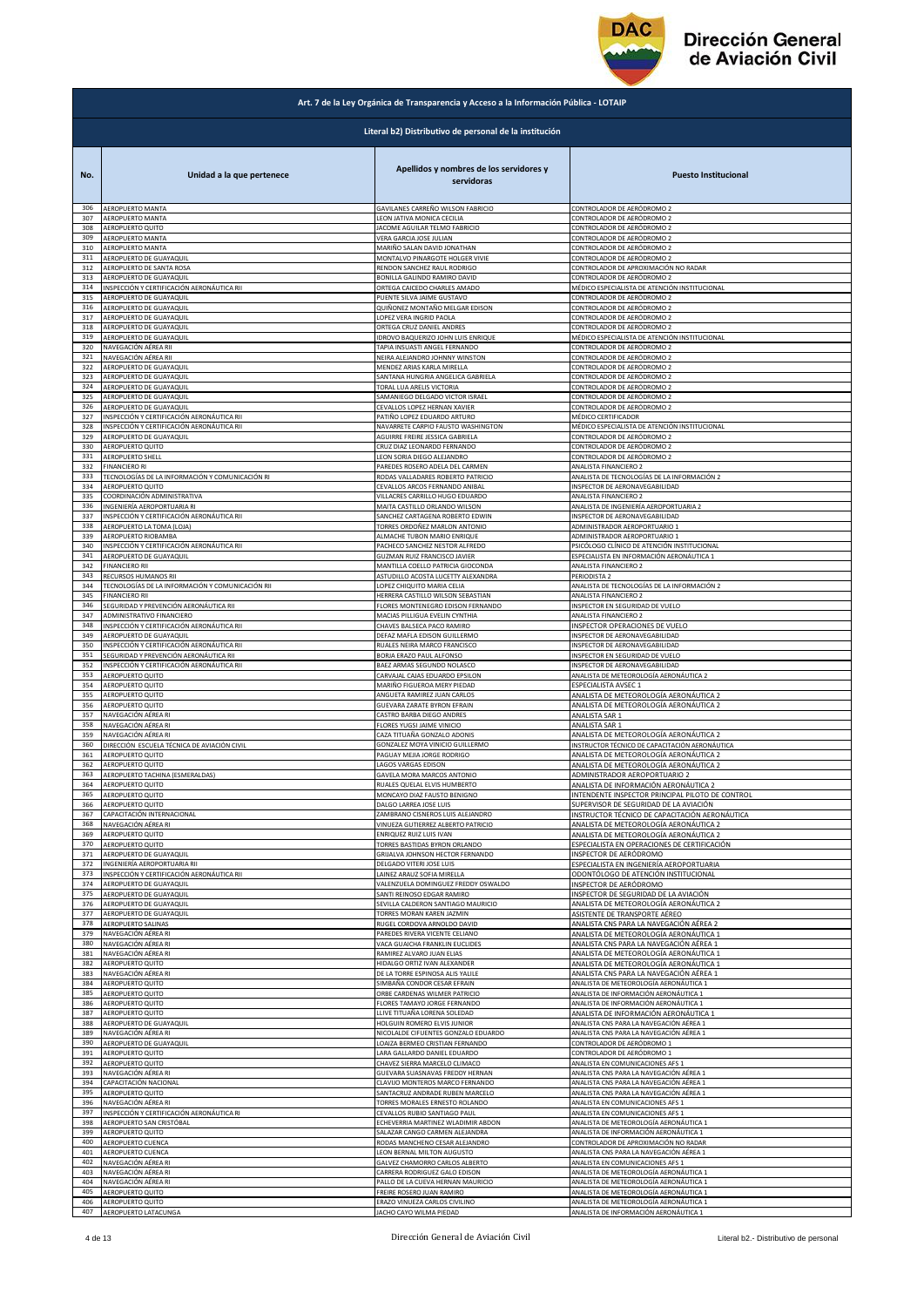## Art. 7 de la Ley Orgánica de Transparencia y Acceso a la Información Pública - LOTAIP

### Literal b2) Distributivo de personal de la institución

| No. | Unidad a la que pertenece | Apellidos y nombres de los servidores y servidoras | Puesto Institucional |
|---|---|---|---|
| 306 | AEROPUERTO MANTA | GAVILANES CARREÑO WILSON FABRICIO | CONTROLADOR DE AERÓDROMO 2 |
| 307 | AEROPUERTO MANTA | LEON JATIVA MONICA CECILIA | CONTROLADOR DE AERÓDROMO 2 |
| 308 | AEROPUERTO QUITO | JACOME AGUILAR TELMO FABRICIO | CONTROLADOR DE AERÓDROMO 2 |
| 309 | AEROPUERTO MANTA | VERA GARCIA JOSE JULIAN | CONTROLADOR DE AERÓDROMO 2 |
| 310 | AEROPUERTO MANTA | MARIÑO SALAN DAVID JONATHAN | CONTROLADOR DE AERÓDROMO 2 |
| 311 | AEROPUERTO DE GUAYAQUIL | MONTALVO PINARGOTE HOLGER VIVIE | CONTROLADOR DE AERÓDROMO 2 |
| 312 | AEROPUERTO DE SANTA ROSA | RENDON SANCHEZ RAUL RODRIGO | CONTROLADOR DE APROXIMACIÓN NO RADAR |
| 313 | AEROPUERTO DE GUAYAQUIL | BONILLA GALINDO RAMIRO DAVID | CONTROLADOR DE AERÓDROMO 2 |
| 314 | INSPECCIÓN Y CERTIFICACIÓN AERONÁUTICA RII | ORTEGA CAICEDO CHARLES AMADO | MÉDICO ESPECIALISTA DE ATENCIÓN INSTITUCIONAL |
| 315 | AEROPUERTO DE GUAYAQUIL | PUENTE SILVA JAIME GUSTAVO | CONTROLADOR DE AERÓDROMO 2 |
| 316 | AEROPUERTO DE GUAYAQUIL | QUIÑONEZ MONTAÑO MELGAR EDISON | CONTROLADOR DE AERÓDROMO 2 |
| 317 | AEROPUERTO DE GUAYAQUIL | LOPEZ VERA INGRID PAOLA | CONTROLADOR DE AERÓDROMO 2 |
| 318 | AEROPUERTO DE GUAYAQUIL | ORTEGA CRUZ DANIEL ANDRES | CONTROLADOR DE AERÓDROMO 2 |
| 319 | AEROPUERTO DE GUAYAQUIL | IDROVO BAQUERIZO JOHN LUIS ENRIQUE | MÉDICO ESPECIALISTA DE ATENCIÓN INSTITUCIONAL |
| 320 | NAVEGACIÓN AÉREA RII | TAPIA INSUASTI ANGEL FERNANDO | CONTROLADOR DE AERÓDROMO 2 |
| 321 | NAVEGACIÓN AÉREA RII | NEIRA ALEJANDRO JOHNNY WINSTON | CONTROLADOR DE AERÓDROMO 2 |
| 322 | AEROPUERTO DE GUAYAQUIL | MENDEZ ARIAS KARLA MIRELLA | CONTROLADOR DE AERÓDROMO 2 |
| 323 | AEROPUERTO DE GUAYAQUIL | SANTANA HUNGRIA ANGELICA GABRIELA | CONTROLADOR DE AERÓDROMO 2 |
| 324 | AEROPUERTO DE GUAYAQUIL | TORAL LUA ARELIS VICTORIA | CONTROLADOR DE AERÓDROMO 2 |
| 325 | AEROPUERTO DE GUAYAQUIL | SAMANIEGO DELGADO VICTOR ISRAEL | CONTROLADOR DE AERÓDROMO 2 |
| 326 | AEROPUERTO DE GUAYAQUIL | CEVALLOS LOPEZ HERNAN XAVIER | CONTROLADOR DE AERÓDROMO 2 |
| 327 | INSPECCIÓN Y CERTIFICACIÓN AERONÁUTICA RII | PATIÑO LOPEZ EDUARDO ARTURO | MÉDICO CERTIFICADOR |
| 328 | INSPECCIÓN Y CERTIFICACIÓN AERONÁUTICA RII | NAVARRETE CARPIO FAUSTO WASHINGTON | MÉDICO ESPECIALISTA DE ATENCIÓN INSTITUCIONAL |
| 329 | AEROPUERTO DE GUAYAQUIL | AGUIRRE FREIRE JESSICA GABRIELA | CONTROLADOR DE AERÓDROMO 2 |
| 330 | AEROPUERTO QUITO | CRUZ DIAZ LEONARDO FERNANDO | CONTROLADOR DE AERÓDROMO 2 |
| 331 | AEROPUERTO SHELL | LEON SORIA DIEGO ALEJANDRO | CONTROLADOR DE AERÓDROMO 2 |
| 332 | FINANCIERO RI | PAREDES ROSERO ADELA DEL CARMEN | ANALISTA FINANCIERO 2 |
| 333 | TECNOLOGÍAS DE LA INFORMACIÓN Y COMUNICACIÓN RI | RODAS VALLADARES ROBERTO PATRICIO | ANALISTA DE TECNOLOGÍAS DE LA INFORMACIÓN 2 |
| 334 | AEROPUERTO QUITO | CEVALLOS ARCOS FERNANDO ANIBAL | INSPECTOR DE AERONAVEGABILIDAD |
| 335 | COORDINACIÓN ADMINISTRATIVA | VILLACRES CARRILLO HUGO EDUARDO | ANALISTA FINANCIERO 2 |
| 336 | INGENIERÍA AEROPORTUARIA RI | MAITA CASTILLO ORLANDO WILSON | ANALISTA DE INGENIERÍA AEROPORTUARIA 2 |
| 337 | INSPECCIÓN Y CERTIFICACIÓN AERONÁUTICA RII | SANCHEZ CARTAGENA ROBERTO EDWIN | INSPECTOR DE AERONAVEGABILIDAD |
| 338 | AEROPUERTO LA TOMA (LOJA) | TORRES ORDOÑEZ MARLON ANTONIO | ADMINISTRADOR AEROPORTUARIO 1 |
| 339 | AEROPUERTO RIOBAMBA | ALMACHE TUBON MARIO ENRIQUE | ADMINISTRADOR AEROPORTUARIO 1 |
| 340 | INSPECCIÓN Y CERTIFICACIÓN AERONÁUTICA RII | PACHECO SANCHEZ NESTOR ALFREDO | PSICÓLOGO CLÍNICO DE ATENCIÓN INSTITUCIONAL |
| 341 | AEROPUERTO DE GUAYAQUIL | GUZMAN RUIZ FRANCISCO JAVIER | ESPECIALISTA EN INFORMACIÓN AERONÁUTICA 1 |
| 342 | FINANCIERO RII | MANTILLA COELLO PATRICIA GIOCONDA | ANALISTA FINANCIERO 2 |
| 343 | RECURSOS HUMANOS RII | ASTUDILLO ACOSTA LUCETTY ALEXANDRA | PERIODISTA 2 |
| 344 | TECNOLOGÍAS DE LA INFORMACIÓN Y COMUNICACIÓN RII | LOPEZ CHIQUITO MARIA CELIA | ANALISTA DE TECNOLOGÍAS DE LA INFORMACIÓN 2 |
| 345 | FINANCIERO RII | HERRERA CASTILLO WILSON SEBASTIAN | ANALISTA FINANCIERO 2 |
| 346 | SEGURIDAD Y PREVENCIÓN AERONÁUTICA RII | FLORES MONTENEGRO EDISON FERNANDO | INSPECTOR EN SEGURIDAD DE VUELO |
| 347 | ADMINISTRATIVO FINANCIERO | MACIAS PILLIGUA EVELIN CYNTHIA | ANALISTA FINANCIERO 2 |
| 348 | INSPECCIÓN Y CERTIFICACIÓN AERONÁUTICA RII | CHAVES BALSECA PACO RAMIRO | INSPECTOR OPERACIONES DE VUELO |
| 349 | AEROPUERTO DE GUAYAQUIL | DEFAZ MAFLA EDISON GUILLERMO | INSPECTOR DE AERONAVEGABILIDAD |
| 350 | INSPECCIÓN Y CERTIFICACIÓN AERONÁUTICA RII | RUALES NEIRA MARCO FRANCISCO | INSPECTOR DE AERONAVEGABILIDAD |
| 351 | SEGURIDAD Y PREVENCIÓN AERONÁUTICA RII | BORJA ERAZO PAUL ALFONSO | INSPECTOR EN SEGURIDAD DE VUELO |
| 352 | INSPECCIÓN Y CERTIFICACIÓN AERONÁUTICA RII | BAEZ ARMAS SEGUNDO NOLASCO | INSPECTOR DE AERONAVEGABILIDAD |
| 353 | AEROPUERTO QUITO | CARVAJAL CAJAS EDUARDO EPSILON | ANALISTA DE METEOROLOGÍA AERONÁUTICA 2 |
| 354 | AEROPUERTO QUITO | MARIÑO FIGUEROA MERY PIEDAD | ESPECIALISTA AVSEC 1 |
| 355 | AEROPUERTO QUITO | ANGUETA RAMIREZ JUAN CARLOS | ANALISTA DE METEOROLOGÍA AERONÁUTICA 2 |
| 356 | AEROPUERTO QUITO | GUEVARA ZARATE BYRON EFRAIN | ANALISTA DE METEOROLOGÍA AERONÁUTICA 2 |
| 357 | NAVEGACIÓN AÉREA RI | CASTRO BARBA DIEGO ANDRES | ANALISTA SAR 1 |
| 358 | NAVEGACIÓN AÉREA RI | FLORES YUGSI JAIME VINICIO | ANALISTA SAR 1 |
| 359 | NAVEGACIÓN AÉREA RI | CAZA TITUAÑA GONZALO ADONIS | ANALISTA DE METEOROLOGÍA AERONÁUTICA 2 |
| 360 | DIRECCIÓN ESCUELA TÉCNICA DE AVIACIÓN CIVIL | GONZALEZ MOYA VINICIO GUILLERMO | INSTRUCTOR TÉCNICO DE CAPACITACIÓN AERONÁUTICA |
| 361 | AEROPUERTO QUITO | PAGUAY MEJIA JORGE RODRIGO | ANALISTA DE METEOROLOGÍA AERONÁUTICA 2 |
| 362 | AEROPUERTO QUITO | LAGOS VARGAS EDISON | ANALISTA DE METEOROLOGÍA AERONÁUTICA 2 |
| 363 | AEROPUERTO TACHINA (ESMERALDAS) | GAVELA MORA MARCOS ANTONIO | ADMINISTRADOR AEROPORTUARIO 2 |
| 364 | AEROPUERTO QUITO | RUALES QUELAL ELVIS HUMBERTO | ANALISTA DE INFORMACIÓN AERONÁUTICA 2 |
| 365 | AEROPUERTO QUITO | MONCAYO DIAZ FAUSTO BENIGNO | INTENDENTE INSPECTOR PRINCIPAL PILOTO DE CONTROL |
| 366 | AEROPUERTO QUITO | DALGO LARREA JOSE LUIS | SUPERVISOR DE SEGURIDAD DE LA AVIACIÓN |
| 367 | CAPACITACIÓN INTERNACIONAL | ZAMBRANO CISNEROS LUIS ALEJANDRO | INSTRUCTOR TÉCNICO DE CAPACITACIÓN AERONÁUTICA |
| 368 | NAVEGACIÓN AÉREA RI | VINUEZA GUTIERREZ ALBERTO PATRICIO | ANALISTA DE METEOROLOGÍA AERONÁUTICA 2 |
| 369 | AEROPUERTO QUITO | ENRIQUEZ RUIZ LUIS IVAN | ANALISTA DE METEOROLOGÍA AERONÁUTICA 2 |
| 370 | AEROPUERTO QUITO | TORRES BASTIDAS BYRON ORLANDO | ESPECIALISTA EN OPERACIONES DE CERTIFICACIÓN |
| 371 | AEROPUERTO DE GUAYAQUIL | GRIJALVA JOHNSON HECTOR FERNANDO | INSPECTOR DE AERÓDROMO |
| 372 | INGENIERÍA AEROPORTUARIA RII | DELGADO VITERI JOSE LUIS | ESPECIALISTA EN INGENIERÍA AEROPORTUARIA |
| 373 | INSPECCIÓN Y CERTIFICACIÓN AERONÁUTICA RII | LAINEZ ARAUZ SOFIA MIRELLA | ODONTÓLOGO DE ATENCIÓN INSTITUCIONAL |
| 374 | AEROPUERTO DE GUAYAQUIL | VALENZUELA DOMINGUEZ FREDDY OSWALDO | INSPECTOR DE AERÓDROMO |
| 375 | AEROPUERTO DE GUAYAQUIL | SANTI REINOSO EDGAR RAMIRO | INSPECTOR DE SEGURIDAD DE LA AVIACIÓN |
| 376 | AEROPUERTO DE GUAYAQUIL | SEVILLA CALDERON SANTIAGO MAURICIO | ANALISTA DE METEOROLOGÍA AERONÁUTICA 2 |
| 377 | AEROPUERTO DE GUAYAQUIL | TORRES MORAN KAREN JAZMIN | ASISTENTE DE TRANSPORTE AÉREO |
| 378 | AEROPUERTO SALINAS | RUGEL CORDOVA ARNOLDO DAVID | ANALISTA CNS PARA LA NAVEGACIÓN AÉREA 2 |
| 379 | NAVEGACIÓN AÉREA RI | PAREDES RIVERA VICENTE CELIANO | ANALISTA DE METEOROLOGÍA AERONÁUTICA 1 |
| 380 | NAVEGACIÓN AÉREA RI | VACA GUAICHA FRANKLIN EUCLIDES | ANALISTA CNS PARA LA NAVEGACIÓN AÉREA 1 |
| 381 | NAVEGACIÓN AÉREA RI | RAMIREZ ALVARO JUAN ELIAS | ANALISTA DE METEOROLOGÍA AERONÁUTICA 1 |
| 382 | AEROPUERTO QUITO | HIDALGO ORTIZ IVAN ALEXANDER | ANALISTA DE METEOROLOGÍA AERONÁUTICA 1 |
| 383 | NAVEGACIÓN AÉREA RI | DE LA TORRE ESPINOSA ALIS YALILE | ANALISTA CNS PARA LA NAVEGACIÓN AÉREA 1 |
| 384 | AEROPUERTO QUITO | SIMBAÑA CONDOR CESAR EFRAIN | ANALISTA DE METEOROLOGÍA AERONÁUTICA 1 |
| 385 | AEROPUERTO QUITO | ORBE CARDENAS WILMER PATRICIO | ANALISTA DE INFORMACIÓN AERONÁUTICA 1 |
| 386 | AEROPUERTO QUITO | FLORES TAMAYO JORGE FERNANDO | ANALISTA DE INFORMACIÓN AERONÁUTICA 1 |
| 387 | AEROPUERTO QUITO | LLIVE TITUAÑA LORENA SOLEDAD | ANALISTA DE INFORMACIÓN AERONÁUTICA 1 |
| 388 | AEROPUERTO DE GUAYAQUIL | HOLGUIN ROMERO ELVIS JUNIOR | ANALISTA CNS PARA LA NAVEGACIÓN AÉREA 1 |
| 389 | NAVEGACIÓN AÉREA RI | NICOLALDE CIFUENTES GONZALO EDUARDO | ANALISTA CNS PARA LA NAVEGACIÓN AÉREA 1 |
| 390 | AEROPUERTO DE GUAYAQUIL | LOAIZA BERMEO CRISTIAN FERNANDO | CONTROLADOR DE AERÓDROMO 1 |
| 391 | AEROPUERTO QUITO | LARA GALLARDO DANIEL EDUARDO | CONTROLADOR DE AERÓDROMO 1 |
| 392 | AEROPUERTO QUITO | CHAVEZ SIERRA MARCELO CLIMACO | ANALISTA EN COMUNICACIONES AFS 1 |
| 393 | NAVEGACIÓN AÉREA RI | GUEVARA SUASNAVAS FREDDY HERNAN | ANALISTA CNS PARA LA NAVEGACIÓN AÉREA 1 |
| 394 | CAPACITACIÓN NACIONAL | CLAVIJO MONTEROS MARCO FERNANDO | ANALISTA CNS PARA LA NAVEGACIÓN AÉREA 1 |
| 395 | AEROPUERTO QUITO | SANTACRUZ ANDRADE RUBEN MARCELO | ANALISTA CNS PARA LA NAVEGACIÓN AÉREA 1 |
| 396 | NAVEGACIÓN AÉREA RI | TORRES MORALES ERNESTO ROLANDO | ANALISTA EN COMUNICACIONES AFS 1 |
| 397 | INSPECCIÓN Y CERTIFICACIÓN AERONÁUTICA RI | CEVALLOS RUBIO SANTIAGO PAUL | ANALISTA EN COMUNICACIONES AFS 1 |
| 398 | AEROPUERTO SAN CRISTÓBAL | ECHEVERRIA MARTINEZ WLADIMIR ABDON | ANALISTA DE METEOROLOGÍA AERONÁUTICA 1 |
| 399 | AEROPUERTO QUITO | SALAZAR CANGO CARMEN ALEJANDRA | ANALISTA DE INFORMACIÓN AERONÁUTICA 1 |
| 400 | AEROPUERTO CUENCA | RODAS MANCHENO CESAR ALEJANDRO | CONTROLADOR DE APROXIMACIÓN NO RADAR |
| 401 | AEROPUERTO CUENCA | LEON BERNAL MILTON AUGUSTO | ANALISTA CNS PARA LA NAVEGACIÓN AÉREA 1 |
| 402 | NAVEGACIÓN AÉREA RI | GALVEZ CHAMORRO CARLOS ALBERTO | ANALISTA EN COMUNICACIONES AFS 1 |
| 403 | NAVEGACIÓN AÉREA RI | CARRERA RODRIGUEZ GALO EDISON | ANALISTA DE METEOROLOGÍA AERONÁUTICA 1 |
| 404 | NAVEGACIÓN AÉREA RI | PALLO DE LA CUEVA HERNAN MAURICIO | ANALISTA DE METEOROLOGÍA AERONÁUTICA 1 |
| 405 | AEROPUERTO QUITO | FREIRE ROSERO JUAN RAMIRO | ANALISTA DE METEOROLOGÍA AERONÁUTICA 1 |
| 406 | AEROPUERTO QUITO | ERAZO VINUEZA CARLOS CIVILINO | ANALISTA DE METEOROLOGÍA AERONÁUTICA 1 |
| 407 | AEROPUERTO LATACUNGA | JACHO CAYO WILMA PIEDAD | ANALISTA DE INFORMACIÓN AERONÁUTICA 1 |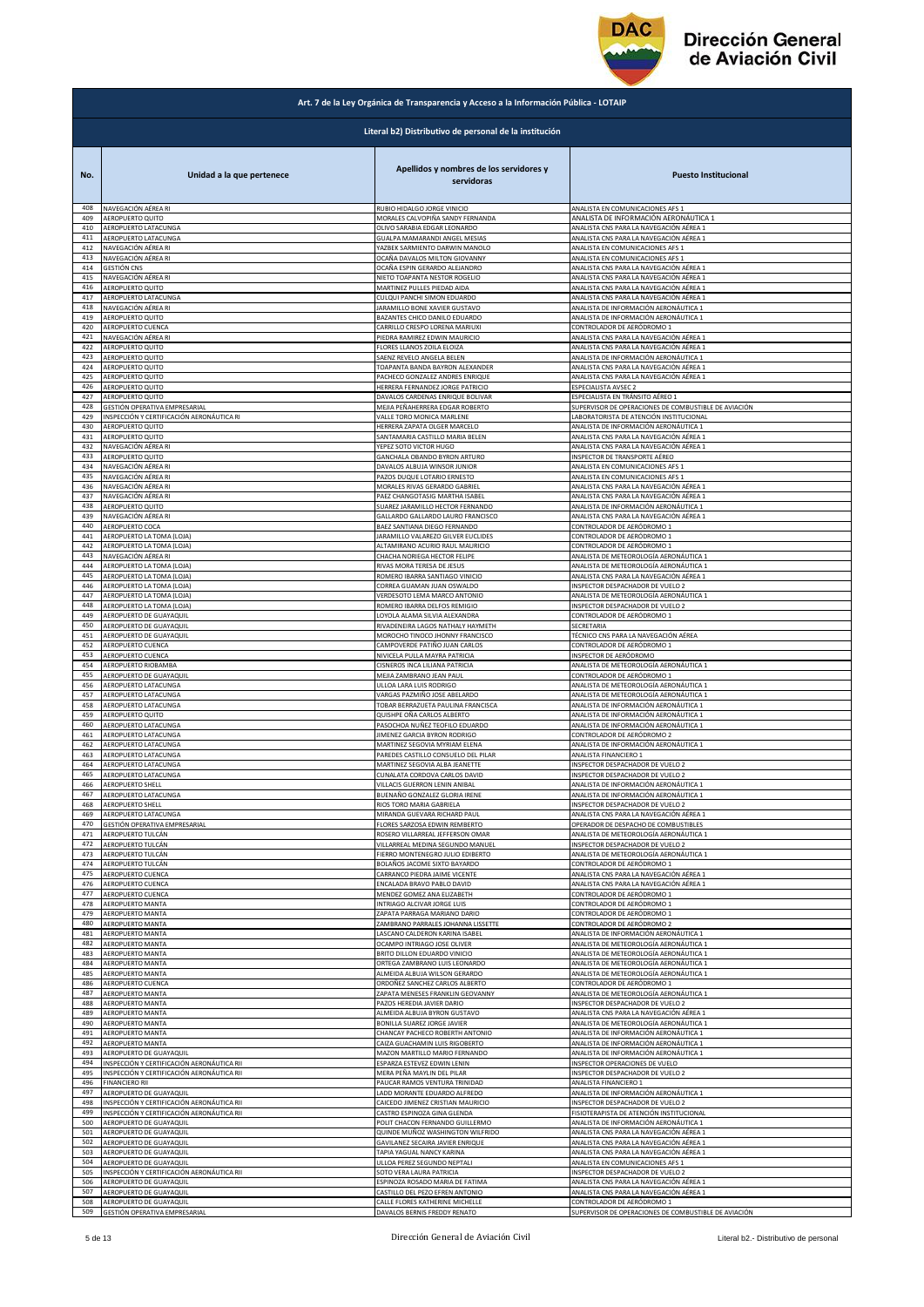**Art. 7 de la Ley Orgánica de Transparencia y Acceso a la Información Pública - LOTAIP**

**Literal b2) Distributivo de personal de la institución**

| No. | Unidad a la que pertenece | Apellidos y nombres de los servidores y servidoras | Puesto Institucional |
|---|---|---|---|
| 408 | NAVEGACIÓN AÉREA RI | RUBIO HIDALGO JORGE VINICIO | ANALISTA EN COMUNICACIONES AFS 1 |
| 409 | AEROPUERTO QUITO | MORALES CALVOPIÑA SANDY FERNANDA | ANALISTA DE INFORMACIÓN AERONÁUTICA 1 |
| 410 | AEROPUERTO LATACUNGA | OLIVO SARABIA EDGAR LEONARDO | ANALISTA CNS PARA LA NAVEGACIÓN AÉREA 1 |
| 411 | AEROPUERTO LATACUNGA | GUALPA MAMARANDI ANGEL MESIAS | ANALISTA CNS PARA LA NAVEGACIÓN AÉREA 1 |
| 412 | NAVEGACIÓN AÉREA RI | YAZBEK SARMIENTO DARWIN MANOLO | ANALISTA EN COMUNICACIONES AFS 1 |
| 413 | NAVEGACIÓN AÉREA RI | OCAÑA DAVALOS MILTON GIOVANNY | ANALISTA EN COMUNICACIONES AFS 1 |
| 414 | GESTIÓN CNS | OCAÑA ESPIN GERARDO ALEJANDRO | ANALISTA CNS PARA LA NAVEGACIÓN AÉREA 1 |
| 415 | NAVEGACIÓN AÉREA RI | NIETO TOAPANTA NESTOR ROGELIO | ANALISTA CNS PARA LA NAVEGACIÓN AÉREA 1 |
| 416 | AEROPUERTO QUITO | MARTINEZ PULLES PIEDAD AIDA | ANALISTA CNS PARA LA NAVEGACIÓN AÉREA 1 |
| 417 | AEROPUERTO LATACUNGA | CULQUI PANCHI SIMON EDUARDO | ANALISTA CNS PARA LA NAVEGACIÓN AÉREA 1 |
| 418 | NAVEGACIÓN AÉREA RI | JARAMILLO BONE XAVIER GUSTAVO | ANALISTA DE INFORMACIÓN AERONÁUTICA 1 |
| 419 | AEROPUERTO QUITO | BAZANTES CHICO DANILO EDUARDO | ANALISTA DE INFORMACIÓN AERONÁUTICA 1 |
| 420 | AEROPUERTO CUENCA | CARRILLO CRESPO LORENA MARIUXI | CONTROLADOR DE AERÓDROMO 1 |
| 421 | NAVEGACIÓN AÉREA RI | PIEDRA RAMIREZ EDWIN MAURICIO | ANALISTA CNS PARA LA NAVEGACIÓN AÉREA 1 |
| 422 | AEROPUERTO QUITO | FLORES LLANOS ZOILA ELOIZA | ANALISTA CNS PARA LA NAVEGACIÓN AÉREA 1 |
| 423 | AEROPUERTO QUITO | SAENZ REVELO ANGELA BELEN | ANALISTA DE INFORMACIÓN AERONÁUTICA 1 |
| 424 | AEROPUERTO QUITO | TOAPANTA BANDA BAYRON ALEXANDER | ANALISTA CNS PARA LA NAVEGACIÓN AÉREA 1 |
| 425 | AEROPUERTO QUITO | PACHECO GONZALEZ ANDRES ENRIQUE | ANALISTA CNS PARA LA NAVEGACIÓN AÉREA 1 |
| 426 | AEROPUERTO QUITO | HERRERA FERNANDEZ JORGE PATRICIO | ESPECIALISTA AVSEC 2 |
| 427 | AEROPUERTO QUITO | DAVALOS CARDENAS ENRIQUE BOLIVAR | ESPECIALISTA EN TRÁNSITO AÉREO 1 |
| 428 | GESTIÓN OPERATIVA EMPRESARIAL | MEJIA PEÑAHERRERA EDGAR ROBERTO | SUPERVISOR DE OPERACIONES DE COMBUSTIBLE DE AVIACIÓN |
| 429 | INSPECCIÓN Y CERTIFICACIÓN AERONÁUTICA RI | VALLE TORO MONICA MARLENE | LABORATORISTA DE ATENCIÓN INSTITUCIONAL |
| 430 | AEROPUERTO QUITO | HERRERA ZAPATA OLGER MARCELO | ANALISTA DE INFORMACIÓN AERONÁUTICA 1 |
| 431 | AEROPUERTO QUITO | SANTAMARIA CASTILLO MARIA BELEN | ANALISTA CNS PARA LA NAVEGACIÓN AÉREA 1 |
| 432 | NAVEGACIÓN AÉREA RI | YEPEZ SOTO VICTOR HUGO | ANALISTA CNS PARA LA NAVEGACIÓN AÉREA 1 |
| 433 | AEROPUERTO QUITO | GANCHALA OBANDO BYRON ARTURO | INSPECTOR DE TRANSPORTE AÉREO |
| 434 | NAVEGACIÓN AÉREA RI | DAVALOS ALBUJA WINSOR JUNIOR | ANALISTA EN COMUNICACIONES AFS 1 |
| 435 | NAVEGACIÓN AÉREA RI | PAZOS DUQUE LOTARIO ERNESTO | ANALISTA EN COMUNICACIONES AFS 1 |
| 436 | NAVEGACIÓN AÉREA RI | MORALES RIVAS GERARDO GABRIEL | ANALISTA CNS PARA LA NAVEGACIÓN AÉREA 1 |
| 437 | NAVEGACIÓN AÉREA RI | PAEZ CHANGOTASIG MARTHA ISABEL | ANALISTA CNS PARA LA NAVEGACIÓN AÉREA 1 |
| 438 | AEROPUERTO QUITO | SUAREZ JARAMILLO HECTOR FERNANDO | ANALISTA DE INFORMACIÓN AERONÁUTICA 1 |
| 439 | NAVEGACIÓN AÉREA RI | GALLARDO GALLARDO LAURO FRANCISCO | ANALISTA CNS PARA LA NAVEGACIÓN AÉREA 1 |
| 440 | AEROPUERTO COCA | BAEZ SANTIANA DIEGO FERNANDO | CONTROLADOR DE AERÓDROMO 1 |
| 441 | AEROPUERTO LA TOMA (LOJA) | JARAMILLO VALAREZO GILVER EUCLIDES | CONTROLADOR DE AERÓDROMO 1 |
| 442 | AEROPUERTO LA TOMA (LOJA) | ALTAMIRANO ACURIO RAUL MAURICIO | CONTROLADOR DE AERÓDROMO 1 |
| 443 | NAVEGACIÓN AÉREA RI | CHACHA NORIEGA HECTOR FELIPE | ANALISTA DE METEOROLOGÍA AERONÁUTICA 1 |
| 444 | AEROPUERTO LA TOMA (LOJA) | RIVAS MORA TERESA DE JESUS | ANALISTA DE METEOROLOGÍA AERONÁUTICA 1 |
| 445 | AEROPUERTO LA TOMA (LOJA) | ROMERO IBARRA SANTIAGO VINICIO | ANALISTA CNS PARA LA NAVEGACIÓN AÉREA 1 |
| 446 | AEROPUERTO LA TOMA (LOJA) | CORREA GUAMAN JUAN OSWALDO | INSPECTOR DESPACHADOR DE VUELO 2 |
| 447 | AEROPUERTO LA TOMA (LOJA) | VERDESOTO LEMA MARCO ANTONIO | ANALISTA DE METEOROLOGÍA AERONÁUTICA 1 |
| 448 | AEROPUERTO LA TOMA (LOJA) | ROMERO IBARRA DELFOS REMIGIO | INSPECTOR DESPACHADOR DE VUELO 2 |
| 449 | AEROPUERTO DE GUAYAQUIL | LOYOLA ALAMA SILVIA ALEXANDRA | CONTROLADOR DE AERÓDROMO 1 |
| 450 | AEROPUERTO DE GUAYAQUIL | RIVADENEIRA LAGOS NATHALY HAYMETH | SECRETARIA |
| 451 | AEROPUERTO DE GUAYAQUIL | MOROCHO TINOCO JHONNY FRANCISCO | TÉCNICO CNS PARA LA NAVEGACIÓN AÉREA |
| 452 | AEROPUERTO CUENCA | CAMPOVERDE PATIÑO JUAN CARLOS | CONTROLADOR DE AERÓDROMO 1 |
| 453 | AEROPUERTO CUENCA | NIVICELA PULLA MAYRA PATRICIA | INSPECTOR DE AERÓDROMO |
| 454 | AEROPUERTO RIOBAMBA | CISNEROS INCA LILIANA PATRICIA | ANALISTA DE METEOROLOGÍA AERONÁUTICA 1 |
| 455 | AEROPUERTO DE GUAYAQUIL | MEJIA ZAMBRANO JEAN PAUL | CONTROLADOR DE AERÓDROMO 1 |
| 456 | AEROPUERTO LATACUNGA | ULLOA LARA LUIS RODRIGO | ANALISTA DE METEOROLOGÍA AERONÁUTICA 1 |
| 457 | AEROPUERTO LATACUNGA | VARGAS PAZMIÑO JOSE ABELARDO | ANALISTA DE METEOROLOGÍA AERONÁUTICA 1 |
| 458 | AEROPUERTO LATACUNGA | TOBAR BERRAZUETA PAULINA FRANCISCA | ANALISTA DE INFORMACIÓN AERONÁUTICA 1 |
| 459 | AEROPUERTO QUITO | QUISHPE OÑA CARLOS ALBERTO | ANALISTA DE INFORMACIÓN AERONÁUTICA 1 |
| 460 | AEROPUERTO LATACUNGA | PASOCHOA NUÑEZ TEOFILO EDUARDO | ANALISTA DE INFORMACIÓN AERONÁUTICA 1 |
| 461 | AEROPUERTO LATACUNGA | JIMENEZ GARCIA BYRON RODRIGO | CONTROLADOR DE AERÓDROMO 2 |
| 462 | AEROPUERTO LATACUNGA | MARTINEZ SEGOVIA MYRIAM ELENA | ANALISTA DE INFORMACIÓN AERONÁUTICA 1 |
| 463 | AEROPUERTO LATACUNGA | PAREDES CASTILLO CONSUELO DEL PILAR | ANALISTA FINANCIERO 1 |
| 464 | AEROPUERTO LATACUNGA | MARTINEZ SEGOVIA ALBA JEANETTE | INSPECTOR DESPACHADOR DE VUELO 2 |
| 465 | AEROPUERTO LATACUNGA | CUNALATA CORDOVA CARLOS DAVID | INSPECTOR DESPACHADOR DE VUELO 2 |
| 466 | AEROPUERTO SHELL | VILLACIS GUERRON LENIN ANIBAL | ANALISTA DE INFORMACIÓN AERONÁUTICA 1 |
| 467 | AEROPUERTO LATACUNGA | BUENAÑO GONZALEZ GLORIA IRENE | ANALISTA DE INFORMACIÓN AERONÁUTICA 1 |
| 468 | AEROPUERTO SHELL | RIOS TORO MARIA GABRIELA | INSPECTOR DESPACHADOR DE VUELO 2 |
| 469 | AEROPUERTO LATACUNGA | MIRANDA GUEVARA RICHARD PAUL | ANALISTA CNS PARA LA NAVEGACIÓN AÉREA 1 |
| 470 | GESTIÓN OPERATIVA EMPRESARIAL | FLORES SARZOSA EDWIN REMBERTO | OPERADOR DE DESPACHO DE COMBUSTIBLES |
| 471 | AEROPUERTO TULCÁN | ROSERO VILLARREAL JEFFERSON OMAR | ANALISTA DE METEOROLOGÍA AERONÁUTICA 1 |
| 472 | AEROPUERTO TULCÁN | VILLARREAL MEDINA SEGUNDO MANUEL | INSPECTOR DESPACHADOR DE VUELO 2 |
| 473 | AEROPUERTO TULCÁN | FIERRO MONTENEGRO JULIO EDIBERTO | ANALISTA DE METEOROLOGÍA AERONÁUTICA 1 |
| 474 | AEROPUERTO TULCÁN | BOLAÑOS JACOME SIXTO BAYARDO | CONTROLADOR DE AERÓDROMO 1 |
| 475 | AEROPUERTO CUENCA | CARRANCO PIEDRA JAIME VICENTE | ANALISTA CNS PARA LA NAVEGACIÓN AÉREA 1 |
| 476 | AEROPUERTO CUENCA | ENCALADA BRAVO PABLO DAVID | ANALISTA CNS PARA LA NAVEGACIÓN AÉREA 1 |
| 477 | AEROPUERTO CUENCA | MENDEZ GOMEZ ANA ELIZABETH | CONTROLADOR DE AERÓDROMO 1 |
| 478 | AEROPUERTO MANTA | INTRIAGO ALCIVAR JORGE LUIS | CONTROLADOR DE AERÓDROMO 1 |
| 479 | AEROPUERTO MANTA | ZAPATA PARRAGA MARIANO DARIO | CONTROLADOR DE AERÓDROMO 1 |
| 480 | AEROPUERTO MANTA | ZAMBRANO PARRALES JOHANNA LISSETTE | CONTROLADOR DE AERÓDROMO 2 |
| 481 | AEROPUERTO MANTA | LASCANO CALDERON KARINA ISABEL | ANALISTA DE INFORMACIÓN AERONÁUTICA 1 |
| 482 | AEROPUERTO MANTA | OCAMPO INTRIAGO JOSE OLIVER | ANALISTA DE METEOROLOGÍA AERONÁUTICA 1 |
| 483 | AEROPUERTO MANTA | BRITO DILLON EDUARDO VINICIO | ANALISTA DE METEOROLOGÍA AERONÁUTICA 1 |
| 484 | AEROPUERTO MANTA | ORTEGA ZAMBRANO LUIS LEONARDO | ANALISTA DE METEOROLOGÍA AERONÁUTICA 1 |
| 485 | AEROPUERTO MANTA | ALMEIDA ALBUJA WILSON GERARDO | ANALISTA DE METEOROLOGÍA AERONÁUTICA 1 |
| 486 | AEROPUERTO CUENCA | ORDOÑEZ SANCHEZ CARLOS ALBERTO | CONTROLADOR DE AERÓDROMO 1 |
| 487 | AEROPUERTO MANTA | ZAPATA MENESES FRANKLIN GEOVANNY | ANALISTA DE METEOROLOGÍA AERONÁUTICA 1 |
| 488 | AEROPUERTO MANTA | PAZOS HEREDIA JAVIER DARIO | INSPECTOR DESPACHADOR DE VUELO 2 |
| 489 | AEROPUERTO MANTA | ALMEIDA ALBUJA BYRON GUSTAVO | ANALISTA CNS PARA LA NAVEGACIÓN AÉREA 1 |
| 490 | AEROPUERTO MANTA | BONILLA SUAREZ JORGE JAVIER | ANALISTA DE METEOROLOGÍA AERONÁUTICA 1 |
| 491 | AEROPUERTO MANTA | CHANCAY PACHECO ROBERTH ANTONIO | ANALISTA DE INFORMACIÓN AERONÁUTICA 1 |
| 492 | AEROPUERTO MANTA | CAIZA GUACHAMIN LUIS RIGOBERTO | ANALISTA DE INFORMACIÓN AERONÁUTICA 1 |
| 493 | AEROPUERTO DE GUAYAQUIL | MAZON MARTILLO MARIO FERNANDO | ANALISTA DE INFORMACIÓN AERONÁUTICA 1 |
| 494 | INSPECCIÓN Y CERTIFICACIÓN AERONÁUTICA RII | ESPARZA ESTEVEZ EDWIN LENIN | INSPECTOR OPERACIONES DE VUELO |
| 495 | INSPECCIÓN Y CERTIFICACIÓN AERONÁUTICA RII | MERA PEÑA MAYLIN DEL PILAR | INSPECTOR DESPACHADOR DE VUELO 2 |
| 496 | FINANCIERO RII | PAUCAR RAMOS VENTURA TRINIDAD | ANALISTA FINANCIERO 1 |
| 497 | AEROPUERTO DE GUAYAQUIL | LADD MORANTE EDUARDO ALFREDO | ANALISTA DE INFORMACIÓN AERONÁUTICA 1 |
| 498 | INSPECCIÓN Y CERTIFICACIÓN AERONÁUTICA RII | CAICEDO JIMENEZ CRISTIAN MAURICIO | INSPECTOR DESPACHADOR DE VUELO 2 |
| 499 | INSPECCIÓN Y CERTIFICACIÓN AERONÁUTICA RII | CASTRO ESPINOZA GINA GLENDA | FISIOTERAPISTA DE ATENCIÓN INSTITUCIONAL |
| 500 | AEROPUERTO DE GUAYAQUIL | POLIT CHACON FERNANDO GUILLERMO | ANALISTA DE INFORMACIÓN AERONÁUTICA 1 |
| 501 | AEROPUERTO DE GUAYAQUIL | QUINDE MUÑOZ WASHINGTON WILFRIDO | ANALISTA CNS PARA LA NAVEGACIÓN AÉREA 1 |
| 502 | AEROPUERTO DE GUAYAQUIL | GAVILANEZ SECAIRA JAVIER ENRIQUE | ANALISTA CNS PARA LA NAVEGACIÓN AÉREA 1 |
| 503 | AEROPUERTO DE GUAYAQUIL | TAPIA YAGUAL NANCY KARINA | ANALISTA CNS PARA LA NAVEGACIÓN AÉREA 1 |
| 504 | AEROPUERTO DE GUAYAQUIL | ULLOA PEREZ SEGUNDO NEPTALI | ANALISTA EN COMUNICACIONES AFS 1 |
| 505 | INSPECCIÓN Y CERTIFICACIÓN AERONÁUTICA RII | SOTO VERA LAURA PATRICIA | INSPECTOR DESPACHADOR DE VUELO 2 |
| 506 | AEROPUERTO DE GUAYAQUIL | ESPINOZA ROSADO MARIA DE FATIMA | ANALISTA CNS PARA LA NAVEGACIÓN AÉREA 1 |
| 507 | AEROPUERTO DE GUAYAQUIL | CASTILLO DEL PEZO EFREN ANTONIO | ANALISTA CNS PARA LA NAVEGACIÓN AÉREA 1 |
| 508 | AEROPUERTO DE GUAYAQUIL | CALLE FLORES KATHERINE MICHELLE | CONTROLADOR DE AERÓDROMO 1 |
| 509 | GESTIÓN OPERATIVA EMPRESARIAL | DAVALOS BERNIS FREDDY RENATO | SUPERVISOR DE OPERACIONES DE COMBUSTIBLE DE AVIACIÓN |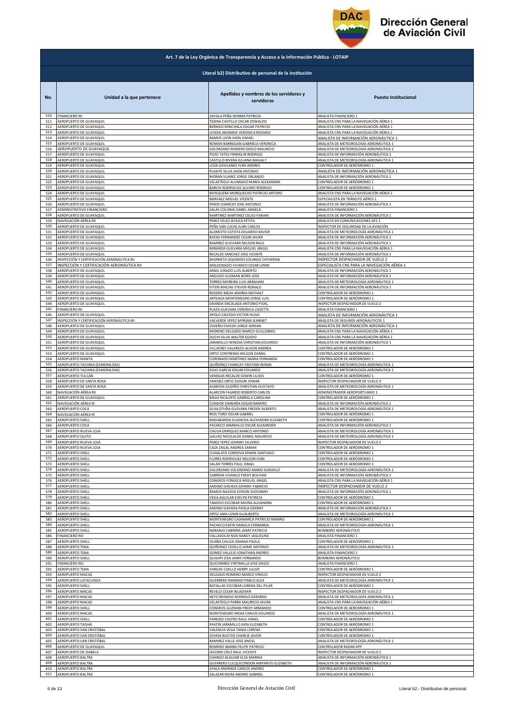**Art. 7 de la Ley Orgánica de Transparencia y Acceso a la Información Pública - LOTAIP**

**Literal b2) Distributivo de personal de la institución**

| No. | Unidad a la que pertenece | Apellidos y nombres de los servidores y servidoras | Puesto Institucional |
|---|---|---|---|
| 510 | FINANCIERO RII | ZAVALA PEÑA NORMA PATRICIA | ANALISTA FINANCIERO 1 |
| 511 | AEROPUERTO DE GUAYAQUIL | TEJENA CASTILLO OSCAR OSWALDO | ANALISTA CNS PARA LA NAVEGACIÓN AÉREA 1 |
| 512 | AEROPUERTO DE GUAYAQUIL | BERMEO MINCHALA EDGAR PATRICIO | ANALISTA CNS PARA LA NAVEGACIÓN AÉREA 1 |
| 513 | AEROPUERTO DE GUAYAQUIL | UVIDIA ANDRADE VERONICA ROSARIO | ANALISTA CNS PARA LA NAVEGACIÓN AÉREA 1 |
| 514 | AEROPUERTO DE GUAYAQUIL | RAMOS LEON JHON ISMAEL | ANALISTA DE INFORMACIÓN AERONÁUTICA 1 |
| 515 | AEROPUERTO DE GUAYAQUIL | ROMAN BARRAGAN GABRIELA VERONICA | ANALISTA DE METEOROLOGÍA AERONÁUTICA 1 |
| 516 | AEROPUERTO DE GUAYAQUIL | SOLORZANO ROMERO DIEGO MAURICIO | ANALISTA DE METEOROLOGÍA AERONÁUTICA 2 |
| 517 | AEROPUERTO DE GUAYAQUIL | POZO TATES FRANKLIN RODRIGO | ANALISTA DE INFORMACIÓN AERONÁUTICA 1 |
| 518 | AEROPUERTO DE GUAYAQUIL | CASTILLO RIVERA JULIANA MAGALY | ANALISTA DE METEOROLOGÍA AERONÁUTICA 1 |
| 519 | AEROPUERTO DE GUAYAQUIL | LOZA GAVILANES IVAN ANDRES | CONTROLADOR DE AERÓDROMO 1 |
| 520 | AEROPUERTO DE GUAYAQUIL | PUENTE SILVA JHON ANTONIO | ANALISTA DE INFORMACIÓN AERONÁUTICA 1 |
| 521 | AEROPUERTO DE GUAYAQUIL | MORAN SUAREZ JORGE ORLANDO | ANALISTA DE INFORMACIÓN AERONÁUTICA 1 |
| 522 | AEROPUERTO DE GUAYAQUIL | VELASTEGUI ALVARADO MARIA ALEXANDRA | CONTROLADOR DE AERÓDROMO 1 |
| 523 | AEROPUERTO DE GUAYAQUIL | BARCHI RODRIGUEZ ALVARO RODRIGO | CONTROLADOR DE AERÓDROMO 1 |
| 524 | AEROPUERTO DE GUAYAQUIL | MOSQUERA MORQUECHO PATRICIO ARTURO | ANALISTA CNS PARA LA NAVEGACIÓN AÉREA 1 |
| 525 | AEROPUERTO DE GUAYAQUIL | NARVAEZ MIGUEL VICENTE | ESPECIALISTA EN TRÁNSITO AÉREO 1 |
| 526 | AEROPUERTO DE GUAYAQUIL | PINOS CHANCAY JOSE ANTONIO | ANALISTA DE INFORMACIÓN AERONÁUTICA 1 |
| 527 | ADMINISTRATIVO FINANCIERO | SALAS COLOMA ISABEL ANGELA | ANALISTA FINANCIERO 1 |
| 528 | AEROPUERTO DE GUAYAQUIL | MARTINEZ MARTINEZ CELSO FABIAN | ANALISTA DE INFORMACIÓN AERONÁUTICA 1 |
| 529 | NAVEGACIÓN AÉREA RII | PEREZ VELEZ JESSICA PETITA | ANALISTA EN COMUNICACIONES AFS 1 |
| 530 | AEROPUERTO DE GUAYAQUIL | PEÑA SAN LUCAS JUAN CARLOS | INSPECTOR DE SEGURIDAD DE LA AVIACIÓN |
| 531 | AEROPUERTO DE GUAYAQUIL | ALOMOTO CATOTA EDUARDO XAVIER | ANALISTA DE METEOROLOGÍA AERONÁUTICA 1 |
| 532 | AEROPUERTO DE GUAYAQUIL | BAYAS FERNANDEZ CESAR JAVIER | ANALISTA DE INFORMACIÓN AERONÁUTICA 1 |
| 533 | AEROPUERTO DE GUAYAQUIL | RAMIREZ GUEVARA NELSON RAUL | ANALISTA DE INFORMACIÓN AERONÁUTICA 1 |
| 534 | AEROPUERTO DE GUAYAQUIL | MIRANDA GUEVARA MIGUEL ANGEL | ANALISTA CNS PARA LA NAVEGACIÓN AÉREA 1 |
| 535 | AEROPUERTO DE GUAYAQUIL | RECALDE SANCHEZ JOSE VICENTE | ANALISTA DE INFORMACIÓN AERONÁUTICA 1 |
| 536 | INSPECCIÓN Y CERTIFICACIÓN AERONÁUTICA RII | MURRIETA OQUENDO SOLANGE CATHERINE | INSPECTOR DESPACHADOR DE VUELO 2 |
| 537 | INSPECCIÓN Y CERTIFICACIÓN AERONÁUTICA RII | MALDONADO VIVANCO CESAR LENIN | ESPECIALISTA CNS PARA LA NAVEGACIÓN AÉREA 1 |
| 538 | AEROPUERTO DE GUAYAQUIL | ARIAS JURADO LUIS ALBERTO | ANALISTA DE INFORMACIÓN AERONÁUTICA 1 |
| 539 | AEROPUERTO DE GUAYAQUIL | ARGUDO GUZMAN BORIS JOSE | ANALISTA DE INFORMACIÓN AERONÁUTICA 1 |
| 540 | AEROPUERTO DE GUAYAQUIL | TORRES MOREIRA LUIS ABRAHAM | ANALISTA DE METEOROLOGÍA AERONÁUTICA 1 |
| 541 | AEROPUERTO DE GUAYAQUIL | VITERI MACIAS STEVEN RONALD | ANALISTA DE INFORMACIÓN AERONÁUTICA 1 |
| 542 | AEROPUERTO DE GUAYAQUIL | ROSERO MEJIA ANDREA NATHALY | CONTROLADOR DE AERÓDROMO 1 |
| 543 | AEROPUERTO DE GUAYAQUIL | ARTEAGA MONTENEGRO JORGE LUIS | CONTROLADOR DE AERÓDROMO 1 |
| 544 | AEROPUERTO DE GUAYAQUIL | GRANDA ENCALADA ANTONIO FIDEL | INSPECTOR DESPACHADOR DE VUELO 2 |
| 545 | FINANCIERO RII | PLAZA GUEVARA VERONICA LISSETTE | ANALISTA FINANCIERO 1 |
| 546 | AEROPUERTO DE GUAYAQUIL | APOLO CAICEDO VICTOR HUGO | ANALISTA DE INFORMACIÓN AERONÁUTICA 1 |
| 547 | INSPECCIÓN Y CERTIFICACIÓN AERONÁUTICA RII | VALVERDE YEPEZ MYRIAM JEANNET | ANALISTA DE SEGUROS AERONÁUTICOS 1 |
| 548 | AEROPUERTO DE GUAYAQUIL | CEDEÑO OVIEDO JORGE ADRIAN | ANALISTA DE INFORMACIÓN AERONÁUTICA 1 |
| 549 | AEROPUERTO DE GUAYAQUIL | MORENO DELGADO MARCO GUILLERMO | ANALISTA CNS PARA LA NAVEGACIÓN AÉREA 1 |
| 550 | AEROPUERTO DE GUAYAQUIL | DUCHI SILVA WALTER EGIDIO | ANALISTA CNS PARA LA NAVEGACIÓN AÉREA 1 |
| 551 | AEROPUERTO DE GUAYAQUIL | JARAMILLO HEREDIA CHRISTIAN EDUARDO | ANALISTA DE INFORMACIÓN AERONÁUTICA 1 |
| 552 | AEROPUERTO DE GUAYAQUIL | VILLACRES VALAREZO ALISON ANDREA | CONTROLADOR DE AERÓDROMO 1 |
| 553 | AEROPUERTO DE GUAYAQUIL | ORTIZ CONTRERAS WILSON DANIEL | CONTROLADOR DE AERÓDROMO 1 |
| 554 | AEROPUERTO MANTA | CORONADO MARTINEZ MARIA FERNANDA | CONTROLADOR DE AERÓDROMO 1 |
| 555 | AEROPUERTO TACHINA (ESMERALDAS) | QUIÑONEZ CHANCAY CRISTIAN RENAN | ANALISTA DE METEOROLOGÍA AERONÁUTICA 1 |
| 556 | AEROPUERTO TACHINA (ESMERALDAS) | EGAS GARCIA EDGAR EDUARDO | ANALISTA DE METEOROLOGÍA AERONÁUTICA 1 |
| 557 | AEROPUERTO TULCÁN | VENEGAS RECALDE EDWIN ULISES | CONTROLADOR DE AERÓDROMO 1 |
| 558 | AEROPUERTO DE SANTA ROSA | JIMENEZ ORTIZ EDISON JOWAR | INSPECTOR DESPACHADOR DE VUELO 2 |
| 559 | AEROPUERTO DE SANTA ROSA | ALMEIDA GUDIÑO CHRISTIAN GUSTAVO | ANALISTA DE METEOROLOGÍA AERONÁUTICA 1 |
| 560 | NAVEGACIÓN AÉREA RII | ALARCON FAJARDO ROBERTO CARLOS | ADMINISTRADOR AEROPORTUARIO 1 |
| 561 | AEROPUERTO DE GUAYAQUIL | MEJIA RICAURTE GABRIELA CAROLINA | CONTROLADOR DE AERÓDROMO 1 |
| 562 | NAVEGACIÓN AÉREA RI | CONDOR SIMBAÑA EDGAR RAMIRO | ANALISTA DE INFORMACIÓN AERONÁUTICA 1 |
| 563 | AEROPUERTO COCA | GUALOTUÑA GUEVARA FREDDY ALBERTO | ANALISTA DE METEOROLOGÍA AERONÁUTICA 1 |
| 564 | NAVEGACIÓN AÉREA RI | RIOS TORO OSCAR GABRIEL | CONTROLADOR DE AERÓDROMO 1 |
| 565 | AEROPUERTO SHELL | MASABANDA GUANCHA ALEXANDRA ELIZABETH | CONTROLADOR DE AERÓDROMO 1 |
| 566 | AEROPUERTO COCA | PACHECO JARAMILLO OSCAR ALEXANDER | ANALISTA DE INFORMACIÓN AERONÁUTICA 1 |
| 567 | AEROPUERTO NUEVA LOJA | CHUGA ENRIQUEZ MARCO ANTONIO | ANALISTA DE METEOROLOGÍA AERONÁUTICA 1 |
| 568 | AEROPUERTO QUITO | GALVEZ NICOLALDE DANIEL MAURICIO | ANALISTA DE METEOROLOGÍA AERONÁUTICA 1 |
| 569 | AEROPUERTO NUEVA LOJA | PEREZ YEPEZ JOHNNY SILVERIO | INSPECTOR DESPACHADOR DE VUELO 2 |
| 570 | AEROPUERTO NUEVA LOJA | CAZA ZAGAL ANDREA SARAHI | CONTROLADOR DE AERÓDROMO 1 |
| 571 | AEROPUERTO SHELL | CUNALATA CORDOVA EDWIN SANTIAGO | CONTROLADOR DE AERÓDROMO 1 |
| 572 | AEROPUERTO SHELL | FLORES RODRIGUEZ NELSON IVAN | CONTROLADOR DE AERÓDROMO 1 |
| 573 | AEROPUERTO SHELL | SALAN TORRES PAUL ISRAEL | CONTROLADOR DE AERÓDROMO 1 |
| 574 | AEROPUERTO SHELL | SOLORZANO SOLORZANO MARIO GONZALO | ANALISTA DE METEOROLOGÍA AERONÁUTICA 1 |
| 575 | AEROPUERTO SHELL | CABRERA VIVANCO FREDY BOLIVAR | ANALISTA DE INFORMACIÓN AERONÁUTICA 1 |
| 576 | AEROPUERTO SHELL | CISNEROS FONSECA MIGUEL ANGEL | ANALISTA CNS PARA LA NAVEGACIÓN AÉREA 1 |
| 577 | AEROPUERTO SHELL | ANDINO GAVIDIA JOHNNY FABRICIO | INSPECTOR DESPACHADOR DE VUELO 2 |
| 578 | AEROPUERTO SHELL | RAMOS NAVEDA EDISON GIOVANNY | ANALISTA DE INFORMACIÓN AERONÁUTICA 1 |
| 579 | AEROPUERTO SHELL | VEGA AGUILAR EVELYN PATRICIA | CONTROLADOR DE AERÓDROMO 1 |
| 580 | AEROPUERTO SHELL | TAMAYO ESCOBAR MAYRA ALEJANDRA | CONTROLADOR DE AERÓDROMO 1 |
| 581 | AEROPUERTO SHELL | ANDINO GAVIDIA PAOLA ODERAY | ANALISTA DE INFORMACIÓN AERONÁUTICA 1 |
| 582 | AEROPUERTO SHELL | ORTIZ JARA LENIN GUALBERTO | ANALISTA DE METEOROLOGÍA AERONÁUTICA 1 |
| 583 | AEROPUERTO SHELL | MONTENEGRO CAJAMARCA PATRICIO RAMIRO | CONTROLADOR DE AERÓDROMO 1 |
| 584 | AEROPUERTO SHELL | PACHECO ESPIN DANIELA FERNANDA | ANALISTA DE METEOROLOGÍA AERONÁUTICA 1 |
| 585 | AEROPUERTO SHELL | NARANJO CABRERA JAIME PATRICIO | BOMBERO AERONÁUTICO |
| 586 | FINANCIERO RIII | VALLADOLID NOA NANCY JAQUELINE | ANALISTA FINANCIERO 1 |
| 587 | AEROPUERTO SHELL | OCAÑA CHUGA JOHANA PAOLA | CONTROLADOR DE AERÓDROMO 1 |
| 588 | AEROPUERTO TENA | QUIÑONEZ CEDILLO JAIME ANTONIO | ANALISTA DE METEOROLOGÍA AERONÁUTICA 1 |
| 589 | AEROPUERTO TENA | GOMEZ VALLEJO JONATHAN ANDRES | ANALISTA FINANCIERO 1 |
| 590 | AEROPUERTO SHELL | QUISHPI ZISA JAIME FERNANDO | BOMBERO AERONÁUTICO |
| 591 | FINANCIERO RIII | QUICHIMBO VINTIMILLA JOSE DIEGO | ANALISTA FINANCIERO 1 |
| 592 | AEROPUERTO TENA | VARGAS COELLO HENRY JULIER | CONTROLADOR DE AERÓDROMO 1 |
| 593 | AEROPUERTO MACAS | DELGADO ROMERO MARCO VINICIO | INSPECTOR DESPACHADOR DE VUELO 2 |
| 594 | AEROPUERTO LATACUNGA | GUERRERO NARANJO PABLO ALEX | ANALISTA DE METEOROLOGÍA AERONÁUTICA 1 |
| 595 | AEROPUERTO SHELL | BATALLAS ESCOBAR LORENA DEL PILAR | CONTROLADOR DE AERÓDROMO 1 |
| 596 | AEROPUERTO MACAS | REVELO CESAR WLADIMIR | INSPECTOR DESPACHADOR DE VUELO 2 |
| 597 | AEROPUERTO MACAS | NETO REINOSO RODRIGO GERARDO | ANALISTA DE METEOROLOGÍA AERONÁUTICA 1 |
| 598 | AEROPUERTO MACAS | VELASTEGUI PARRA MAURICIO JAVIER | ANALISTA CNS PARA LA NAVEGACIÓN AÉREA 1 |
| 599 | AEROPUERTO SHELL | CISNEROS GUZMAN FREDY ARMANDO | CONTROLADOR DE AERÓDROMO 1 |
| 600 | AEROPUERTO MACAS | MONTENEGRO MEJIA CARLOS EDUARDO | ANALISTA DE METEOROLOGÍA AERONÁUTICA 1 |
| 601 | AEROPUERTO SHELL | PAREDES CASTRO RAUL ISRAEL | CONTROLADOR DE AERÓDROMO 1 |
| 602 | AEROPUERTO TAISHA | PAVON JARAMILLO AIDA ELIZABETH | CONTROLADOR DE AERÓDROMO 1 |
| 603 | AEROPUERTO SAN CRISTÓBAL | VALENCIA VEGA TANIA LORENA | CONTROLADOR DE AERÓDROMO 1 |
| 604 | AEROPUERTO SAN CRISTÓBAL | OCHOA BUSTOS CHARLIE JAVIER | CONTROLADOR DE AERÓDROMO 1 |
| 605 | AEROPUERTO SAN CRISTÓBAL | RAMIREZ VALLE JOSE ANGEL | ANALISTA DE METEOROLOGÍA AERONÁUTICA 1 |
| 606 | AEROPUERTO DE GUAYAQUIL | ROMERO IBARRA FELIPE PATRICIO | CONTROLADOR RADAR APP |
| 607 | AEROPUERTO DE ISABELA | JACOME CRUZ RAUL VICENTE | INSPECTOR DESPACHADOR DE VUELO 2 |
| 608 | AEROPUERTO BALTRA | CHANGO ALGUIAR ELSA MARINA | ANALISTA DE INFORMACIÓN AERONÁUTICA 1 |
| 609 | AEROPUERTO BALTRA | GUERRERO CULQUICONDOR AMPARITO ELIZABETH | ANALISTA DE INFORMACIÓN AERONÁUTICA 1 |
| 610 | AEROPUERTO BALTRA | AYALA ANDRADE CARLOS ANDRES | CONTROLADOR DE AERÓDROMO 1 |
| 611 | AEROPUERTO BALTRA | SALAZAR NEIRA ANDRES GABRIEL | CONTROLADOR DE AERÓDROMO 1 |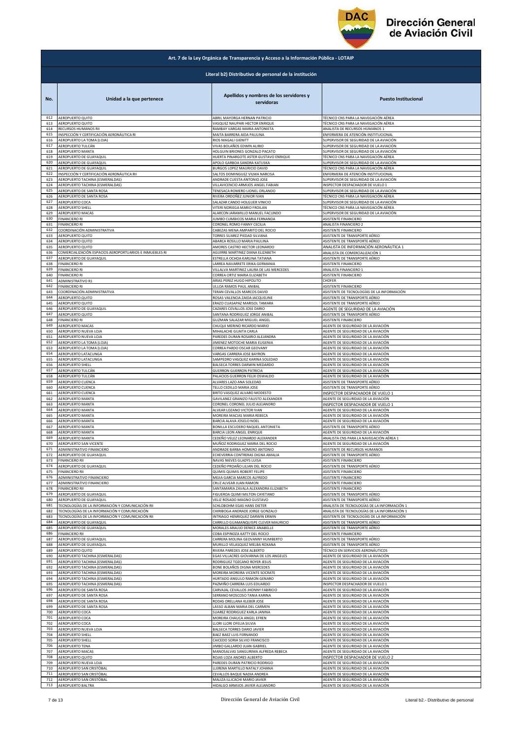**Art. 7 de la Ley Orgánica de Transparencia y Acceso a la Información Pública - LOTAIP**

**Literal b2) Distributivo de personal de la institución**

| No. | Unidad a la que pertenece | Apellidos y nombres de los servidores y servidoras | Puesto Institucional |
|---|---|---|---|
| 612 | AEROPUERTO QUITO | ABRIL MAYORGA HERNAN PATRICIO | TÉCNICO CNS PARA LA NAVEGACIÓN AÉREA |
| 613 | AEROPUERTO QUITO | VASQUEZ NAUPARI HECTOR ENRIQUE | TÉCNICO CNS PARA LA NAVEGACIÓN AÉREA |
| 614 | RECURSOS HUMANOS RII | RAMBAY VARGAS MARIA ANTONIETA | ANALISTA DE RECURSOS HUMANOS 1 |
| 615 | INSPECCIÓN Y CERTIFICACIÓN AERONÁUTICA RI | MAITA BARRERA AIDA PAULINA | ENFERMERA DE ATENCIÓN INSTITUCIONAL |
| 616 | AEROPUERTO LA TOMA (LOJA) | RIOS MAGALI GIENITT | SUPERVISOR DE SEGURIDAD DE LA AVIACIÓN |
| 617 | AEROPUERTO TULCÁN | VIVAS BOLAÑOS EDWIN ALIRIO | SUPERVISOR DE SEGURIDAD DE LA AVIACIÓN |
| 618 | AEROPUERTO MANTA | HOLGUIN BRIONES GONZALO PACATO | SUPERVISOR DE SEGURIDAD DE LA AVIACIÓN |
| 619 | AEROPUERTO DE GUAYAQUIL | HUERTA PINARGOTE ASTER GUSTAVO ENRIQUE | TÉCNICO CNS PARA LA NAVEGACIÓN AÉREA |
| 620 | AEROPUERTO DE GUAYAQUIL | APOLO GARBOA SANDRA KATUSKA | SUPERVISOR DE SEGURIDAD DE LA AVIACIÓN |
| 621 | AEROPUERTO DE GUAYAQUIL | BURGOS LOPEZ MAURICIO DAVID | TÉCNICO CNS PARA LA NAVEGACIÓN AÉREA |
| 622 | INSPECCIÓN Y CERTIFICACIÓN AERONÁUTICA RII | SALTOS DOMINGUEZ VILMA NARCISA | ENFERMERA DE ATENCIÓN INSTITUCIONAL |
| 623 | AEROPUERTO TACHINA (ESMERALDAS) | ANDRADE CUESTA ANTONIO JOSE | SUPERVISOR DE SEGURIDAD DE LA AVIACIÓN |
| 624 | AEROPUERTO TACHINA (ESMERALDAS) | VILLAVICENCIO ARMIJOS ANGEL FABIAN | INSPECTOR DESPACHADOR DE VUELO 1 |
| 625 | AEROPUERTO DE SANTA ROSA | TENESACA ROMERO LIONEL ORLANDO | SUPERVISOR DE SEGURIDAD DE LA AVIACIÓN |
| 626 | AEROPUERTO DE SANTA ROSA | RIVERA ORDOÑEZ JUNIOR IVAN | TÉCNICO CNS PARA LA NAVEGACIÓN AÉREA |
| 627 | AEROPUERTO COCA | SALAZAR CANDO HOLGUER VINICIO | SUPERVISOR DE SEGURIDAD DE LA AVIACIÓN |
| 628 | AEROPUERTO SHELL | VITERI NORIEGA MARIO FROILAN | TÉCNICO CNS PARA LA NAVEGACIÓN AÉREA |
| 629 | AEROPUERTO MACAS | ALARCON JARAMILLO MANUEL FACUNDO | SUPERVISOR DE SEGURIDAD DE LA AVIACIÓN |
| 630 | FINANCIERO RI | JUMBO CUMBICOS MARIA FERNANDA | ASISTENTE FINANCIERO |
| 631 | FINANCIERO RI | CORONEL ROMO FANNY CECILIA | ANALISTA FINANCIERO 2 |
| 632 | COORDINACIÓN ADMINISTRATIVA | CABEZAS MENA AMPARITO DEL ROCIO | ASISTENTE FINANCIERO |
| 633 | AEROPUERTO QUITO | TORRES SUAREZ PIEDAD SILVANA | ASISTENTE DE TRANSPORTE AÉREO |
| 634 | AEROPUERTO QUITO | ABARCA ROSILLO MARIA PAULINA | ASISTENTE DE TRANSPORTE AÉREO |
| 635 | AEROPUERTO QUITO | AMORES CASTRO HECTOR LEONARDO | ANALISTA DE INFORMACIÓN AERONÁUTICA 1 |
| 636 | COMERCIALIZACIÓN ESPACIOS AEROPORTUARIOS E INMUEBLES RI | AGUIRRE MARTINEZ DIANA ELIZABETH | ANALISTA DE COMERCIALIZACIÓN 1 |
| 637 | AEROPUERTO DE GUAYAQUIL | ESTRELLA OCHOA KARLINA TATIANA | ASISTENTE DE TRANSPORTE AÉREO |
| 638 | FINANCIERO RI | LARREA NAVARRETE ERIKA GERMANIA | ASISTENTE FINANCIERO |
| 639 | FINANCIERO RI | VILLALVA MARTINEZ LAURA DE LAS MERCEDES | ANALISTA FINANCIERO 1 |
| 640 | FINANCIERO RI | CORREA ORTIZ MARIA ELIZABETH | ASISTENTE FINANCIERO |
| 641 | ADMINISTRATIVO R1 | ARIAS PEREZ HUGO HIPOLITO | CHOFER |
| 642 | FINANCIERO RI | ULLOA RAMOS PAUL ANIBAL | ASISTENTE FINANCIERO |
| 643 | COORDINACIÓN ADMINISTRATIVA | TERAN CEVALLOS MARCOS DAVID | ASISTENTE DE TECNOLOGÍAS DE LA INFORMACIÓN |
| 644 | AEROPUERTO QUITO | ROSAS VALENCIA ZAIDA JACQUELINE | ASISTENTE DE TRANSPORTE AÉREO |
| 645 | AEROPUERTO QUITO | ERAZO CUASAPAZ MARISOL TAMARA | ASISTENTE DE TRANSPORTE AÉREO |
| 646 | AEROPUERTO DE GUAYAQUIL | CAZARES CEVALLOS JOSE DARIO | AGENTE DE SEGURIDAD DE LA AVIACIÓN |
| 647 | AEROPUERTO QUITO | SANTANA RODRIGUEZ JORGE ANIBAL | ASISTENTE DE TRANSPORTE AÉREO |
| 648 | FINANCIERO RI | GUZMAN SALAZAR MIGUEL ANGEL | ASISTENTE FINANCIERO |
| 649 | AEROPUERTO MACAS | CHUQUI MERINO RICARDO MARIO | AGENTE DE SEGURIDAD DE LA AVIACIÓN |
| 650 | AEROPUERTO NUEVA LOJA | MIHALACHE GUAITA CARLA | AGENTE DE SEGURIDAD DE LA AVIACIÓN |
| 651 | AEROPUERTO NUEVA LOJA | PAREDES DURAN ROSARIO ALEJANDRA | AGENTE DE SEGURIDAD DE LA AVIACIÓN |
| 652 | AEROPUERTO LA TOMA (LOJA) | JIMENEZ MOTOCHE MARIA EUGENIA | AGENTE DE SEGURIDAD DE LA AVIACIÓN |
| 653 | AEROPUERTO LA TOMA (LOJA) | CORREA PARDO OSCAR GEOVANY | AGENTE DE SEGURIDAD DE LA AVIACIÓN |
| 654 | AEROPUERTO LATACUNGA | VARGAS CARRERA JOSE BAYRON | AGENTE DE SEGURIDAD DE LA AVIACIÓN |
| 655 | AEROPUERTO LATACUNGA | SAMPEDRO VASQUEZ KARINA SOLEDAD | AGENTE DE SEGURIDAD DE LA AVIACIÓN |
| 656 | AEROPUERTO SHELL | BALSECA TORRES DARWIN MEDARDO | AGENTE DE SEGURIDAD DE LA AVIACIÓN |
| 657 | AEROPUERTO TULCÁN | GUERRON GUERRON PATRICIA | AGENTE DE SEGURIDAD DE LA AVIACIÓN |
| 658 | AEROPUERTO TULCÁN | PALACIOS GUERRON FELIX OSWALDO | AGENTE DE SEGURIDAD DE LA AVIACIÓN |
| 659 | AEROPUERTO CUENCA | ALVARES LAZO ANA SOLEDAD | ASISTENTE DE TRANSPORTE AÉREO |
| 660 | AEROPUERTO CUENCA | TELLO CEDILLO MARIA JOSE | ASISTENTE DE TRANSPORTE AÉREO |
| 661 | AEROPUERTO CUENCA | BRITO VASQUEZ ALVARO MODESTO | INSPECTOR DESPACHADOR DE VUELO 1 |
| 662 | AEROPUERTO MANTA | GAVILANEZ GRANIZO FAUSTO ALEXANDER | AGENTE DE SEGURIDAD DE LA AVIACIÓN |
| 663 | AEROPUERTO MANTA | CORONEL CORONEL JULIO ALEJANDRO | INSPECTOR DESPACHADOR DE VUELO 1 |
| 664 | AEROPUERTO MANTA | ALVEAR LOZANO VICTOR IVAN | AGENTE DE SEGURIDAD DE LA AVIACIÓN |
| 665 | AEROPUERTO MANTA | MOREIRA MACIAS MARIA REBECA | AGENTE DE SEGURIDAD DE LA AVIACIÓN |
| 666 | AEROPUERTO MANTA | BARCIA ALAVA JOSELO NOEL | AGENTE DE SEGURIDAD DE LA AVIACIÓN |
| 667 | AEROPUERTO MANTA | BONILLA ESCUDERO RAQUEL ANTONIETA | ASISTENTE DE TRANSPORTE AÉREO |
| 668 | AEROPUERTO MANTA | BARCIA LEON ANGEL ENRIQUE | AGENTE DE SEGURIDAD DE LA AVIACIÓN |
| 669 | AEROPUERTO MANTA | CEDEÑO VELEZ LEONARDO ALEXANDER | ANALISTA CNS PARA LA NAVEGACIÓN AÉREA 1 |
| 670 | AEROPUERTO SAN VICENTE | MUÑOZ RODRIGUEZ MARIA DEL ROCIO | AGENTE DE SEGURIDAD DE LA AVIACIÓN |
| 671 | ADMINISTRATIVO FINANCIERO | ANDRADE BARBA HOMERO ANTONIO | ASISTENTE DE RECURSOS HUMANOS |
| 672 | AEROPUERTO DE GUAYAQUIL | ECHEVERRIA CONTRERAS DIGNA AMALIA | ASISTENTE DE TRANSPORTE AÉREO |
| 673 | FINANCIERO RII | NAVAS NIEVES GLADYS LUISA | ASISTENTE FINANCIERO |
| 674 | AEROPUERTO DE GUAYAQUIL | CEDEÑO PROAÑO LILIAN DEL ROCIO | ASISTENTE DE TRANSPORTE AÉREO |
| 675 | FINANCIERO RII | QUIMIS QUIMIS ROBERT FELIPE | ASISTENTE FINANCIERO |
| 676 | ADMINISTRATIVO FINANCIERO | MEJIA GARCIA MARCOS ALFREDO | ASISTENTE FINANCIERO |
| 677 | ADMINISTRATIVO FINANCIERO | CRUZ ALVEAR JUAN RAMON | ASISTENTE FINANCIERO |
| 678 | FINANCIERO RII | SANTAMARIA ZAVALA ALEXANDRA ELIZABETH | ASISTENTE FINANCIERO |
| 679 | AEROPUERTO DE GUAYAQUIL | FIGUEROA QUIMI MILTON CAYETANO | ASISTENTE DE TRANSPORTE AÉREO |
| 680 | AEROPUERTO DE GUAYAQUIL | VELIZ ROSADO MAGNO GUSTAVO | ASISTENTE DE TRANSPORTE AÉREO |
| 681 | TECNOLOGÍAS DE LA INFORMACIÓN Y COMUNICACIÓN RII | SCHLOBOHM EGAS HANS DIETER | ANALISTA DE TECNOLOGÍAS DE LA INFORMACIÓN 1 |
| 682 | TECNOLOGÍAS DE LA INFORMACIÓN Y COMUNICACIÓN | CHIRIBOGA ANDRADE JORGE GONZALO | ANALISTA DE TECNOLOGÍAS DE LA INFORMACIÓN 1 |
| 683 | TECNOLOGÍAS DE LA INFORMACIÓN Y COMUNICACIÓN RII | INTRIAGO HENRIQUEZ DARWIN ERWIN | ASISTENTE DE TECNOLOGÍAS DE LA INFORMACIÓN |
| 684 | AEROPUERTO DE GUAYAQUIL | CARRILLO GUAMANQUISPE CLEVER MAURICIO | ASISTENTE DE TRANSPORTE AÉREO |
| 685 | AEROPUERTO DE GUAYAQUIL | MORALES ARAUJO DENICE ANABELLE | ASISTENTE DE TRANSPORTE AÉREO |
| 686 | FINANCIERO RII | COBA ESPINOZA KATTY DEL ROCIO | ASISTENTE FINANCIERO |
| 687 | AEROPUERTO DE GUAYAQUIL | CARRERA MOLINA GEOVANNY HUMBERTO | ASISTENTE DE TRANSPORTE AÉREO |
| 688 | AEROPUERTO DE GUAYAQUIL | MURILLO VELASQUEZ MELBA ROXANA | ASISTENTE DE TRANSPORTE AÉREO |
| 689 | AEROPUERTO QUITO | RIVERA PAREDES JOSE ALBERTO | TÉCNICO EN SERVICIOS AERONÁUTICOS |
| 690 | AEROPUERTO TACHINA (ESMERALDAS) | EGAS VILLACRES GIOVANNA DE LOS ANGELES | AGENTE DE SEGURIDAD DE LA AVIACIÓN |
| 691 | AEROPUERTO TACHINA (ESMERALDAS) | RODRIGUEZ TOZCANO ROYER JESUS | AGENTE DE SEGURIDAD DE LA AVIACIÓN |
| 692 | AEROPUERTO TACHINA (ESMERALDAS) | BONE BOLAÑOS DIGNA MERCEDES | AGENTE DE SEGURIDAD DE LA AVIACIÓN |
| 693 | AEROPUERTO TACHINA (ESMERALDAS) | MOREIRA MOREIRA VICENTE SOCRATE | AGENTE DE SEGURIDAD DE LA AVIACIÓN |
| 694 | AEROPUERTO TACHINA (ESMERALDAS) | HURTADO ANGULO RAMON GENARO | AGENTE DE SEGURIDAD DE LA AVIACIÓN |
| 695 | AEROPUERTO TACHINA (ESMERALDAS) | PAZMIÑO CARRERA LUIS EDUARDO | INSPECTOR DESPACHADOR DE VUELO 1 |
| 696 | AEROPUERTO DE SANTA ROSA | CARVAJAL CEVALLOS JHONNY FABRICIO | AGENTE DE SEGURIDAD DE LA AVIACIÓN |
| 697 | AEROPUERTO DE SANTA ROSA | SERRANO MOSCOSO TANIA KARINA | AGENTE DE SEGURIDAD DE LA AVIACIÓN |
| 698 | AEROPUERTO DE SANTA ROSA | RODAS ORELLANA KLEBER JOSE | AGENTE DE SEGURIDAD DE LA AVIACIÓN |
| 699 | AEROPUERTO DE SANTA ROSA | LASSO ALBAN MARIA DEL CARMEN | AGENTE DE SEGURIDAD DE LA AVIACIÓN |
| 700 | AEROPUERTO COCA | SUAREZ RODRIGUEZ KARLA JANINA | AGENTE DE SEGURIDAD DE LA AVIACIÓN |
| 701 | AEROPUERTO COCA | MOREIRA CHAUCA ANGEL EFREN | AGENTE DE SEGURIDAD DE LA AVIACIÓN |
| 702 | AEROPUERTO COCA | LLORI LLORI OFELIA SILVIA | AGENTE DE SEGURIDAD DE LA AVIACIÓN |
| 703 | AEROPUERTO NUEVA LOJA | BALSECA TORRES DARIO JAVIER | AGENTE DE SEGURIDAD DE LA AVIACIÓN |
| 704 | AEROPUERTO SHELL | BAEZ BAEZ LUIS FERNANDO | AGENTE DE SEGURIDAD DE LA AVIACIÓN |
| 705 | AEROPUERTO SHELL | CAICEDO SORIA SILVIO FRANCISCO | AGENTE DE SEGURIDAD DE LA AVIACIÓN |
| 706 | AEROPUERTO TENA | JIMBO GALLARDO JUAN GABRIEL | AGENTE DE SEGURIDAD DE LA AVIACIÓN |
| 707 | AEROPUERTO MACAS | MANOSALVAS SANGURIMA ALFREDA REBECA | AGENTE DE SEGURIDAD DE LA AVIACIÓN |
| 708 | AEROPUERTO QUITO | ROJAS LOZA ANDRES ALBERTO | INSPECTOR DESPACHADOR DE VUELO 2 |
| 709 | AEROPUERTO NUEVA LOJA | PAREDES DURAN PATRICIO RODRIGO | AGENTE DE SEGURIDAD DE LA AVIACIÓN |
| 710 | AEROPUERTO SAN CRISTÓBAL | LLERENA MARTILLO NATALY JOHANA | AGENTE DE SEGURIDAD DE LA AVIACIÓN |
| 711 | AEROPUERTO SAN CRISTÓBAL | CEVALLOS BAQUE NADIA ANDREA | AGENTE DE SEGURIDAD DE LA AVIACIÓN |
| 712 | AEROPUERTO SAN CRISTÓBAL | MALIZA ILLICACHI MARIO JAVIER | AGENTE DE SEGURIDAD DE LA AVIACIÓN |
| 713 | AEROPUERTO BALTRA | HIDALGO ARMIJOS JAVIER ALEJANDRO | AGENTE DE SEGURIDAD DE LA AVIACIÓN |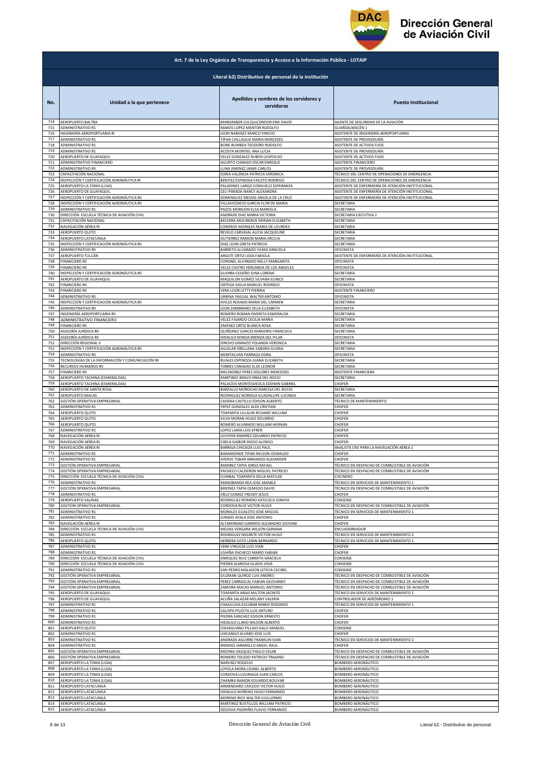**Art. 7 de la Ley Orgánica de Transparencia y Acceso a la Información Pública - LOTAIP**

**Literal b2) Distributivo de personal de la institución**

| No. | Unidad a la que pertenece | Apellidos y nombres de los servidores y servidoras | Puesto Institucional |
|---|---|---|---|
| 714 | AEROPUERTO BALTRA | MARGRABER CULQUICONDOR ERIK DAVID | AGENTE DE SEGURIDAD DE LA AVIACIÓN |
| 715 | ADMINISTRATIVO R1 | RAMOS LOPEZ MENTOR RODOLFO | GUARDALMACÉN 1 |
| 716 | INGENIERÍA AEROPORTUARIA RI | LEON NARVAEZ MARCO VINICIO | ASISTENTE DE INGENIERÍA AEROPORTUARIA |
| 717 | ADMINISTRATIVO R1 | TIPAN CAILLAGUA MARIA MERCEDES | ASISTENTE DE PROVEEDURÍA |
| 718 | ADMINISTRATIVO R1 | BONE RUMBEA TEODORO RODOLFO | ASISTENTE DE ACTIVOS FIJOS |
| 719 | ADMINISTRATIVO R1 | ACOSTA MONTIEL ANA LUCIA | ASISTENTE DE PROVEEDURÍA |
| 720 | AEROPUERTO DE GUAYAQUIL | VELEZ GONZALEZ RUBEN LEOPOLDO | ASISTENTE DE ACTIVOS FIJOS |
| 721 | ADMINISTRATIVO FINANCIERO | AGURTO CHANGO OSCAR ENRIQUE | ASISTENTE FINANCIERO |
| 722 | ADMINISTRATIVO RII | LUNA JIMENEZ JAIME CARLOS | ASISTENTE DE PROVEEDURÍA |
| 723 | CAPACITACIÓN NACIONAL | SORIA VALENCIA PATRICIA VERONICA | TÉCNICO DEL CENTRO DE OPERACIONES DE EMERGENCIA |
| 724 | INSPECCIÓN Y CERTIFICACIÓN AERONÁUTICA RI | BENITEZ ESPINOSA FAUSTO RODRIGO | TÉCNICO DEL CENTRO DE OPERACIONES DE EMERGENCIA |
| 725 | AEROPUERTO LA TOMA (LOJA) | PALADINES LARGO CONSUELO ESPERANZA | ASISTENTE DE ENFERMERÍA DE ATENCIÓN INSTITUCIONAL |
| 726 | AEROPUERTO DE GUAYAQUIL | CELI PARADA NANCY ALEXANDRA | ASISTENTE DE ENFERMERÍA DE ATENCIÓN INSTITUCIONAL |
| 727 | INSPECCIÓN Y CERTIFICACIÓN AERONÁUTICA RII | DOMINGUEZ MESIAS ANGELA DE LA CRUZ | ASISTENTE DE ENFERMERÍA DE ATENCIÓN INSTITUCIONAL |
| 728 | INSPECCIÓN Y CERTIFICACIÓN AERONÁUTICA RII | VILLAVICENCIO GARCIA FLOR DE MARIA | SECRETARIA |
| 729 | ADMINISTRATIVO R1 | PAZOS MOREJON ELSA MARCELA | SECRETARIA |
| 730 | DIRECCIÓN ESCUELA TÉCNICA DE AVIACIÓN CIVIL | ANDRADE DIAZ MARIA VICTORIA | SECRETARIA EJECUTIVA 2 |
| 731 | CAPACITACIÓN NACIONAL | BECERRA MOLINEROS MIRIAN ELIZABETH | SECRETARIA |
| 732 | NAVEGACIÓN AÉREA RI | CISNEROS MORALES MARIA DE LOURDES | SECRETARIA |
| 733 | AEROPUERTO QUITO | REVELO CARVAJAL ALICIA JACQUELINE | SECRETARIA |
| 734 | AEROPUERTO LATACUNGA | GUTIERREZ RAMON MARIA ERCILIA | SECRETARIA |
| 735 | INSPECCIÓN Y CERTIFICACIÓN AERONÁUTICA RII | DIAZ LEON GRETA PATRICIA | SECRETARIA |
| 736 | ADMINISTRATIVO RII | BARRETO ALVARADO VILMA GRACIELA | OFICINISTA |
| 737 | AEROPUERTO TULCÁN | ARGOTI ORTIZ LIDIA FABIOLA | ASISTENTE DE ENFERMERÍA DE ATENCIÓN INSTITUCIONAL |
| 738 | FINANCIERO RII | CORONEL ALVARADO NELLY MARGARITA | OFICINISTA |
| 739 | FINANCIERO RII | VELEZ CASTRO HERLANDA DE LOS ANGELES | OFICINISTA |
| 740 | INSPECCIÓN Y CERTIFICACIÓN AERONÁUTICA RII | GUERRA CEDEÑO GINA LORENA | SECRETARIA |
| 741 | AEROPUERTO DE GUAYAQUIL | MAQUILON GOMEZ SILVANA EUNICE | SECRETARIA |
| 742 | FINANCIERO RII | ORTEGA SIGUA MANUEL RODRIGO | OFICINISTA |
| 743 | FINANCIERO RII | VERA LOOR LETTY PIERINA | ASISTENTE FINANCIERO |
| 744 | ADMINISTRATIVO RII | URBINA YAGUAL WALTER ANTONIO | OFICINISTA |
| 745 | INSPECCIÓN Y CERTIFICACIÓN AERONÁUTICA RII | AVILES ROSADO MARIA DEL CARMEN | SECRETARIA |
| 746 | ADMINISTRATIVO RII | LEON ZAMBRANO DILIA ELIZABETH | OFICINISTA |
| 747 | INGENIERÍA AEROPORTUARIA RII | ROMERO ROMAN EMERITA ESMERALDA | SECRETARIA |
| 748 | ADMINISTRATIVO FINANCIERO | VELEZ FAJARDO CECILIA MARIA | SECRETARIA |
| 749 | FINANCIERO RII | JIMENEZ ORTIZ BLANCA ROSA | SECRETARIA |
| 750 | ASESORÍA JURÍDICA RII | QUIÑONEZ GARCES MARJORIE FRANCISCA | SECRETARIA |
| 751 | ASESORÍA JURÍDICA RII | HIDALGO MINDA BRENDA DEL PILAR | OFICINISTA |
| 752 | DIRECCIÓN REGIONAL II | IDROVO GRANIZO YOLANDA VERONICA | SECRETARIA |
| 753 | INSPECCIÓN Y CERTIFICACIÓN AERONÁUTICA RII | AGUILAR ORELLANA SANDRA GLORIA | SECRETARIA |
| 754 | ADMINISTRATIVO RII | MONTALVAN PARRAGA DORA | OFICINISTA |
| 755 | TECNOLOGÍAS DE LA INFORMACIÓN Y COMUNICACIÓN RII | RUALES ESPINOZA JUANA ELIZABETH | SECRETARIA |
| 756 | RECURSOS HUMANOS RII | TORRES CANADAS ELSA LEONOR | SECRETARIA |
| 757 | FINANCIERO RII | MELENDREZ PEREZ DOLORES MERCEDES | ASISTENTE FINANCIERA |
| 758 | AEROPUERTO TACHINA (ESMERALDAS) | MARTINEZ BRAVO IRMA DEL ROCIO | SECRETARIA |
| 759 | AEROPUERTO TACHINA (ESMERALDAS) | PALACIOS MONTESDEOCA EDDWIN GABRIEL | CHOFER |
| 760 | AEROPUERTO DE SANTA ROSA | BARZALLO MOROCHO NARCISA DEL ROCIO | SECRETARIA |
| 761 | AEROPUERTO MACAS | RODRIGUEZ NORIEGA GUADALUPE LUCINDA | SECRETARIA |
| 762 | GESTIÓN OPERATIVA EMPRESARIAL | CADENA CASTILLO EDISON ALBERTO | TÉCNICO DE MANTENIMIENTO |
| 763 | ADMINISTRATIVO R1 | YEPEZ GONZALES ALEX CRISTIAN | CHOFER |
| 764 | AEROPUERTO QUITO | TOAPANTA ULLAURI RICHARD WILLIAM | CHOFER |
| 765 | AEROPUERTO QUITO | SILVA MORAN HUGO EDUARDO | CHOFER |
| 766 | AEROPUERTO QUITO | ROMERO ALVARADO WILLIAM HERNAN | CHOFER |
| 767 | ADMINISTRATIVO R1 | LOPEZ LAMA LUIS EFREN | CHOFER |
| 768 | NAVEGACIÓN AÉREA RI | LEVOYER RAMIREZ EDUARDO PATRICIO | CHOFER |
| 769 | NAVEGACIÓN AÉREA RI | CHELA GAIBOR DIEGO ALONSO | CHOFER |
| 770 | NAVEGACIÓN AÉREA RI | BARRIGA CHICAIZA LUIS PAUL | ANALISTA CNS PARA LA NAVEGACIÓN AÉREA 1 |
| 771 | ADMINISTRATIVO R1 | BAHAMONDE TIPAN NELSON OSWALDO | CHOFER |
| 772 | ADMINISTRATIVO R1 | AYERVE TOBAR ARMANDO ALEXANDER | CHOFER |
| 773 | GESTIÓN OPERATIVA EMPRESARIAL | RAMIREZ TAPIA JORGE RAFAEL | TÉCNICO EN DESPACHO DE COMBUSTIBLE DE AVIACIÓN |
| 774 | GESTIÓN OPERATIVA EMPRESARIAL | PACHECO CALDERON MIGUEL PATRICIO | TÉCNICO EN DESPACHO DE COMBUSTIBLE DE AVIACIÓN |
| 775 | DIRECCIÓN ESCUELA TÉCNICA DE AVIACIÓN CIVIL | CUMBAL TOAPANTA DELIA MATILDE | COCINERO |
| 776 | ADMINISTRATIVO R1 | MANOBANDA REA JOSE AMABLE | TÉCNICO EN SERVICIOS DE MANTENIMIENTO 1 |
| 777 | GESTIÓN OPERATIVA EMPRESARIAL | BRIONES TAPIA OLMEDO DAVID | TÉCNICO EN DESPACHO DE COMBUSTIBLE DE AVIACIÓN |
| 778 | ADMINISTRATIVO R1 | CRUZ GOMEZ FREDDY JESUS | CHOFER |
| 779 | AEROPUERTO SALINAS | RODRIGUEZ ROMERO KATIUSCA SORAYA | CONSERJE |
| 780 | GESTIÓN OPERATIVA EMPRESARIAL | CORDOVA RUIZ VICTOR HUGO | TÉCNICO EN DESPACHO DE COMBUSTIBLE DE AVIACIÓN |
| 781 | ADMINISTRATIVO R1 | MORALES GUALOTO JOSE MIGUEL | TÉCNICO EN SERVICIOS DE MANTENIMIENTO 1 |
| 782 | ADMINISTRATIVO R1 | JURADO AYALA JOSE ANTONIO | CHOFER |
| 783 | NAVEGACIÓN AÉREA RI | ALTAMIRANO GARRIDO ALEJANDRO GIOVANI | CHOFER |
| 784 | DIRECCIÓN ESCUELA TÉCNICA DE AVIACIÓN CIVIL | MESIAS VERGARA WILSON GERMAN | ENCUADERNADOR |
| 785 | ADMINISTRATIVO R1 | RODRIGUEZ NEGRETE VICTOR HUGO | TÉCNICO EN SERVICIOS DE MANTENIMIENTO 2 |
| 786 | AEROPUERTO QUITO | HERRERA SOTO LENIN BERNARDO | TÉCNICO EN SERVICIOS DE MANTENIMIENTO 1 |
| 787 | ADMINISTRATIVO R1 | VERA VINUEZA LUIS IVAN | CHOFER |
| 788 | ADMINISTRATIVO R1 | USHIÑA PACHECO MARIO FABIAN | CHOFER |
| 789 | DIRECCIÓN ESCUELA TÉCNICA DE AVIACIÓN CIVIL | ENRIQUEZ RUIZ CARMITA GRACIELA | CONSERJE |
| 790 | DIRECCIÓN ESCUELA TÉCNICA DE AVIACIÓN CIVIL | PIEDRA ALMEIDA GLADIS JOVA | CONSERJE |
| 791 | ADMINISTRATIVO R1 | SAN PEDRO MALAGON LETICIA CECIBEL | CONSERJE |
| 792 | GESTIÓN OPERATIVA EMPRESARIAL | GUZMAN QUIROZ LUIS ANDRES | TÉCNICO EN DESPACHO DE COMBUSTIBLE DE AVIACIÓN |
| 793 | GESTIÓN OPERATIVA EMPRESARIAL | PEREZ CARRASCAL FABIAN GEOVANNY | TÉCNICO EN DESPACHO DE COMBUSTIBLE DE AVIACIÓN |
| 794 | GESTIÓN OPERATIVA EMPRESARIAL | ZAMORA MACAS MANUEL ANTONIO | TÉCNICO EN DESPACHO DE COMBUSTIBLE DE AVIACIÓN |
| 795 | AEROPUERTO DE GUAYAQUIL | TOAPANTA ARIAS MILTON JACINTO | TÉCNICO EN SERVICIOS DE MANTENIMIENTO 1 |
| 796 | AEROPUERTO DE GUAYAQUIL | ACUÑA SALAZAR MELANY VALERIA | CONTROLADOR DE AERÓDROMO 1 |
| 797 | ADMINISTRATIVO R1 | CHASILUISA ESCOBAR MARIO ROSENDO | TÉCNICO EN SERVICIOS DE MANTENIMIENTO 1 |
| 798 | ADMINISTRATIVO R1 | CALISPA PILICITA LUIS ARTURO | CHOFER |
| 799 | ADMINISTRATIVO R1 | PIEDRA SANCHEZ EDISON ERNESTO | CHOFER |
| 800 | ADMINISTRATIVO R1 | HIDALGO LLANO WILSON ALBERTO | CHOFER |
| 801 | AEROPUERTO QUITO | CHISAGUANO PILLAJO GALO MANUEL | CONSERJE |
| 802 | ADMINISTRATIVO R1 | LINCANGO ALVARO JOSE LUIS | CHOFER |
| 803 | ADMINISTRATIVO R1 | ANDRADE AGUIRRE FRANKLIN IVAN | TÉCNICO EN SERVICIOS DE MANTENIMIENTO 2 |
| 804 | ADMINISTRATIVO R1 | MENDEZ JARAMILLO ANGEL RAUL | CHOFER |
| 805 | GESTIÓN OPERATIVA EMPRESARIAL | MEDINA VASQUEZ PAOLO CESAR | TÉCNICO EN DESPACHO DE COMBUSTIBLE DE AVIACIÓN |
| 806 | GESTIÓN OPERATIVA EMPRESARIAL | ROMERO TOLEDO PATRICIO TRAJANO | TÉCNICO EN DESPACHO DE COMBUSTIBLE DE AVIACIÓN |
| 807 | AEROPUERTO LA TOMA (LOJA) | NARVAEZ ROGELIO | BOMBERO AERONÁUTICO |
| 808 | AEROPUERTO LA TOMA (LOJA) | LOYOLA MORA LEONEL ALBERTO | BOMBERO AERONÁUTICO |
| 809 | AEROPUERTO LA TOMA (LOJA) | CORDOVA LUZURIAGA JUAN CARLOS | BOMBERO AERONÁUTICO |
| 810 | AEROPUERTO LA TOMA (LOJA) | CHAMBA RAMON EDUARDO BOLIVAR | BOMBERO AERONÁUTICO |
| 811 | AEROPUERTO LATACUNGA | ARMENDARIZ CAICEDO VICTOR HUGO | BOMBERO AERONÁUTICO |
| 812 | AEROPUERTO LATACUNGA | HIDALGO MORENO HUGO FERNANDO | BOMBERO AERONÁUTICO |
| 813 | AEROPUERTO LATACUNGA | MORENO RIOS WALTER GUILLERMO | BOMBERO AERONÁUTICO |
| 814 | AEROPUERTO LATACUNGA | MARTINEZ BUSTILLOS WILLIAM PATRICIO | BOMBERO AERONÁUTICO |
| 815 | AEROPUERTO LATACUNGA | SEGOVIA PAZMIÑO FLAVIO FERNANDO | BOMBERO AERONÁUTICO |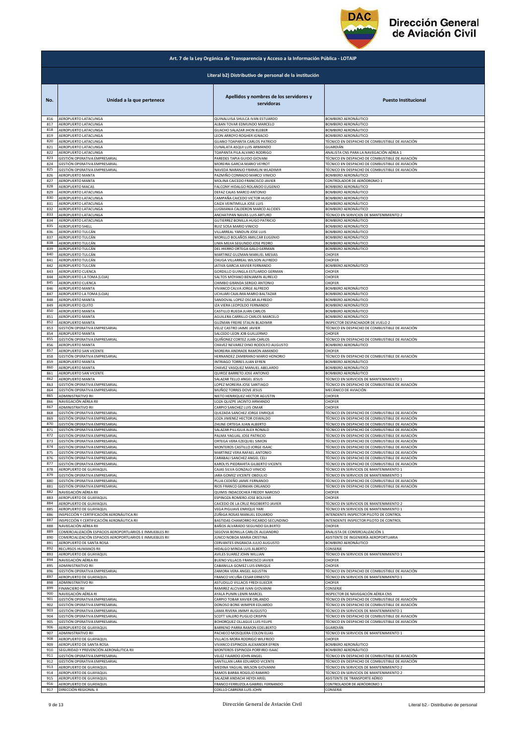**Dirección General de Aviación Civil**

**Art. 7 de la Ley Orgánica de Transparencia y Acceso a la Información Pública - LOTAIP**

**Literal b2) Distributivo de personal de la institución**

| No. | Unidad a la que pertenece | Apellidos y nombres de los servidores y servidoras | Puesto Institucional |
|---|---|---|---|
| 816 | AEROPUERTO LATACUNGA | QUINALUISA SHULCA IVAN ESTUARDO | BOMBERO AERONÁUTICO |
| 817 | AEROPUERTO LATACUNGA | ALBAN TOVAR EDMUNDO MARCELO | BOMBERO AERONÁUTICO |
| 818 | AEROPUERTO LATACUNGA | GUACHO SALAZAR JHON KLEBER | BOMBERO AERONÁUTICO |
| 819 | AEROPUERTO LATACUNGA | LEON ARROYO ROGHER IGNACIO | BOMBERO AERONÁUTICO |
| 820 | AEROPUERTO LATACUNGA | GUANO TOAPANTA CARLOS PATRICIO | TÉCNICO EN DESPACHO DE COMBUSTIBLE DE AVIACIÓN |
| 821 | AEROPUERTO LATACUNGA | CUNALATA ASQUI LUIS ARMANDO | GUARDIÁN |
| 822 | AEROPUERTO LATACUNGA | TOAPANTA PILA ALVARO RODRIGO | ANALISTA CNS PARA LA NAVEGACIÓN AÉREA 1 |
| 823 | GESTIÓN OPERATIVA EMPRESARIAL | PAREDES TAPIA GUIDO GIOVANI | TÉCNICO EN DESPACHO DE COMBUSTIBLE DE AVIACIÓN |
| 824 | GESTIÓN OPERATIVA EMPRESARIAL | MOREIRA GARCIA MARIO VEYROT | TÉCNICO EN DESPACHO DE COMBUSTIBLE DE AVIACIÓN |
| 825 | GESTIÓN OPERATIVA EMPRESARIAL | NAVEDA NARANJO FRANKLIN WLADIMIR | TÉCNICO EN DESPACHO DE COMBUSTIBLE DE AVIACIÓN |
| 826 | AEROPUERTO MANTA | PAZMIÑO CONRADO MARCO VINICIO | BOMBERO AERONÁUTICO |
| 827 | AEROPUERTO MANTA | MOLINA CAICEDO FRANCISCO JAVIER | CONTROLADOR DE AERÓDROMO 1 |
| 828 | AEROPUERTO MACAS | FALCONY HIDALGO ROLANDO EUGENIO | BOMBERO AERONÁUTICO |
| 829 | AEROPUERTO LATACUNGA | DEFAZ CAJAS MARCO ANTONIO | BOMBERO AERONÁUTICO |
| 830 | AEROPUERTO LATACUNGA | CAMPAÑA CAICEDO VICTOR HUGO | BOMBERO AERONÁUTICO |
| 831 | AEROPUERTO LATACUNGA | CAIZA VEINTIMILLA JOSE LUIS | BOMBERO AERONÁUTICO |
| 832 | AEROPUERTO LATACUNGA | LUGMANIA CALDERON MARCO ALCIDES | BOMBERO AERONÁUTICO |
| 833 | AEROPUERTO LATACUNGA | ANCHATIPAN NAVAS LUIS ARTURO | TÉCNICO EN SERVICIOS DE MANTENIMIENTO 2 |
| 834 | AEROPUERTO LATACUNGA | GUTIERREZ BONILLA HUGO PATRICIO | BOMBERO AERONÁUTICO |
| 835 | AEROPUERTO SHELL | RUIZ SOSA MARIO VINICIO | BOMBERO AERONÁUTICO |
| 836 | AEROPUERTO TULCÁN | VILLARREAL YANDUN JOSE LUIS | BOMBERO AERONÁUTICO |
| 837 | AEROPUERTO TULCÁN | MORILLO BOLAÑOS AMILCAR EUGENIO | BOMBERO AERONÁUTICO |
| 838 | AEROPUERTO TULCÁN | LIMA MEJIA SEGUNDO JOSE PEDRO | BOMBERO AERONÁUTICO |
| 839 | AEROPUERTO TULCÁN | DEL HIERRO ORTEGA GALO GERMAN | BOMBERO AERONÁUTICO |
| 840 | AEROPUERTO TULCÁN | MARTINEZ GUZMAN MANUEL MESIAS | CHOFER |
| 841 | AEROPUERTO TULCÁN | CHUGA VILLARREAL WILSON ALFREDO | CHOFER |
| 842 | AEROPUERTO TULCÁN | JATIVA GARCIA XAVIER FERNANDO | BOMBERO AERONÁUTICO |
| 843 | AEROPUERTO CUENCA | GORDILLO GUINGLA ESTUARDO GERMAN | CHOFER |
| 844 | AEROPUERTO LA TOMA (LOJA) | SALTOS MOYANO BENJAMIN AURELIO | CHOFER |
| 845 | AEROPUERTO CUENCA | CHIMBO GRANDA SERGIO ANTONIO | CHOFER |
| 846 | AEROPUERTO MANTA | VIVANCO CALVA JORGE ALFREDO | BOMBERO AERONÁUTICO |
| 847 | AEROPUERTO LA TOMA (LOJA) | UCHUARI CAJILIMA MARIO BALTAZAR | BOMBERO AERONÁUTICO |
| 848 | AEROPUERTO MANTA | SANDOVAL LOPEZ OSCAR ALFREDO | BOMBERO AERONÁUTICO |
| 849 | AEROPUERTO QUITO | IZA VIERA LEOPOLDO FERNANDO | BOMBERO AERONÁUTICO |
| 850 | AEROPUERTO MANTA | CASTILLO RUEDA JUAN CARLOS | BOMBERO AERONÁUTICO |
| 851 | AEROPUERTO MANTA | AGUILERA CARRILLO CARLOS MARCELO | BOMBERO AERONÁUTICO |
| 852 | AEROPUERTO MANTA | GUZMAN FREIRE STALIN BLADIMIR | INSPECTOR DESPACHADOR DE VUELO 2 |
| 853 | GESTIÓN OPERATIVA EMPRESARIAL | VELIZ CASTRO JAIME JAVIER | TÉCNICO EN DESPACHO DE COMBUSTIBLE DE AVIACIÓN |
| 854 | AEROPUERTO MANTA | SALCEDO LEON JOB GUILLERMO | CHOFER |
| 855 | GESTIÓN OPERATIVA EMPRESARIAL | QUIÑONEZ CORTEZ JUAN CARLOS | TÉCNICO EN DESPACHO DE COMBUSTIBLE DE AVIACIÓN |
| 856 | AEROPUERTO MANTA | CHAVEZ NEVAREZ DINO RODOLFO AUGUSTO | BOMBERO AERONÁUTICO |
| 857 | AEROPUERTO SAN VICENTE | MOREIRA ANDRADE RAMON AMANDO | CHOFER |
| 858 | GESTIÓN OPERATIVA EMPRESARIAL | HERNANDEZ ZAMBRANO MARIO HONORIO | TÉCNICO EN DESPACHO DE COMBUSTIBLE DE AVIACIÓN |
| 859 | AEROPUERTO MANTA | INTRIAGO TORRES JUAN EFREN | BOMBERO AERONÁUTICO |
| 860 | AEROPUERTO MANTA | CHAVEZ VASQUEZ MANUEL ABELARDO | BOMBERO AERONÁUTICO |
| 861 | AEROPUERTO SAN VICENTE | QUIROZ BARRETO JOSE ANTONIO | BOMBERO AERONÁUTICO |
| 862 | AEROPUERTO MANTA | SALAZAR TELLO ANGEL JESUS | TÉCNICO EN SERVICIOS DE MANTENIMIENTO 1 |
| 863 | GESTIÓN OPERATIVA EMPRESARIAL | LOPEZ MOREIRA JOSE SANTIAGO | TÉCNICO EN DESPACHO DE COMBUSTIBLE DE AVIACIÓN |
| 864 | GESTIÓN OPERATIVA EMPRESARIAL | MUÑOZ TORRES DOVE JESUS | MECÁNICO DE AVIACIÓN |
| 865 | ADMINISTRATIVO RII | NIETO HENRIQUEZ HECTOR AGUSTIN | CHOFER |
| 866 | NAVEGACIÓN AÉREA RII | LOZA QUIZPE JACINTO ARMANDO | CHOFER |
| 867 | ADMINISTRATIVO RII | CARPIO SANCHEZ LUIS OMAR | CHOFER |
| 868 | GESTIÓN OPERATIVA EMPRESARIAL | QUEZADA SANCHEZ JORGE ENRIQUE | TÉCNICO EN DESPACHO DE COMBUSTIBLE DE AVIACIÓN |
| 869 | GESTIÓN OPERATIVA EMPRESARIAL | LOZA JIMENEZ HECTOR OSWALDO | TÉCNICO EN DESPACHO DE COMBUSTIBLE DE AVIACIÓN |
| 870 | GESTIÓN OPERATIVA EMPRESARIAL | ZHUNE ORTEGA JUAN ALBERTO | TÉCNICO EN DESPACHO DE COMBUSTIBLE DE AVIACIÓN |
| 871 | GESTIÓN OPERATIVA EMPRESARIAL | SALAZAR PILLIGUA ALEX RONALD | TÉCNICO EN DESPACHO DE COMBUSTIBLE DE AVIACIÓN |
| 872 | GESTIÓN OPERATIVA EMPRESARIAL | PALMA YAGUAL JOSE PATRICIO | TÉCNICO EN DESPACHO DE COMBUSTIBLE DE AVIACIÓN |
| 873 | GESTIÓN OPERATIVA EMPRESARIAL | ORTEGA VERA EZEQUIEL SIMON | TÉCNICO EN DESPACHO DE COMBUSTIBLE DE AVIACIÓN |
| 874 | GESTIÓN OPERATIVA EMPRESARIAL | MONTEROS CASTILLO JORGE ISAAC | TÉCNICO EN DESPACHO DE COMBUSTIBLE DE AVIACIÓN |
| 875 | GESTIÓN OPERATIVA EMPRESARIAL | MARTINEZ VERA RAFAEL ANTONIO | TÉCNICO EN DESPACHO DE COMBUSTIBLE DE AVIACIÓN |
| 876 | GESTIÓN OPERATIVA EMPRESARIAL | CARABALI SANCHEZ ANGEL CELI | TÉCNICO EN DESPACHO DE COMBUSTIBLE DE AVIACIÓN |
| 877 | GESTIÓN OPERATIVA EMPRESARIAL | KAROLYS PIEDRAHITA GILBERTO VICENTE | TÉCNICO EN DESPACHO DE COMBUSTIBLE DE AVIACIÓN |
| 878 | AEROPUERTO DE GUAYAQUIL | CAJAS SILVA GONZALO VINICIO | TÉCNICO EN SERVICIOS DE MANTENIMIENTO 1 |
| 879 | GESTIÓN OPERATIVA EMPRESARIAL | JARA GOMEZ VICENTE OBDULIO | TÉCNICO EN SERVICIOS DE MANTENIMIENTO 1 |
| 880 | GESTIÓN OPERATIVA EMPRESARIAL | PLUA CEDEÑO JAIME FERNANDO | TÉCNICO EN DESPACHO DE COMBUSTIBLE DE AVIACIÓN |
| 881 | GESTIÓN OPERATIVA EMPRESARIAL | RIOS FRANCO GERMAN ORLANDO | TÉCNICO EN DESPACHO DE COMBUSTIBLE DE AVIACIÓN |
| 882 | NAVEGACIÓN AÉREA RII | QUIMIS INDACOCHEA FREDDY NARCISO | CHOFER |
| 883 | AEROPUERTO DE GUAYAQUIL | ESPINOZA ROMERO JOSE BOLIVAR | CHOFER |
| 884 | AEROPUERTO DE GUAYAQUIL | CAICEDO DE LA CRUZ RIGOBERTO JAVIER | TÉCNICO EN SERVICIOS DE MANTENIMIENTO 2 |
| 885 | AEROPUERTO DE GUAYAQUIL | VEGA PIGUAVE ENRIQUE YARI | TÉCNICO EN SERVICIOS DE MANTENIMIENTO 1 |
| 886 | INSPECCIÓN Y CERTIFICACIÓN AERONÁUTICA RII | ZUÑIGA ROSAS MANUEL EDUARDO | INTENDENTE INSPECTOR PILOTO DE CONTROL |
| 887 | INSPECCIÓN Y CERTIFICACIÓN AERONÁUTICA RII | BASTIDAS CHAMORRO RICARDO SECUNDINO | INTENDENTE INSPECTOR PILOTO DE CONTROL |
| 888 | NAVEGACIÓN AÉREA RII | BAÑOS ALVARADO SEGUNDO GILBERTO | CHOFER |
| 889 | COMERCIALIZACIÓN ESPACIOS AEROPORTUARIOS E INMUEBLES RII | SEGOVIA BONILLA CARLOS ALEJANDRO | ANALISTA DE COMERCIALIZACIÓN 1 |
| 890 | COMERCIALIZACIÓN ESPACIOS AEROPORTUARIOS E INMUEBLES RII | JUNCO NOBOA MARIA CRISTINA | ASISTENTE DE INGENIERÍA AEROPORTUARIA |
| 891 | AEROPUERTO DE SANTA ROSA | CERVANTES ENGRACIA JULIO AUGUSTO | BOMBERO AERONÁUTICO |
| 892 | RECURSOS HUMANOS RII | HIDALGO MINDA LUIS ALBERTO | CONSERJE |
| 893 | AEROPUERTO DE GUAYAQUIL | AVILES SUAREZ JOHN WILLIAN | TÉCNICO EN SERVICIOS DE MANTENIMIENTO 1 |
| 894 | NAVEGACIÓN AÉREA RII | BUENO VILLACIS FRANCISCO JAVIER | CHOFER |
| 895 | ADMINISTRATIVO RII | CABANILLA GOMEZ LUIS ENRIQUE | CHOFER |
| 896 | GESTIÓN OPERATIVA EMPRESARIAL | ZAMORA VERA ANGEL AGUSTIN | TÉCNICO EN DESPACHO DE COMBUSTIBLE DE AVIACIÓN |
| 897 | AEROPUERTO DE GUAYAQUIL | FRANCO VICUÑA CESAR ERNESTO | TÉCNICO EN SERVICIOS DE MANTENIMIENTO 1 |
| 898 | ADMINISTRATIVO RII | ASTUDILLO VILLACIS FREDI ELIECER | CHOFER |
| 899 | FINANCIERO RII | RAMIREZ ALCIVAR IVAN GIOVANNI | CONSERJE |
| 900 | NAVEGACIÓN AÉREA RI | AYALA PUNIN LENIN MARCEL | INSPECTOR DE NAVEGACIÓN AÉREA CNS |
| 901 | GESTIÓN OPERATIVA EMPRESARIAL | CARPIO TOBAR XAVIER ORLANDO | TÉCNICO EN DESPACHO DE COMBUSTIBLE DE AVIACIÓN |
| 902 | GESTIÓN OPERATIVA EMPRESARIAL | DONOSO BONE WIMPER EDUARDO | TÉCNICO EN DESPACHO DE COMBUSTIBLE DE AVIACIÓN |
| 903 | GESTIÓN OPERATIVA EMPRESARIAL | LAMA RIVERA JIMMY AUGUSTO | TÉCNICO EN SERVICIOS DE MANTENIMIENTO 1 |
| 904 | GESTIÓN OPERATIVA EMPRESARIAL | SCOTT VALERO PUGLIO CRISPIN | TÉCNICO EN DESPACHO DE COMBUSTIBLE DE AVIACIÓN |
| 905 | GESTIÓN OPERATIVA EMPRESARIAL | BOHORQUEZ OLLAGUE LUIS FELIPE | TÉCNICO EN DESPACHO DE COMBUSTIBLE DE AVIACIÓN |
| 906 | AEROPUERTO DE GUAYAQUIL | BARRENO PARRA RAMON EDELBERTO | GUARDIÁN |
| 907 | ADMINISTRATIVO RII | PACHECO MOSQUERA COLON ELIAS | TÉCNICO EN SERVICIOS DE MANTENIMIENTO 1 |
| 908 | AEROPUERTO DE GUAYAQUIL | VILLACIS MORA RODRIGO WILFRIDO | CHOFER |
| 909 | AEROPUERTO DE SANTA ROSA | VIVANCO ESPINOZA ALEXANDER EFREN | BOMBERO AERONÁUTICO |
| 910 | SEGURIDAD Y PREVENCIÓN AERONÁUTICA RII | MONTEROS ESPINOZA PORFIRIO ISAAC | BOMBERO AERONÁUTICO |
| 911 | GESTIÓN OPERATIVA EMPRESARIAL | VELEZ FAJARDO JOHN ANGEL | TÉCNICO EN DESPACHO DE COMBUSTIBLE DE AVIACIÓN |
| 912 | GESTIÓN OPERATIVA EMPRESARIAL | SANTILLAN LARA EDUARDO VICENTE | TÉCNICO EN DESPACHO DE COMBUSTIBLE DE AVIACIÓN |
| 913 | AEROPUERTO DE GUAYAQUIL | MEDINA YAGUAL WILSON GIOVANNI | TÉCNICO EN SERVICIOS DE MANTENIMIENTO 2 |
| 914 | AEROPUERTO DE GUAYAQUIL | RAMOS BARBA ROGELIO RAMIRO | TÉCNICO EN SERVICIOS DE MANTENIMIENTO 2 |
| 915 | AEROPUERTO DE GUAYAQUIL | SALAZAR ANDACHI HEYDI ARIEL | ASISTENTE DE TRANSPORTE AÉREO |
| 916 | AEROPUERTO DE GUAYAQUIL | FRANCO FERRUZOLA GABRIEL FERNANDO | CONTROLADOR DE AERÓDROMO 1 |
| 917 | DIRECCIÓN REGIONAL II | COELLO CABRERA LUIS JOHN | CONSERJE |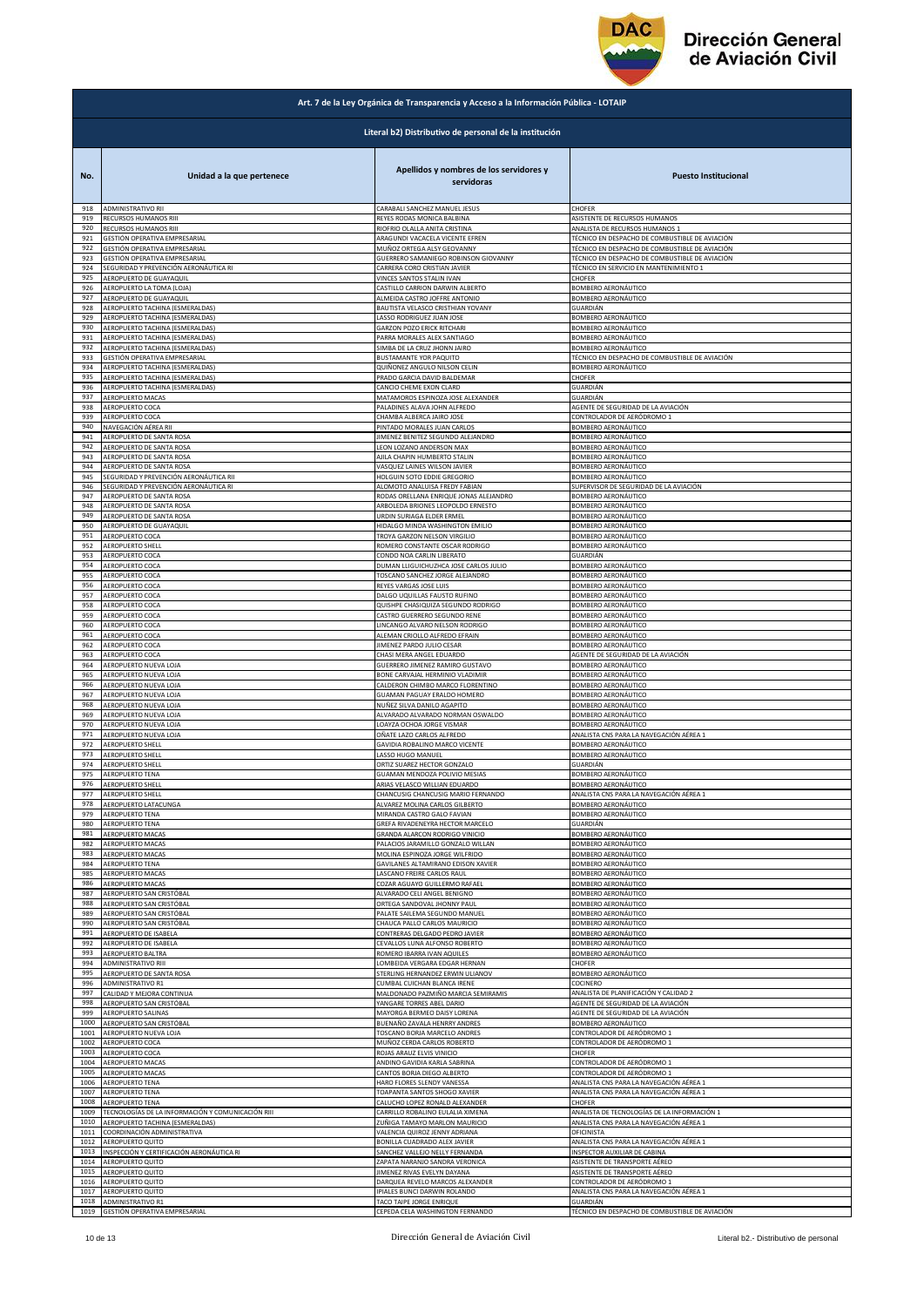**Dirección General de Aviación Civil**

## Art. 7 de la Ley Orgánica de Transparencia y Acceso a la Información Pública - LOTAIP

### Literal b2) Distributivo de personal de la institución

| No. | Unidad a la que pertenece | Apellidos y nombres de los servidores y servidoras | Puesto Institucional |
|---|---|---|---|
| 918 | ADMINISTRATIVO RII | CARABALI SANCHEZ MANUEL JESUS | CHOFER |
| 919 | RECURSOS HUMANOS RIII | REYES RODAS MONICA BALBINA | ASISTENTE DE RECURSOS HUMANOS |
| 920 | RECURSOS HUMANOS RIII | RIOFRIO OLALLA ANITA CRISTINA | ANALISTA DE RECURSOS HUMANOS 1 |
| 921 | GESTIÓN OPERATIVA EMPRESARIAL | ARAGUNDI VACACELA VICENTE EFREN | TÉCNICO EN DESPACHO DE COMBUSTIBLE DE AVIACIÓN |
| 922 | GESTIÓN OPERATIVA EMPRESARIAL | MUÑOZ ORTEGA ALSY GEOVANNY | TÉCNICO EN DESPACHO DE COMBUSTIBLE DE AVIACIÓN |
| 923 | GESTIÓN OPERATIVA EMPRESARIAL | GUERRERO SAMANIEGO ROBINSON GIOVANNY | TÉCNICO EN DESPACHO DE COMBUSTIBLE DE AVIACIÓN |
| 924 | SEGURIDAD Y PREVENCIÓN AERONÁUTICA RI | CARRERA CORO CRISTIAN JAVIER | TÉCNICO EN SERVICIO EN MANTENIMIENTO 1 |
| 925 | AEROPUERTO DE GUAYAQUIL | VINCES SANTOS STALIN IVAN | CHOFER |
| 926 | AEROPUERTO LA TOMA (LOJA) | CASTILLO CARRION DARWIN ALBERTO | BOMBERO AERONÁUTICO |
| 927 | AEROPUERTO DE GUAYAQUIL | ALMEIDA CASTRO JOFFRE ANTONIO | BOMBERO AERONÁUTICO |
| 928 | AEROPUERTO TACHINA (ESMERALDAS) | BAUTISTA VELASCO CRISTHIAN YOVANY | GUARDIÁN |
| 929 | AEROPUERTO TACHINA (ESMERALDAS) | LASSO RODRIGUEZ JUAN JOSE | BOMBERO AERONÁUTICO |
| 930 | AEROPUERTO TACHINA (ESMERALDAS) | GARZON POZO ERICK RITCHARI | BOMBERO AERONÁUTICO |
| 931 | AEROPUERTO TACHINA (ESMERALDAS) | PARRA MORALES ALEX SANTIAGO | BOMBERO AERONÁUTICO |
| 932 | AEROPUERTO TACHINA (ESMERALDAS) | SIMBA DE LA CRUZ JHONN JAIRO | BOMBERO AERONÁUTICO |
| 933 | GESTIÓN OPERATIVA EMPRESARIAL | BUSTAMANTE YOR PAQUITO | TÉCNICO EN DESPACHO DE COMBUSTIBLE DE AVIACIÓN |
| 934 | AEROPUERTO TACHINA (ESMERALDAS) | QUIÑONEZ ANGULO NILSON CELIN | BOMBERO AERONÁUTICO |
| 935 | AEROPUERTO TACHINA (ESMERALDAS) | PRADO GARCIA DAVID BALDEMAR | CHOFER |
| 936 | AEROPUERTO TACHINA (ESMERALDAS) | CANCIO CHEME EXON CLARD | GUARDIÁN |
| 937 | AEROPUERTO MACAS | MATAMOROS ESPINOZA JOSE ALEXANDER | GUARDIÁN |
| 938 | AEROPUERTO COCA | PALADINES ALAVA JOHN ALFREDO | AGENTE DE SEGURIDAD DE LA AVIACIÓN |
| 939 | AEROPUERTO COCA | CHAMBA ALBERCA JAIRO JOSE | CONTROLADOR DE AERÓDROMO 1 |
| 940 | NAVEGACIÓN AÉREA RII | PINTADO MORALES JUAN CARLOS | BOMBERO AERONÁUTICO |
| 941 | AEROPUERTO DE SANTA ROSA | JIMENEZ BENITEZ SEGUNDO ALEJANDRO | BOMBERO AERONÁUTICO |
| 942 | AEROPUERTO DE SANTA ROSA | LEON LOZANO ANDERSON MAX | BOMBERO AERONÁUTICO |
| 943 | AEROPUERTO DE SANTA ROSA | AJILA CHAPIN HUMBERTO STALIN | BOMBERO AERONÁUTICO |
| 944 | AEROPUERTO DE SANTA ROSA | VASQUEZ LAINES WILSON JAVIER | BOMBERO AERONÁUTICO |
| 945 | SEGURIDAD Y PREVENCIÓN AERONÁUTICA RII | HOLGUIN SOTO EDDIE GREGORIO | BOMBERO AERONÁUTICO |
| 946 | SEGURIDAD Y PREVENCIÓN AERONÁUTICA RI | ALOMOTO ANALUISA FREDY FABIAN | SUPERVISOR DE SEGURIDAD DE LA AVIACIÓN |
| 947 | AEROPUERTO DE SANTA ROSA | RODAS ORELLANA ENRIQUE JONAS ALEJANDRO | BOMBERO AERONÁUTICO |
| 948 | AEROPUERTO DE SANTA ROSA | ARBOLEDA BRIONES LEOPOLDO ERNESTO | BOMBERO AERONÁUTICO |
| 949 | AEROPUERTO DE SANTA ROSA | URDIN SURIAGA ELDER ERMEL | BOMBERO AERONÁUTICO |
| 950 | AEROPUERTO DE GUAYAQUIL | HIDALGO MINDA WASHINGTON EMILIO | BOMBERO AERONÁUTICO |
| 951 | AEROPUERTO COCA | TROYA GARZON NELSON VIRGILIO | BOMBERO AERONÁUTICO |
| 952 | AEROPUERTO SHELL | ROMERO CONSTANTE OSCAR RODRIGO | BOMBERO AERONÁUTICO |
| 953 | AEROPUERTO COCA | CONDO NOA CARLIN LIBERATO | GUARDIÁN |
| 954 | AEROPUERTO COCA | DUMAN LLIGUICHUZHCA JOSE CARLOS JULIO | BOMBERO AERONÁUTICO |
| 955 | AEROPUERTO COCA | TOSCANO SANCHEZ JORGE ALEJANDRO | BOMBERO AERONÁUTICO |
| 956 | AEROPUERTO COCA | REYES VARGAS JOSE LUIS | BOMBERO AERONÁUTICO |
| 957 | AEROPUERTO COCA | DALGO UQUILLAS FAUSTO RUFINO | BOMBERO AERONÁUTICO |
| 958 | AEROPUERTO COCA | QUISHPE CHASIQUIZA SEGUNDO RODRIGO | BOMBERO AERONÁUTICO |
| 959 | AEROPUERTO COCA | CASTRO GUERRERO SEGUNDO RENE | BOMBERO AERONÁUTICO |
| 960 | AEROPUERTO COCA | LINCANGO ALVARO NELSON RODRIGO | BOMBERO AERONÁUTICO |
| 961 | AEROPUERTO COCA | ALEMAN CRIOLLO ALFREDO EFRAIN | BOMBERO AERONÁUTICO |
| 962 | AEROPUERTO COCA | JIMENEZ PARDO JULIO CESAR | BOMBERO AERONÁUTICO |
| 963 | AEROPUERTO COCA | CHASI MERA ANGEL EDUARDO | AGENTE DE SEGURIDAD DE LA AVIACIÓN |
| 964 | AEROPUERTO NUEVA LOJA | GUERRERO JIMENEZ RAMIRO GUSTAVO | BOMBERO AERONÁUTICO |
| 965 | AEROPUERTO NUEVA LOJA | BONE CARVAJAL HERMINIO VLADIMIR | BOMBERO AERONÁUTICO |
| 966 | AEROPUERTO NUEVA LOJA | CALDERON CHIMBO MARCO FLORENTINO | BOMBERO AERONÁUTICO |
| 967 | AEROPUERTO NUEVA LOJA | GUAMAN PAGUAY ERALDO HOMERO | BOMBERO AERONÁUTICO |
| 968 | AEROPUERTO NUEVA LOJA | NUÑEZ SILVA DANILO AGAPITO | BOMBERO AERONÁUTICO |
| 969 | AEROPUERTO NUEVA LOJA | ALVARADO ALVARADO NORMAN OSWALDO | BOMBERO AERONÁUTICO |
| 970 | AEROPUERTO NUEVA LOJA | LOAYZA OCHOA JORGE VISMAR | BOMBERO AERONÁUTICO |
| 971 | AEROPUERTO NUEVA LOJA | OÑATE LAZO CARLOS ALFREDO | ANALISTA CNS PARA LA NAVEGACIÓN AÉREA 1 |
| 972 | AEROPUERTO SHELL | GAVIDIA ROBALINO MARCO VICENTE | BOMBERO AERONÁUTICO |
| 973 | AEROPUERTO SHELL | LASSO HUGO MANUEL | BOMBERO AERONÁUTICO |
| 974 | AEROPUERTO SHELL | ORTIZ SUAREZ HECTOR GONZALO | GUARDIÁN |
| 975 | AEROPUERTO TENA | GUAMAN MENDOZA POLIVIO MESIAS | BOMBERO AERONÁUTICO |
| 976 | AEROPUERTO SHELL | ARIAS VELASCO WILLIAN EDUARDO | BOMBERO AERONÁUTICO |
| 977 | AEROPUERTO SHELL | CHANCUSIG CHANCUSIG MARIO FERNANDO | ANALISTA CNS PARA LA NAVEGACIÓN AÉREA 1 |
| 978 | AEROPUERTO LATACUNGA | ALVAREZ MOLINA CARLOS GILBERTO | BOMBERO AERONÁUTICO |
| 979 | AEROPUERTO TENA | MIRANDA CASTRO GALO FAVIAN | BOMBERO AERONÁUTICO |
| 980 | AEROPUERTO TENA | GREFA RIVADENEYRA HECTOR MARCELO | GUARDIÁN |
| 981 | AEROPUERTO MACAS | GRANDA ALARCON RODRIGO VINICIO | BOMBERO AERONÁUTICO |
| 982 | AEROPUERTO MACAS | PALACIOS JARAMILLO GONZALO WILLAN | BOMBERO AERONÁUTICO |
| 983 | AEROPUERTO MACAS | MOLINA ESPINOZA JORGE WILFRIDO | BOMBERO AERONÁUTICO |
| 984 | AEROPUERTO TENA | GAVILANES ALTAMIRANO EDISON XAVIER | BOMBERO AERONÁUTICO |
| 985 | AEROPUERTO MACAS | LASCANO FREIRE CARLOS RAUL | BOMBERO AERONÁUTICO |
| 986 | AEROPUERTO MACAS | COZAR AGUAYO GUILLERMO RAFAEL | BOMBERO AERONÁUTICO |
| 987 | AEROPUERTO SAN CRISTÓBAL | ALVARADO CELI ANGEL BENIGNO | BOMBERO AERONÁUTICO |
| 988 | AEROPUERTO SAN CRISTÓBAL | ORTEGA SANDOVAL JHONNY PAUL | BOMBERO AERONÁUTICO |
| 989 | AEROPUERTO SAN CRISTÓBAL | PALATE SAILEMA SEGUNDO MANUEL | BOMBERO AERONÁUTICO |
| 990 | AEROPUERTO SAN CRISTÓBAL | CHAUCA PALLO CARLOS MAURICIO | BOMBERO AERONÁUTICO |
| 991 | AEROPUERTO DE ISABELA | CONTRERAS DELGADO PEDRO JAVIER | BOMBERO AERONÁUTICO |
| 992 | AEROPUERTO DE ISABELA | CEVALLOS LUNA ALFONSO ROBERTO | BOMBERO AERONÁUTICO |
| 993 | AEROPUERTO BALTRA | ROMERO IBARRA IVAN AQUILES | BOMBERO AERONÁUTICO |
| 994 | ADMINISTRATIVO RIII | LOMBEIDA VERGARA EDGAR HERNAN | CHOFER |
| 995 | AEROPUERTO DE SANTA ROSA | STERLING HERNANDEZ ERWIN ULIANOV | BOMBERO AERONÁUTICO |
| 996 | ADMINISTRATIVO R1 | CUMBAL CUICHAN BLANCA IRENE | COCINERO |
| 997 | CALIDAD Y MEJORA CONTINUA | MALDONADO PAZMIÑO MARCIA SEMIRAMIS | ANALISTA DE PLANIFICACIÓN Y CALIDAD 2 |
| 998 | AEROPUERTO SAN CRISTÓBAL | YANGARE TORRES ABEL DARIO | AGENTE DE SEGURIDAD DE LA AVIACIÓN |
| 999 | AEROPUERTO SALINAS | MAYORGA BERMEO DAISY LORENA | AGENTE DE SEGURIDAD DE LA AVIACIÓN |
| 1000 | AEROPUERTO SAN CRISTÓBAL | BUENAÑO ZAVALA HENRRY ANDRES | BOMBERO AERONÁUTICO |
| 1001 | AEROPUERTO NUEVA LOJA | TOSCANO BORJA MARCELO ANDRES | CONTROLADOR DE AERÓDROMO 1 |
| 1002 | AEROPUERTO COCA | MUÑOZ CERDA CARLOS ROBERTO | CONTROLADOR DE AERÓDROMO 1 |
| 1003 | AEROPUERTO COCA | ROJAS ARAUZ ELVIS VINICIO | CHOFER |
| 1004 | AEROPUERTO MACAS | ANDINO GAVIDIA KARLA SABRINA | CONTROLADOR DE AERÓDROMO 1 |
| 1005 | AEROPUERTO MACAS | CANTOS BORJA DIEGO ALBERTO | CONTROLADOR DE AERÓDROMO 1 |
| 1006 | AEROPUERTO TENA | HARO FLORES SLENDY VANESSA | ANALISTA CNS PARA LA NAVEGACIÓN AÉREA 1 |
| 1007 | AEROPUERTO TENA | TOAPANTA SANTOS SHOGO XAVIER | ANALISTA CNS PARA LA NAVEGACIÓN AÉREA 1 |
| 1008 | AEROPUERTO TENA | CALUCHO LOPEZ RONALD ALEXANDER | CHOFER |
| 1009 | TECNOLOGÍAS DE LA INFORMACIÓN Y COMUNICACIÓN RIII | CARRILLO ROBALINO EULALIA XIMENA | ANALISTA DE TECNOLOGÍAS DE LA INFORMACIÓN 1 |
| 1010 | AEROPUERTO TACHINA (ESMERALDAS) | ZUÑIGA TAMAYO MARLON MAURICIO | ANALISTA CNS PARA LA NAVEGACIÓN AÉREA 1 |
| 1011 | COORDINACIÓN ADMINISTRATIVA | VALENCIA QUIROZ JENNY ADRIANA | OFICINISTA |
| 1012 | AEROPUERTO QUITO | BONILLA CUADRADO ALEX JAVIER | ANALISTA CNS PARA LA NAVEGACIÓN AÉREA 1 |
| 1013 | INSPECCIÓN Y CERTIFICACIÓN AERONÁUTICA RI | SANCHEZ VALLEJO NELLY FERNANDA | INSPECTOR AUXILIAR DE CABINA |
| 1014 | AEROPUERTO QUITO | ZAPATA NARANJO SANDRA VERONICA | ASISTENTE DE TRANSPORTE AÉREO |
| 1015 | AEROPUERTO QUITO | JIMENEZ RIVAS EVELYN DAYANA | ASISTENTE DE TRANSPORTE AÉREO |
| 1016 | AEROPUERTO QUITO | DARQUEA REVELO MARCOS ALEXANDER | CONTROLADOR DE AERÓDROMO 1 |
| 1017 | AEROPUERTO QUITO | IPIALES BUNCI DARWIN ROLANDO | ANALISTA CNS PARA LA NAVEGACIÓN AÉREA 1 |
| 1018 | ADMINISTRATIVO R1 | TACO TAIPE JORGE ENRIQUE | GUARDIÁN |
| 1019 | GESTIÓN OPERATIVA EMPRESARIAL | CEPEDA CELA WASHINGTON FERNANDO | TÉCNICO EN DESPACHO DE COMBUSTIBLE DE AVIACIÓN |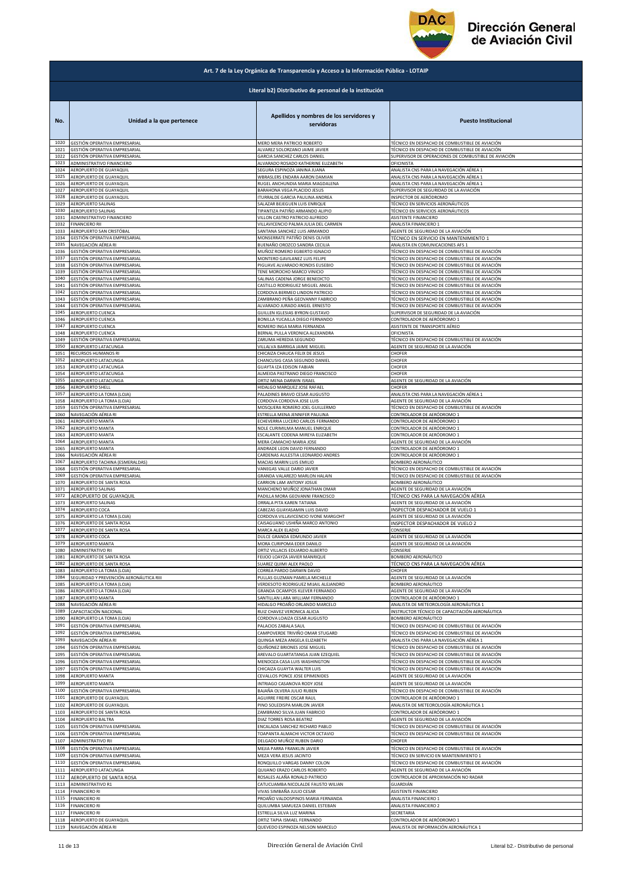**Art. 7 de la Ley Orgánica de Transparencia y Acceso a la Información Pública - LOTAIP**

**Literal b2) Distributivo de personal de la institución**

| No. | Unidad a la que pertenece | Apellidos y nombres de los servidores y servidoras | Puesto Institucional |
|---|---|---|---|
| 1020 | GESTIÓN OPERATIVA EMPRESARIAL | MERO MERA PATRICIO ROBERTO | TÉCNICO EN DESPACHO DE COMBUSTIBLE DE AVIACIÓN |
| 1021 | GESTIÓN OPERATIVA EMPRESARIAL | ALVAREZ SOLORZANO JAIME JAVIER | TÉCNICO EN DESPACHO DE COMBUSTIBLE DE AVIACIÓN |
| 1022 | GESTIÓN OPERATIVA EMPRESARIAL | GARCIA SANCHEZ CARLOS DANIEL | SUPERVISOR DE OPERACIONES DE COMBUSTIBLE DE AVIACIÓN |
| 1023 | ADMINISTRATIVO FINANCIERO | ALVARADO ROSADO KATHERINE ELIZABETH | OFICINISTA |
| 1024 | AEROPUERTO DE GUAYAQUIL | SEGURA ESPINOZA JANINA JUANA | ANALISTA CNS PARA LA NAVEGACIÓN AÉREA 1 |
| 1025 | AEROPUERTO DE GUAYAQUIL | WBRASLERS ENDARA AARON DAMIAN | ANALISTA CNS PARA LA NAVEGACIÓN AÉREA 1 |
| 1026 | AEROPUERTO DE GUAYAQUIL | RUGEL ANCHUNDIA MARIA MAGDALENA | ANALISTA CNS PARA LA NAVEGACIÓN AÉREA 1 |
| 1027 | AEROPUERTO DE GUAYAQUIL | BARAHONA VEGA PLACIDO JESUS | SUPERVISOR DE SEGURIDAD DE LA AVIACIÓN |
| 1028 | AEROPUERTO DE GUAYAQUIL | ITURRALDE GARCIA PAULINA ANDREA | INSPECTOR DE AERÓDROMO |
| 1029 | AEROPUERTO SALINAS | SALAZAR BEJEGUEN LUIS ENRIQUE | TÉCNICO EN SERVICIOS AERONÁUTICOS |
| 1030 | AEROPUERTO SALINAS | TIPANTIZA PATIÑO ARMANDO ALIPIO | TÉCNICO EN SERVICIOS AERONÁUTICOS |
| 1031 | ADMINISTRATIVO FINANCIERO | VILLON CASTRO PATRICIO ALFREDO | ASISTENTE FINANCIERO |
| 1032 | FINANCIERO RII | VILLAVICENCIO PALMA JULIA DEL CARMEN | ANALISTA FINANCIERO 1 |
| 1033 | AEROPUERTO SAN CRISTÓBAL | SANTANA SANCHEZ LUIS ARMANDO | AGENTE DE SEGURIDAD DE LA AVIACIÓN |
| 1034 | GESTIÓN OPERATIVA EMPRESARIAL | MONSERRATE PATIÑO DENIS OLIVER | TÉCNICO EN SERVICIO EN MANTENIMIENTO 1 |
| 1035 | NAVEGACIÓN AÉREA RI | BUENAÑO OROZCO SANDRA CECILIA | ANALISTA EN COMUNICACIONES AFS 1 |
| 1036 | GESTIÓN OPERATIVA EMPRESARIAL | MUÑOZ ROMERO EGBERTO IGNACIO | TÉCNICO EN DESPACHO DE COMBUSTIBLE DE AVIACIÓN |
| 1037 | GESTIÓN OPERATIVA EMPRESARIAL | MONTERO GAVILANEZ LUIS FELIPE | TÉCNICO EN DESPACHO DE COMBUSTIBLE DE AVIACIÓN |
| 1038 | GESTIÓN OPERATIVA EMPRESARIAL | PIGUAVE ALVARADO RONDIS EUSEBIO | TÉCNICO EN DESPACHO DE COMBUSTIBLE DE AVIACIÓN |
| 1039 | GESTIÓN OPERATIVA EMPRESARIAL | TENE MOROCHO MARCO VINICIO | TÉCNICO EN DESPACHO DE COMBUSTIBLE DE AVIACIÓN |
| 1040 | GESTIÓN OPERATIVA EMPRESARIAL | SALINAS CADENA JORGE BENEDICTO | TÉCNICO EN DESPACHO DE COMBUSTIBLE DE AVIACIÓN |
| 1041 | GESTIÓN OPERATIVA EMPRESARIAL | CASTILLO RODRIGUEZ MIGUEL ANGEL | TÉCNICO EN DESPACHO DE COMBUSTIBLE DE AVIACIÓN |
| 1042 | GESTIÓN OPERATIVA EMPRESARIAL | CORDOVA BERMEO LINDON PATRICIO | TÉCNICO EN DESPACHO DE COMBUSTIBLE DE AVIACIÓN |
| 1043 | GESTIÓN OPERATIVA EMPRESARIAL | ZAMBRANO PEÑA GEOVANNY FABRICIO | TÉCNICO EN DESPACHO DE COMBUSTIBLE DE AVIACIÓN |
| 1044 | GESTIÓN OPERATIVA EMPRESARIAL | ALVARADO JURADO ANGEL ERNESTO | TÉCNICO EN DESPACHO DE COMBUSTIBLE DE AVIACIÓN |
| 1045 | AEROPUERTO CUENCA | GUILLEN IGLESIAS BYRON GUSTAVO | SUPERVISOR DE SEGURIDAD DE LA AVIACIÓN |
| 1046 | AEROPUERTO CUENCA | BONILLA YUCAILLA DIEGO FERNANDO | CONTROLADOR DE AERÓDROMO 1 |
| 1047 | AEROPUERTO CUENCA | ROMERO INGA MARIA FERNANDA | ASISTENTE DE TRANSPORTE AÉREO |
| 1048 | AEROPUERTO CUENCA | BERNAL PULLA VERONICA ALEXANDRA | OFICINISTA |
| 1049 | GESTIÓN OPERATIVA EMPRESARIAL | ZARUMA HEREDIA SEGUNDO | TÉCNICO EN DESPACHO DE COMBUSTIBLE DE AVIACIÓN |
| 1050 | AEROPUERTO LATACUNGA | VILLALVA BARRIGA JAIME MIGUEL | AGENTE DE SEGURIDAD DE LA AVIACIÓN |
| 1051 | RECURSOS HUMANOS RI | CHICAIZA CHAUCA FELIX DE JESUS | CHOFER |
| 1052 | AEROPUERTO LATACUNGA | CHANCUSIG CASA SEGUNDO DANIEL | CHOFER |
| 1053 | AEROPUERTO LATACUNGA | GUAYTA IZA EDISON FABIAN | CHOFER |
| 1054 | AEROPUERTO LATACUNGA | ALMEIDA PASTRANO DIEGO FRANCISCO | CHOFER |
| 1055 | AEROPUERTO LATACUNGA | ORTIZ MENA DARWIN ISRAEL | AGENTE DE SEGURIDAD DE LA AVIACIÓN |
| 1056 | AEROPUERTO SHELL | HIDALGO MARQUEZ JOSE RAFAEL | CHOFER |
| 1057 | AEROPUERTO LA TOMA (LOJA) | PALADINES BRAVO CESAR AUGUSTO | ANALISTA CNS PARA LA NAVEGACIÓN AÉREA 1 |
| 1058 | AEROPUERTO LA TOMA (LOJA) | CORDOVA CORDOVA JOSE LUIS | AGENTE DE SEGURIDAD DE LA AVIACIÓN |
| 1059 | GESTIÓN OPERATIVA EMPRESARIAL | MOSQUERA ROMERO JOEL GUILLERMO | TÉCNICO EN DESPACHO DE COMBUSTIBLE DE AVIACIÓN |
| 1060 | NAVEGACIÓN AÉREA RI | ESTRELLA MENA JENNIFER PAULINA | CONTROLADOR DE AERÓDROMO 1 |
| 1061 | AEROPUERTO MANTA | ECHEVERRIA LUCERO CARLOS FERNANDO | CONTROLADOR DE AERÓDROMO 1 |
| 1062 | AEROPUERTO MANTA | NOLE CURIMILMA MANUEL ENRIQUE | CONTROLADOR DE AERÓDROMO 1 |
| 1063 | AEROPUERTO MANTA | ESCALANTE CODENA MIREYA ELIZABETH | CONTROLADOR DE AERÓDROMO 1 |
| 1064 | AEROPUERTO MANTA | MERA CAMACHO MARIA JOSE | AGENTE DE SEGURIDAD DE LA AVIACIÓN |
| 1065 | AEROPUERTO MANTA | ANDRADE LEON DAVID FERNANDO | CONTROLADOR DE AERÓDROMO 1 |
| 1066 | NAVEGACIÓN AÉREA RI | CARDENAS AULESTIA LEONARDO ANDRES | CONTROLADOR DE AERÓDROMO 1 |
| 1067 | AEROPUERTO TACHINA (ESMERALDAS) | MACIAS MARIN LUIS EMILIO | BOMBERO AERONÁUTICO |
| 1068 | GESTIÓN OPERATIVA EMPRESARIAL | VANEGAS VALLE DARIO JAVIER | TÉCNICO EN DESPACHO DE COMBUSTIBLE DE AVIACIÓN |
| 1069 | GESTIÓN OPERATIVA EMPRESARIAL | GRANDA VALAREZO MARLON HALAIN | TÉCNICO EN DESPACHO DE COMBUSTIBLE DE AVIACIÓN |
| 1070 | AEROPUERTO DE SANTA ROSA | CARRION LAM ANTONY JOSUE | BOMBERO AERONÁUTICO |
| 1071 | AEROPUERTO SALINAS | MANCHENO MUÑOZ JONATHAN OMAR | AGENTE DE SEGURIDAD DE LA AVIACIÓN |
| 1072 | AEROPUERTO DE GUAYAQUIL | PADILLA MORA GEOVANNI FRANCISCO | TÉCNICO CNS PARA LA NAVEGACIÓN AÉREA |
| 1073 | AEROPUERTO SALINAS | ORRALA PITA KAREN TATIANA | AGENTE DE SEGURIDAD DE LA AVIACIÓN |
| 1074 | AEROPUERTO COCA | CABEZAS GUAYASAMIN LUIS DAVID | INSPECTOR DESPACHADOR DE VUELO 1 |
| 1075 | AEROPUERTO LA TOMA (LOJA) | CORDOVA VILLAVICENCIO IVONE MARGOHT | AGENTE DE SEGURIDAD DE LA AVIACIÓN |
| 1076 | AEROPUERTO DE SANTA ROSA | CAISAGUANO USHIÑA MARCO ANTONIO | INSPECTOR DESPACHADOR DE VUELO 2 |
| 1077 | AEROPUERTO DE SANTA ROSA | MARCA ALEX ELADIO | CONSERJE |
| 1078 | AEROPUERTO COCA | DULCE GRANDA EDMUNDO JAVIER | AGENTE DE SEGURIDAD DE LA AVIACIÓN |
| 1079 | AEROPUERTO MANTA | MORA CURIPOMA EDER DANILO | AGENTE DE SEGURIDAD DE LA AVIACIÓN |
| 1080 | ADMINISTRATIVO RII | ORTIZ VILLACIS EDUARDO ALBERTO | CONSERJE |
| 1081 | AEROPUERTO DE SANTA ROSA | FEIJOO LOAYZA JAVIER MANRIQUE | BOMBERO AERONÁUTICO |
| 1082 | AEROPUERTO DE SANTA ROSA | SUAREZ QUIMI ALEX PAOLO | TÉCNICO CNS PARA LA NAVEGACIÓN AÉREA |
| 1083 | AEROPUERTO LA TOMA (LOJA) | CORREA PARDO DARWIN DAVID | CHOFER |
| 1084 | SEGURIDAD Y PREVENCIÓN AERONÁUTICA RIII | PULLAS GUZMAN PAMELA MICHELLE | AGENTE DE SEGURIDAD DE LA AVIACIÓN |
| 1085 | AEROPUERTO LA TOMA (LOJA) | VERDESOTO RODRIGUEZ MIJAIL ALEJANDRO | BOMBERO AERONÁUTICO |
| 1086 | AEROPUERTO LA TOMA (LOJA) | GRANDA OCAMPOS KLEVER FERNANDO | AGENTE DE SEGURIDAD DE LA AVIACIÓN |
| 1087 | AEROPUERTO MANTA | SANTILLAN LARA WILLIAM FERNANDO | CONTROLADOR DE AERÓDROMO 1 |
| 1088 | NAVEGACIÓN AÉREA RI | HIDALGO PROAÑO ORLANDO MARCELO | ANALISTA DE METEOROLOGÍA AERONÁUTICA 1 |
| 1089 | CAPACITACIÓN NACIONAL | RUIZ CHAVEZ VERONICA ALICIA | INSTRUCTOR TÉCNICO DE CAPACITACIÓN AERONÁUTICA |
| 1090 | AEROPUERTO LA TOMA (LOJA) | CORDOVA LOAIZA CESAR AUGUSTO | BOMBERO AERONÁUTICO |
| 1091 | GESTIÓN OPERATIVA EMPRESARIAL | PALACIOS ZABALA SAUL | TÉCNICO EN DESPACHO DE COMBUSTIBLE DE AVIACIÓN |
| 1092 | GESTIÓN OPERATIVA EMPRESARIAL | CAMPOVERDE TRIVIÑO OMAR STUGARD | TÉCNICO EN DESPACHO DE COMBUSTIBLE DE AVIACIÓN |
| 1093 | NAVEGACIÓN AÉREA RI | QUINGA MEZA ANGELA ELIZABETH | ANALISTA CNS PARA LA NAVEGACIÓN AÉREA 1 |
| 1094 | GESTIÓN OPERATIVA EMPRESARIAL | QUIÑONEZ BRIONES JOSE MIGUEL | TÉCNICO EN DESPACHO DE COMBUSTIBLE DE AVIACIÓN |
| 1095 | GESTIÓN OPERATIVA EMPRESARIAL | AREVALO GUARTATANGA JUAN EZEQUIEL | TÉCNICO EN DESPACHO DE COMBUSTIBLE DE AVIACIÓN |
| 1096 | GESTIÓN OPERATIVA EMPRESARIAL | MENDOZA CASA LUIS WASHINGTON | TÉCNICO EN DESPACHO DE COMBUSTIBLE DE AVIACIÓN |
| 1097 | GESTIÓN OPERATIVA EMPRESARIAL | CHICAIZA GUAYTA WALTER LUIS | TÉCNICO EN DESPACHO DE COMBUSTIBLE DE AVIACIÓN |
| 1098 | AEROPUERTO MANTA | CEVALLOS PONCE JOSE EPIMENIDES | AGENTE DE SEGURIDAD DE LA AVIACIÓN |
| 1099 | AEROPUERTO MANTA | INTRIAGO CASANOVA RODY JOSE | AGENTE DE SEGURIDAD DE LA AVIACIÓN |
| 1100 | GESTIÓN OPERATIVA EMPRESARIAL | BAJAÑA OLVERA JULIO RUBEN | TÉCNICO EN DESPACHO DE COMBUSTIBLE DE AVIACIÓN |
| 1101 | AEROPUERTO DE GUAYAQUIL | AGUIRRE FREIRE OSCAR RAUL | CONTROLADOR DE AERÓDROMO 1 |
| 1102 | AEROPUERTO DE GUAYAQUIL | PINO SOLEDISPA MARLON JAVIER | ANALISTA DE METEOROLOGÍA AERONÁUTICA 1 |
| 1103 | AEROPUERTO DE SANTA ROSA | ZAMBRANO SILVA JUAN FABRICIO | CONTROLADOR DE AERÓDROMO 1 |
| 1104 | AEROPUERTO BALTRA | DIAZ TORRES ROSA BEATRIZ | AGENTE DE SEGURIDAD DE LA AVIACIÓN |
| 1105 | GESTIÓN OPERATIVA EMPRESARIAL | ENCALADA SANCHEZ RICHARD PABLO | TÉCNICO EN DESPACHO DE COMBUSTIBLE DE AVIACIÓN |
| 1106 | GESTIÓN OPERATIVA EMPRESARIAL | TOAPANTA ALMACHI VICTOR OCTAVIO | TÉCNICO EN DESPACHO DE COMBUSTIBLE DE AVIACIÓN |
| 1107 | ADMINISTRATIVO RII | DELGADO MUÑOZ RUBEN DARIO | CHOFER |
| 1108 | GESTIÓN OPERATIVA EMPRESARIAL | MEJIA PARRA FRANKLIN JAVIER | TÉCNICO EN DESPACHO DE COMBUSTIBLE DE AVIACIÓN |
| 1109 | GESTIÓN OPERATIVA EMPRESARIAL | MEZA VERA JESUS JACINTO | TÉCNICO EN SERVICIO EN MANTENIMIENTO 1 |
| 1110 | GESTIÓN OPERATIVA EMPRESARIAL | RONQUILLO VARGAS DANNY COLON | TÉCNICO EN DESPACHO DE COMBUSTIBLE DE AVIACIÓN |
| 1111 | AEROPUERTO LATACUNGA | QUIJANO ERAZO CARLOS ROBERTO | AGENTE DE SEGURIDAD DE LA AVIACIÓN |
| 1112 | AEROPUERTO DE SANTA ROSA | ROSALES ALAÑA RONALD PATRICIO | CONTROLADOR DE APROXIMACIÓN NO RADAR |
| 1113 | ADMINISTRATIVO R1 | CATUCUAMBA NICOLALDE FAUSTO WILIAN | GUARDIÁN |
| 1114 | FINANCIERO RI | VIVAS SIMBAÑA JULIO CESAR | ASISTENTE FINANCIERO |
| 1115 | FINANCIERO RI | PROAÑO VALDOSPINOS MARIA FERNANDA | ANALISTA FINANCIERO 1 |
| 1116 | FINANCIERO RI | QUILUMBA SAMUEZA DANIEL ESTEBAN | ANALISTA FINANCIERO 2 |
| 1117 | FINANCIERO RI | ESTRELLA SILVA LUZ MARINA | SECRETARIA |
| 1118 | AEROPUERTO DE GUAYAQUIL | ORTIZ TAPIA ISMAEL FERNANDO | CONTROLADOR DE AERÓDROMO 1 |
| 1119 | NAVEGACIÓN AÉREA RI | QUEVEDO ESPINOZA NELSON MARCELO | ANALISTA DE INFORMACIÓN AERONÁUTICA 1 |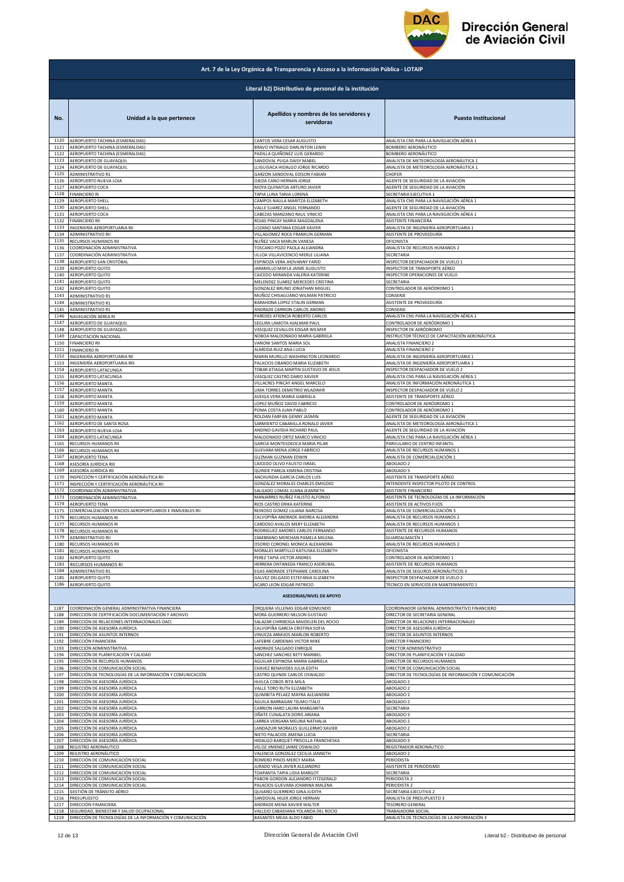**Dirección General de Aviación Civil**

**Art. 7 de la Ley Orgánica de Transparencia y Acceso a la Información Pública - LOTAIP**

**Literal b2) Distributivo de personal de la institución**

| No. | Unidad a la que pertenece | Apellidos y nombres de los servidores y servidoras | Puesto Institucional |
|---|---|---|---|
| 1120 | AEROPUERTO TACHINA (ESMERALDAS) | CANTOS VERA CESAR AUGUSTO | ANALISTA CNS PARA LA NAVEGACIÓN AÉREA 1 |
| 1121 | AEROPUERTO TACHINA (ESMERALDAS) | BRAVO INTRIAGO DARLINTON LENIN | BOMBERO AERONÁUTICO |
| 1122 | AEROPUERTO TACHINA (ESMERALDAS) | PADILLA QUIÑONEZ LUIS GERARDO | BOMBERO AERONÁUTICO |
| 1123 | AEROPUERTO DE GUAYAQUIL | SANDOVAL PUGA DAISY MABEL | ANALISTA DE METEOROLOGÍA AERONÁUTICA 1 |
| 1124 | AEROPUERTO DE GUAYAQUIL | LLIGUISACA HIDALGO JORGE RICARDO | ANALISTA DE METEOROLOGÍA AERONÁUTICA 1 |
| 1125 | ADMINISTRATIVO R1 | GARZON SANDOVAL EDISON FABIAN | CHOFER |
| 1126 | AEROPUERTO NUEVA LOJA | OJEDA CANO HERNAN JORGE | AGENTE DE SEGURIDAD DE LA AVIACIÓN |
| 1127 | AEROPUERTO COCA | MOYA QUINATOA ARTURO JAVIER | AGENTE DE SEGURIDAD DE LA AVIACIÓN |
| 1128 | FINANCIERO RI | TAPIA LUNA TANIA LORENA | SECRETARIA EJECUTIVA 1 |
| 1129 | AEROPUERTO SHELL | CAMPOS NAULA MARITZA ELIZABETH | ANALISTA CNS PARA LA NAVEGACIÓN AÉREA 1 |
| 1130 | AEROPUERTO SHELL | VALLE SUAREZ ANGEL FERNANDO | AGENTE DE SEGURIDAD DE LA AVIACIÓN |
| 1131 | AEROPUERTO COCA | CABEZAS MANZANO RAUL VINICIO | ANALISTA CNS PARA LA NAVEGACIÓN AÉREA 1 |
| 1132 | FINANCIERO RII | ROJAS PINCAY MARIA MAGDALENA | ASISTENTE FINANCIERA |
| 1133 | INGENIERÍA AEROPORTUARIA RII | LOZANO SANTANA EDGAR XAVIER | ANALISTA DE INGENIERÍA AEROPORTUARIA 1 |
| 1134 | ADMINISTRATIVO RII | VILLAGOMEZ ROCA FRANKLIN GERMAN | ASISTENTE DE PROVEEDURÍA |
| 1135 | RECURSOS HUMANOS RII | NUÑEZ VACA MARLIN VANESA | OFICINISTA |
| 1136 | COORDINACIÓN ADMINISTRATIVA | TOSCANO POZO PAOLA ALEJANDRA | ANALISTA DE RECURSOS HUMANOS 2 |
| 1137 | COORDINACIÓN ADMINISTRATIVA | ULLOA VILLAVICENCIO MERLE LILIANA | SECRETARIA |
| 1138 | AEROPUERTO SAN CRISTÓBAL | ESPINOZA VERA JHOVANNY FARID | INSPECTOR DESPACHADOR DE VUELO 1 |
| 1139 | AEROPUERTO QUITO | JARAMILLO MAFLA JAIME AUGUSTO | INSPECTOR DE TRANSPORTE AÉREO |
| 1140 | AEROPUERTO QUITO | CAICEDO MIRANDA VALERIA KATERINE | INSPECTOR OPERACIONES DE VUELO |
| 1141 | AEROPUERTO QUITO | MELENDEZ SUAREZ MERCEDES CRISTINA | SECRETARIA |
| 1142 | AEROPUERTO QUITO | GONZALEZ BRUNO JONATHAN MIGUEL | CONTROLADOR DE AERÓDROMO 1 |
| 1143 | ADMINISTRATIVO R1 | MUÑOZ CHISAGUANO WILMAN PATRICIO | CONSERJE |
| 1144 | ADMINISTRATIVO R1 | BARAHONA LOPEZ STALIN GERMAN | ASISTENTE DE PROVEEDURÍA |
| 1145 | ADMINISTRATIVO R1 | ANDRADE CARRION CARLOS ANDRES | CONSERJE |
| 1146 | NAVEGACIÓN AÉREA RI | PAREDES ATIENCIA ROBERTO CARLOS | ANALISTA CNS PARA LA NAVEGACIÓN AÉREA 1 |
| 1147 | AEROPUERTO DE GUAYAQUIL | SEGURA LAMOTA HJALMAR PAUL | CONTROLADOR DE AERÓDROMO 1 |
| 1148 | AEROPUERTO DE GUAYAQUIL | VASQUEZ CEVALLOS EDGAR WILMER | INSPECTOR DE AERÓDROMO |
| 1149 | CAPACITACIÓN NACIONAL | NOBOA MALDONADO MARIA GABRIELA | INSTRUCTOR TÉCNICO DE CAPACITACIÓN AERONÁUTICA |
| 1150 | FINANCIERO RII | VANONI SANTOS MARIA SOL | ANALISTA FINANCIERO 2 |
| 1151 | FINANCIERO RI | ALMEIDA RUIZ ANA LUCIA | ANALISTA FINANCIERO 2 |
| 1152 | INGENIERÍA AEROPORTUARIA RII | MARIN MURILLO WASHINGTON LEONARDO | ANALISTA DE INGENIERÍA AEROPORTUARIA 1 |
| 1153 | INGENIERÍA AEROPORTUARIA RIII | PALACIOS OBANDO MARIA ELIZABETH | ANALISTA DE INGENIERÍA AEROPORTUARIA 1 |
| 1154 | AEROPUERTO LATACUNGA | TOBAR ATIAGA MARTIN GUSTAVO DE JESUS | INSPECTOR DESPACHADOR DE VUELO 2 |
| 1155 | AEROPUERTO LATACUNGA | VASQUEZ CASTRO DARIO XAVIER | ANALISTA CNS PARA LA NAVEGACIÓN AÉREA 1 |
| 1156 | AEROPUERTO MANTA | VILLACRES PINCAY ANGEL MARCELO | ANALISTA DE INFORMACIÓN AERONÁUTICA 1 |
| 1157 | AEROPUERTO MANTA | LIMA TORRES DEMETRIO WLADIMIR | INSPECTOR DESPACHADOR DE VUELO 2 |
| 1158 | AEROPUERTO MANTA | AVEIGA VERA MARIA GABRIELA | ASISTENTE DE TRANSPORTE AÉREO |
| 1159 | AEROPUERTO MANTA | LOPEZ MUÑOZ DAVID FABRICIO | CONTROLADOR DE AERÓDROMO 1 |
| 1160 | AEROPUERTO MANTA | POMA COSTA JUAN PABLO | CONTROLADOR DE AERÓDROMO 1 |
| 1161 | AEROPUERTO MANTA | ROLDAN FARFAN GENNY JASMIN | AGENTE DE SEGURIDAD DE LA AVIACIÓN |
| 1162 | AEROPUERTO DE SANTA ROSA | SARMIENTO CABANILLA RONALD JAVIER | ANALISTA DE METEOROLOGÍA AERONÁUTICA 1 |
| 1163 | AEROPUERTO NUEVA LOJA | ANDINO GAVIDIA RICHARD PAUL | AGENTE DE SEGURIDAD DE LA AVIACIÓN |
| 1164 | AEROPUERTO LATACUNGA | MALDONADO ORTIZ MARCO VINICIO | ANALISTA CNS PARA LA NAVEGACIÓN AÉREA 1 |
| 1165 | RECURSOS HUMANOS RII | GARCIA MONTESDEOCA MARIA PILAR | PARVULARIO DE CENTRO INFANTIL |
| 1166 | RECURSOS HUMANOS RII | GUEVARA MENA JORGE FABRICIO | ANALISTA DE RECURSOS HUMANOS 1 |
| 1167 | AEROPUERTO TENA | GUZMAN GUZMAN EDWIN | ANALISTA DE COMERCIALIZACIÓN 1 |
| 1168 | ASESORÍA JURÍDICA RIII | CAICEDO OLIVO FAUSTO ISRAEL | ABOGADO 2 |
| 1169 | ASESORÍA JURÍDICA RII | QUINDE PAREJA XIMENA CRISTINA | ABOGADO 3 |
| 1170 | INSPECCIÓN Y CERTIFICACIÓN AERONÁUTICA RII | ANCHUNDIA GARCIA CARLOS LUIS | ASISTENTE DE TRANSPORTE AÉREO |
| 1171 | INSPECCIÓN Y CERTIFICACIÓN AERONÁUTICA RII | GONZALEZ MORALES CHARLES EMIGDIO | INTENDENTE INSPECTOR PILOTO DE CONTROL |
| 1172 | COORDINACIÓN ADMINISTRATIVA | SALGADO LOMAS JUANA JEANNETH | ASISTENTE FINANCIERO |
| 1173 | COORDINACIÓN ADMINISTRATIVA | MANJARRES NUÑEZ FAUSTO ALFONSO | ASISTENTE DE TECNOLOGÍAS DE LA INFORMACIÓN |
| 1174 | AEROPUERTO TENA | RIOS CASTRO ERIKA KATERINE | ASISTENTE DE ACTIVOS FIJOS |
| 1175 | COMERCIALIZACIÓN ESPACIOS AEROPORTUARIOS E INMUEBLES RII | REINOSO GOMEZ LILIANA NARCISA | ANALISTA DE COMERCIALIZACIÓN 3 |
| 1176 | RECURSOS HUMANOS RI | CALVOPIÑA ANDRADE ANDREA ALEJANDRA | ANALISTA DE RECURSOS HUMANOS 2 |
| 1177 | RECURSOS HUMANOS RI | CARDOSO AVALOS MERY ELIZABETH | ANALISTA DE RECURSOS HUMANOS 1 |
| 1178 | RECURSOS HUMANOS RI | RODRIGUEZ AMORES CARLOS FERNANDO | ASISTENTE DE RECURSOS HUMANOS |
| 1179 | ADMINISTRATIVO RII | ZAMBRANO MERCHAN PAMELA MILENA | GUARDALMACÉN 1 |
| 1180 | RECURSOS HUMANOS RII | OSORIO CORONEL MONICA ALEXANDRA | ANALISTA DE RECURSOS HUMANOS 2 |
| 1181 | RECURSOS HUMANOS RII | MORALES MARTILLO KATIUSKA ELIZABETH | OFICINISTA |
| 1182 | AEROPUERTO QUITO | PEREZ TAPIA VICTOR ANDRES | CONTROLADOR DE AERÓDROMO 1 |
| 1183 | RECURSOS HUMANOS RI | HERRERA ONTANEDA FRANCO ASDRUBAL | ASISTENTE DE RECURSOS HUMANOS |
| 1184 | ADMINISTRATIVO R1 | EGAS ANDRADE STEPHANIE CAROLINA | ANALISTA DE SEGUROS AERONÁUTICOS 3 |
| 1185 | AEROPUERTO QUITO | GALVEZ DELGADO ESTEFANIA ELIZABETH | INSPECTOR DESPACHADOR DE VUELO 2 |
| 1186 | AEROPUERTO QUITO | ACARO LEON EDGAR PATRICIO | TÉCNICO EN SERVICIOS EN MANTENIMIENTO 1 |
| | | **ASESORIAS/NIVEL DE APOYO** | |
| 1187 | COORDINACIÓN GENERAL ADMINISTRATIVA FINANCIERA | ORQUERA VILLENAS EDGAR EDMUNDO | COORDINADOR GENERAL ADMINISTRATIVO FINANCIERO |
| 1188 | DIRECCIÓN DE CERTIFICACIÓN DOCUMENTACIÓN Y ARCHIVO | MORA GUERRERO NELSON GUSTAVO | DIRECTOR DE SECRETARIA GENERAL |
| 1189 | DIRECCIÓN DE RELACIONES INTERNACIONALES OACI | SALAZAR CHIRIBOGA MAIDELEN DEL ROCIO | DIRECTOR DE RELACIONES INTERNACIONALES |
| 1190 | DIRECCIÓN DE ASESORÍA JURÍDICA | CALVOPIÑA GARCIA CRISTINA SOFIA | DIRECTOR DE ASESORÍA JURÍDICA |
| 1191 | DIRECCIÓN DE ASUNTOS INTERNOS | VINUEZA ARMIJOS MARLON ROBERTO | DIRECTOR DE ASUNTOS INTERNOS |
| 1192 | DIRECCIÓN FINANCIERA | LAFEBRE CARDENAS VICTOR MIKE | DIRECTOR FINANCIERO |
| 1193 | DIRECCIÓN ADMINISTRATIVA | ANDRADE SALGADO ENRIQUE | DIRECTOR ADMINISTRATIVO |
| 1194 | DIRECCIÓN DE PLANIFICACIÓN Y CALIDAD | SANCHEZ SANCHEZ BETY MARIBEL | DIRECTOR DE PLANIFICACIÓN Y CALIDAD |
| 1195 | DIRECCIÓN DE RECURSOS HUMANOS | AGUILAR ESPINOSA MARIA GABRIELA | DIRECTOR DE RECURSOS HUMANOS |
| 1196 | DIRECCIÓN DE COMUNICACIÓN SOCIAL | CHAVEZ BENAVIDES JULIA EDITH | DIRECTOR DE COMUNICACIÓN SOCIAL |
| 1197 | DIRECCIÓN DE TECNOLOGÍAS DE LA INFORMACIÓN Y COMUNICACIÓN | CASTRO QUINDE CARLOS OSWALDO | DIRECTOR DE TECNOLOGÍAS DE INFORMACIÓN Y COMUNICACIÓN |
| 1198 | DIRECCIÓN DE ASESORÍA JURÍDICA | HUILCA COBOS RITA MILA | ABOGADO 2 |
| 1199 | DIRECCIÓN DE ASESORÍA JURÍDICA | VALLE TORO RUTH ELIZABETH | ABOGADO 2 |
| 1200 | DIRECCIÓN DE ASESORÍA JURÍDICA | QUIMBITA PELAEZ MAYRA ALEJANDRA | ABOGADO 2 |
| 1201 | DIRECCIÓN DE ASESORÍA JURÍDICA | AGUILA BARRAGAN TELMO ITALO | ABOGADO 2 |
| 1202 | DIRECCIÓN DE ASESORÍA JURÍDICA | CARRION HARO LAURA MARGARITA | SECRETARIA |
| 1203 | DIRECCIÓN DE ASESORÍA JURÍDICA | OÑATE CUNALATA DORIS ARIANA | ABOGADO 3 |
| 1204 | DIRECCIÓN DE ASESORÍA JURÍDICA | LARREA VERGARA MELINA NATHALIA | ABOGADO 2 |
| 1205 | DIRECCIÓN DE ASESORÍA JURÍDICA | LANDAZURI MORALES GUILLERMO XAVIER | ABOGADO 2 |
| 1206 | DIRECCIÓN DE ASESORÍA JURÍDICA | NIETO PALACIOS JIMENA LUCIA | SECRETARIA |
| 1207 | DIRECCIÓN DE ASESORÍA JURÍDICA | HIDALGO BARQUET PRISCILLA FRANCHESKA | ABOGADO 3 |
| 1208 | REGISTRO AERONÁUTICO | VELOZ JIMENEZ JAIME OSWALDO | REGISTRADOR AERONÁUTICO |
| 1209 | REGISTRO AERONÁUTICO | VALENCIA GONZALEZ CECILIA JANNETH | ABOGADO 2 |
| 1210 | DIRECCIÓN DE COMUNICACIÓN SOCIAL | ROMERO PINOS MERCY MARIA | PERIODISTA |
| 1211 | DIRECCIÓN DE COMUNICACIÓN SOCIAL | JURADO VEGA JAVIER ALEJANDRO | ASISTENTE DE PERIODISMO |
| 1212 | DIRECCIÓN DE COMUNICACIÓN SOCIAL | TOAPANTA TAPIA LIDIA MARGOT | SECRETARIA |
| 1213 | DIRECCIÓN DE COMUNICACIÓN SOCIAL | PABON GORDON ALEJANDRO FITZGERALD | PERIODISTA 2 |
| 1214 | DIRECCIÓN DE COMUNICACIÓN SOCIAL | PALACIOS GUEVARA JOHANNA MALENA | PERIODISTA 2 |
| 1215 | GESTIÓN DE TRÁNSITO AÉREO | QUIJANO GUERRERO GINA JUDITH | SECRETARIA EJECUTIVA 2 |
| 1216 | PRESUPUESTO | SANDOVAL HILER JORGE HERNAN | ANALISTA DE PRESUPUESTO 3 |
| 1217 | DIRECCIÓN FINANCIERA | ANDRADE MENA XAVIER WALTER | TESORERO GENERAL |
| 1218 | SEGURIDAD, BIENESTAR Y SALUD OCUPACIONAL | VALLEJO CABADIANA YOLANDA DEL ROCIO | TRABAJADORA SOCIAL |
| 1219 | DIRECCIÓN DE TECNOLOGÍAS DE LA INFORMACIÓN Y COMUNICACIÓN | BASANTES MEJIA ALDO FABIO | ANALISTA DE TECNOLOGÍAS DE LA INFORMACIÓN 3 |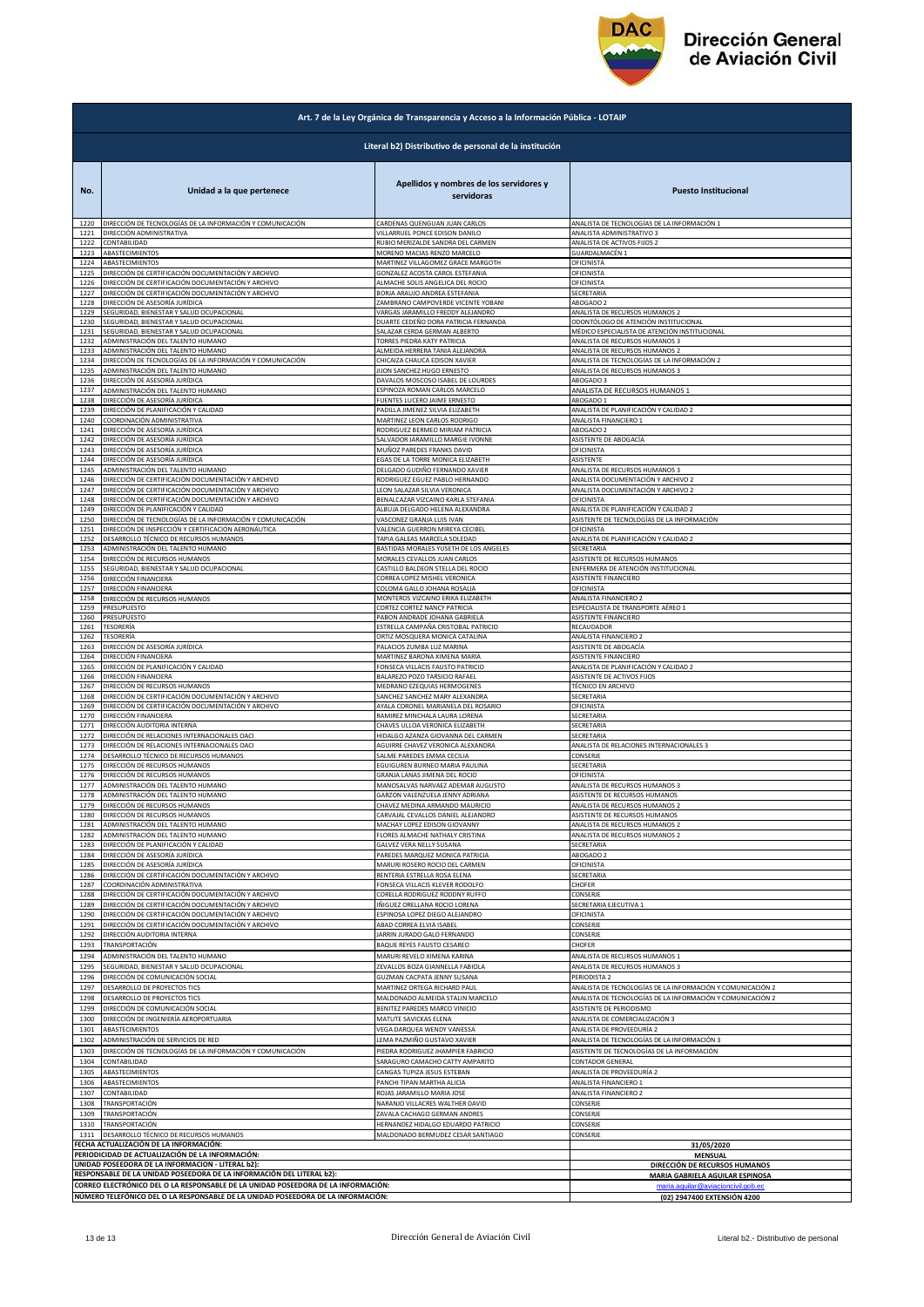# Dirección General de Aviación Civil

## Art. 7 de la Ley Orgánica de Transparencia y Acceso a la Información Pública - LOTAIP

### Literal b2) Distributivo de personal de la institución

| No. | Unidad a la que pertenece | Apellidos y nombres de los servidores y servidoras | Puesto Institucional |
|---|---|---|---|
| 1220 | DIRECCIÓN DE TECNOLOGÍAS DE LA INFORMACIÓN Y COMUNICACIÓN | CARDENAS QUENGUAN JUAN CARLOS | ANALISTA DE TECNOLOGÍAS DE LA INFORMACIÓN 1 |
| 1221 | DIRECCIÓN ADMINISTRATIVA | VILLARRUEL PONCE EDISON DANILO | ANALISTA ADMINISTRATIVO 3 |
| 1222 | CONTABILIDAD | RUBIO MERIZALDE SANDRA DEL CARMEN | ANALISTA DE ACTIVOS FIJOS 2 |
| 1223 | ABASTECIMIENTOS | MORENO MACIAS RENZO MARCELO | GUARDALMACÉN 1 |
| 1224 | ABASTECIMIENTOS | MARTINEZ VILLAGOMEZ GRACE MARGOTH | OFICINISTA |
| 1225 | DIRECCIÓN DE CERTIFICACIÓN DOCUMENTACIÓN Y ARCHIVO | GONZALEZ ACOSTA CAROL ESTEFANIA | OFICINISTA |
| 1226 | DIRECCIÓN DE CERTIFICACIÓN DOCUMENTACIÓN Y ARCHIVO | ALMACHE SOLIS ANGELICA DEL ROCIO | OFICINISTA |
| 1227 | DIRECCIÓN DE CERTIFICACIÓN DOCUMENTACIÓN Y ARCHIVO | BORJA ARAUJO ANDREA ESTEFANIA | SECRETARIA |
| 1228 | DIRECCIÓN DE ASESORÍA JURÍDICA | ZAMBRANO CAMPOVERDE VICENTE YOBANI | ABOGADO 2 |
| 1229 | SEGURIDAD, BIENESTAR Y SALUD OCUPACIONAL | VARGAS JARAMILLO FREDDY ALEJANDRO | ANALISTA DE RECURSOS HUMANOS 2 |
| 1230 | SEGURIDAD, BIENESTAR Y SALUD OCUPACIONAL | DUARTE CEDEÑO DORA PATRICIA FERNANDA | ODONTÓLOGO DE ATENCIÓN INSTITUCIONAL |
| 1231 | SEGURIDAD, BIENESTAR Y SALUD OCUPACIONAL | SALAZAR CERDA GERMAN ALBERTO | MÉDICO ESPECIALISTA DE ATENCIÓN INSTITUCIONAL |
| 1232 | ADMINISTRACIÓN DEL TALENTO HUMANO | TORRES PIEDRA KATY PATRICIA | ANALISTA DE RECURSOS HUMANOS 3 |
| 1233 | ADMINISTRACIÓN DEL TALENTO HUMANO | ALMEIDA HERRERA TANIA ALEJANDRA | ANALISTA DE RECURSOS HUMANOS 2 |
| 1234 | DIRECCIÓN DE TECNOLOGÍAS DE LA INFORMACIÓN Y COMUNICACIÓN | CHICAIZA CHAUCA EDISON XAVIER | ANALISTA DE TECNOLOGÍAS DE LA INFORMACIÓN 2 |
| 1235 | ADMINISTRACIÓN DEL TALENTO HUMANO | JIJON SANCHEZ HUGO ERNESTO | ANALISTA DE RECURSOS HUMANOS 3 |
| 1236 | DIRECCIÓN DE ASESORÍA JURÍDICA | DAVALOS MOSCOSO ISABEL DE LOURDES | ABOGADO 3 |
| 1237 | ADMINISTRACIÓN DEL TALENTO HUMANO | ESPINOZA ROMAN CARLOS MARCELO | ANALISTA DE RECURSOS HUMANOS 1 |
| 1238 | DIRECCIÓN DE ASESORÍA JURÍDICA | FUENTES LUCERO JAIME ERNESTO | ABOGADO 1 |
| 1239 | DIRECCIÓN DE PLANIFICACIÓN Y CALIDAD | PADILLA JIMENEZ SILVIA ELIZABETH | ANALISTA DE PLANIFICACIÓN Y CALIDAD 2 |
| 1240 | COORDINACIÓN ADMINISTRATIVA | MARTINEZ LEON CARLOS RODRIGO | ANALISTA FINANCIERO 1 |
| 1241 | DIRECCIÓN DE ASESORÍA JURÍDICA | RODRIGUEZ BERMEO MIRIAM PATRICIA | ABOGADO 2 |
| 1242 | DIRECCIÓN DE ASESORÍA JURÍDICA | SALVADOR JARAMILLO MARGIE IVONNE | ASISTENTE DE ABOGACÍA |
| 1243 | DIRECCIÓN DE ASESORÍA JURÍDICA | MUÑOZ PAREDES FRANKS DAVID | OFICINISTA |
| 1244 | DIRECCIÓN DE ASESORÍA JURÍDICA | EGAS DE LA TORRE MONICA ELIZABETH | ASISTENTE |
| 1245 | ADMINISTRACIÓN DEL TALENTO HUMANO | DELGADO GUDIÑO FERNANDO XAVIER | ANALISTA DE RECURSOS HUMANOS 3 |
| 1246 | DIRECCIÓN DE CERTIFICACIÓN DOCUMENTACIÓN Y ARCHIVO | RODRIGUEZ EGUEZ PABLO HERNANDO | ANALISTA DOCUMENTACIÓN Y ARCHIVO 2 |
| 1247 | DIRECCIÓN DE CERTIFICACIÓN DOCUMENTACIÓN Y ARCHIVO | LEON SALAZAR SILVIA VERONICA | ANALISTA DOCUMENTACIÓN Y ARCHIVO 2 |
| 1248 | DIRECCIÓN DE CERTIFICACIÓN DOCUMENTACIÓN Y ARCHIVO | BENALCAZAR VIZCAINO KARLA STEFANIA | OFICINISTA |
| 1249 | DIRECCIÓN DE PLANIFICACIÓN Y CALIDAD | ALBUJA DELGADO HELENA ALEXANDRA | ANALISTA DE PLANIFICACIÓN Y CALIDAD 2 |
| 1250 | DIRECCIÓN DE TECNOLOGÍAS DE LA INFORMACIÓN Y COMUNICACIÓN | VASCONEZ GRANJA LUIS IVAN | ASISTENTE DE TECNOLOGÍAS DE LA INFORMACIÓN |
| 1251 | DIRECCIÓN DE INSPECCIÓN Y CERTIFICACIÓN AERONÁUTICA | VALENCIA GUERRON MIREYA CECIBEL | OFICINISTA |
| 1252 | DESARROLLO TÉCNICO DE RECURSOS HUMANOS | TAPIA GALEAS MARCELA SOLEDAD | ANALISTA DE PLANIFICACIÓN Y CALIDAD 2 |
| 1253 | ADMINISTRACIÓN DEL TALENTO HUMANO | BASTIDAS MORALES YUSETH DE LOS ANGELES | SECRETARIA |
| 1254 | DIRECCIÓN DE RECURSOS HUMANOS | MORALES CEVALLOS JUAN CARLOS | ASISTENTE DE RECURSOS HUMANOS |
| 1255 | SEGURIDAD, BIENESTAR Y SALUD OCUPACIONAL | CASTILLO BALDEON STELLA DEL ROCIO | ENFERMERA DE ATENCIÓN INSTITUCIONAL |
| 1256 | DIRECCIÓN FINANCIERA | CORREA LOPEZ MISHEL VERONICA | ASISTENTE FINANCIERO |
| 1257 | DIRECCIÓN FINANCIERA | COLOMA GALLO JOHANA ROSALIA | OFICINISTA |
| 1258 | DIRECCIÓN DE RECURSOS HUMANOS | MONTEROS VIZCAINO ERIKA ELIZABETH | ANALISTA FINANCIERO 2 |
| 1259 | PRESUPUESTO | CORTEZ CORTEZ NANCY PATRICIA | ESPECIALISTA DE TRANSPORTE AÉREO 1 |
| 1260 | PRESUPUESTO | PABON ANDRADE JOHANA GABRIELA | ASISTENTE FINANCIERO |
| 1261 | TESORERÍA | ESTRELLA CAMPAÑA CRISTOBAL PATRICIO | RECAUDADOR |
| 1262 | TESORERÍA | ORTIZ MOSQUERA MONICA CATALINA | ANALISTA FINANCIERO 2 |
| 1263 | DIRECCIÓN DE ASESORÍA JURÍDICA | PALACIOS ZUMBA LUZ MARINA | ASISTENTE DE ABOGACÍA |
| 1264 | DIRECCIÓN FINANCIERA | MARTINEZ BARONA XIMENA MARIA | ASISTENTE FINANCIERO |
| 1265 | DIRECCIÓN DE PLANIFICACIÓN Y CALIDAD | FONSECA VILLACIS FAUSTO PATRICIO | ANALISTA DE PLANIFICACIÓN Y CALIDAD 2 |
| 1266 | DIRECCIÓN FINANCIERA | BALAREZO POZO TARSICIO RAFAEL | ASISTENTE DE ACTIVOS FIJOS |
| 1267 | DIRECCIÓN DE RECURSOS HUMANOS | MEDRANO EZEQUIAS HERMOGENES | TÉCNICO EN ARCHIVO |
| 1268 | DIRECCIÓN DE CERTIFICACIÓN DOCUMENTACIÓN Y ARCHIVO | SANCHEZ SANCHEZ MARY ALEXANDRA | SECRETARIA |
| 1269 | DIRECCIÓN DE CERTIFICACIÓN DOCUMENTACIÓN Y ARCHIVO | AYALA CORONEL MARIANELA DEL ROSARIO | OFICINISTA |
| 1270 | DIRECCIÓN FINANCIERA | RAMIREZ MINCHALA LAURA LORENA | SECRETARIA |
| 1271 | DIRECCIÓN AUDITORIA INTERNA | CHAVES ULLOA VERONICA ELIZABETH | SECRETARIA |
| 1272 | DIRECCIÓN DE RELACIONES INTERNACIONALES OACI | HIDALGO AZANZA GIOVANNA DEL CARMEN | SECRETARIA |
| 1273 | DIRECCIÓN DE RELACIONES INTERNACIONALES OACI | AGUIRRE CHAVEZ VERONICA ALEXANDRA | ANALISTA DE RELACIONES INTERNACIONALES 3 |
| 1274 | DESARROLLO TÉCNICO DE RECURSOS HUMANOS | SALME PAREDES EMMA CECILIA | CONSERJE |
| 1275 | DIRECCIÓN DE RECURSOS HUMANOS | EGUIGUREN BURNEO MARIA PAULINA | SECRETARIA |
| 1276 | DIRECCIÓN DE RECURSOS HUMANOS | GRANJA LANAS JIMENA DEL ROCIO | OFICINISTA |
| 1277 | ADMINISTRACIÓN DEL TALENTO HUMANO | MANOSALVAS NARVAEZ ADEMAR AUGUSTO | ANALISTA DE RECURSOS HUMANOS 3 |
| 1278 | ADMINISTRACIÓN DEL TALENTO HUMANO | GARZON VALENZUELA JENNY ADRIANA | ASISTENTE DE RECURSOS HUMANOS |
| 1279 | DIRECCIÓN DE RECURSOS HUMANOS | CHAVEZ MEDINA ARMANDO MAURICIO | ANALISTA DE RECURSOS HUMANOS 2 |
| 1280 | DIRECCIÓN DE RECURSOS HUMANOS | CARVAJAL CEVALLOS DANIEL ALEJANDRO | ASISTENTE DE RECURSOS HUMANOS |
| 1281 | ADMINISTRACIÓN DEL TALENTO HUMANO | MACHAY LOPEZ EDISON GIOVANNY | ANALISTA DE RECURSOS HUMANOS 2 |
| 1282 | ADMINISTRACIÓN DEL TALENTO HUMANO | FLORES ALMACHE NATHALY CRISTINA | ANALISTA DE RECURSOS HUMANOS 2 |
| 1283 | DIRECCIÓN DE PLANIFICACIÓN Y CALIDAD | GALVEZ VERA NELLY SUSANA | SECRETARIA |
| 1284 | DIRECCIÓN DE ASESORÍA JURÍDICA | PAREDES MARQUEZ MONICA PATRICIA | ABOGADO 2 |
| 1285 | DIRECCIÓN DE ASESORÍA JURÍDICA | MARURI ROSERO ROCIO DEL CARMEN | OFICINISTA |
| 1286 | DIRECCIÓN DE CERTIFICACIÓN DOCUMENTACIÓN Y ARCHIVO | RENTERIA ESTRELLA ROSA ELENA | SECRETARIA |
| 1287 | COORDINACIÓN ADMINISTRATIVA | FONSECA VILLACIS KLEVER RODOLFO | CHOFER |
| 1288 | DIRECCIÓN DE CERTIFICACIÓN DOCUMENTACIÓN Y ARCHIVO | CORELLA RODRIGUEZ RODDNY RUFFO | CONSERJE |
| 1289 | DIRECCIÓN DE CERTIFICACIÓN DOCUMENTACIÓN Y ARCHIVO | IÑIGUEZ ORELLANA ROCIO LORENA | SECRETARIA EJECUTIVA 1 |
| 1290 | DIRECCIÓN DE CERTIFICACIÓN DOCUMENTACIÓN Y ARCHIVO | ESPINOSA LOPEZ DIEGO ALEJANDRO | OFICINISTA |
| 1291 | DIRECCIÓN DE CERTIFICACIÓN DOCUMENTACIÓN Y ARCHIVO | ABAD CORREA ELVIA ISABEL | CONSERJE |
| 1292 | DIRECCIÓN AUDITORIA INTERNA | JARRIN JURADO GALO FERNANDO | CONSERJE |
| 1293 | TRANSPORTACIÓN | BAQUE REYES FAUSTO CESAREO | CHOFER |
| 1294 | ADMINISTRACIÓN DEL TALENTO HUMANO | MARURI REVELO XIMENA KARINA | ANALISTA DE RECURSOS HUMANOS 1 |
| 1295 | SEGURIDAD, BIENESTAR Y SALUD OCUPACIONAL | ZEVALLOS BOZA GIANNELLA FABIOLA | ANALISTA DE RECURSOS HUMANOS 3 |
| 1296 | DIRECCIÓN DE COMUNICACIÓN SOCIAL | GUZMAN CACPATA JENNY SUSANA | PERIODISTA 2 |
| 1297 | DESARROLLO DE PROYECTOS TICS | MARTINEZ ORTEGA RICHARD PAUL | ANALISTA DE TECNOLOGÍAS DE LA INFORMACIÓN Y COMUNICACIÓN 2 |
| 1298 | DESARROLLO DE PROYECTOS TICS | MALDONADO ALMEIDA STALIN MARCELO | ANALISTA DE TECNOLOGÍAS DE LA INFORMACIÓN Y COMUNICACIÓN 2 |
| 1299 | DIRECCIÓN DE COMUNICACIÓN SOCIAL | BENITEZ PAREDES MARCO VINICIO | ASISTENTE DE PERIODISMO |
| 1300 | DIRECCIÓN DE INGENIERÍA AEROPORTUARIA | MATUTE SAVICKAS ELENA | ANALISTA DE COMERCIALIZACIÓN 3 |
| 1301 | ABASTECIMIENTOS | VEGA DARQUEA WENDY VANESSA | ANALISTA DE PROVEEDURÍA 2 |
| 1302 | ADMINISTRACIÓN DE SERVICIOS DE RED | LEMA PAZMIÑO GUSTAVO XAVIER | ANALISTA DE TECNOLOGÍAS DE LA INFORMACIÓN 3 |
| 1303 | DIRECCIÓN DE TECNOLOGÍAS DE LA INFORMACIÓN Y COMUNICACIÓN | PIEDRA RODRIGUEZ JHAMPIER FABRICIO | ASISTENTE DE TECNOLOGÍAS DE LA INFORMACIÓN |
| 1304 | CONTABILIDAD | SARAGURO CAMACHO CATTY AMPARITO | CONTADOR GENERAL |
| 1305 | ABASTECIMIENTOS | CANGAS TUPIZA JESUS ESTEBAN | ANALISTA DE PROVEEDURÍA 2 |
| 1306 | ABASTECIMIENTOS | PANCHI TIPAN MARTHA ALICIA | ANALISTA FINANCIERO 1 |
| 1307 | CONTABILIDAD | ROJAS JARAMILLO MARIA JOSE | ANALISTA FINANCIERO 2 |
| 1308 | TRANSPORTACIÓN | NARANJO VILLACRES WALTHER DAVID | CONSERJE |
| 1309 | TRANSPORTACIÓN | ZAVALA CACHAGO GERMAN ANDRES | CONSERJE |
| 1310 | TRANSPORTACIÓN | HERNANDEZ HIDALGO EDUARDO PATRICIO | CONSERJE |
| 1311 | DESARROLLO TÉCNICO DE RECURSOS HUMANOS | MALDONADO BERMUDEZ CESAR SANTIAGO | CONSERJE |

| | |
|---|---|
| FECHA ACTUALIZACIÓN DE LA INFORMACIÓN: | 31/05/2020 |
| PERIODICIDAD DE ACTUALIZACIÓN DE LA INFORMACIÓN: | MENSUAL |
| UNIDAD POSEEDORA DE LA INFORMACION - LITERAL b2): | DIRECCIÓN DE RECURSOS HUMANOS |
| RESPONSABLE DE LA UNIDAD POSEEDORA DE LA INFORMACIÓN DEL LITERAL b2): | MARIA GABRIELA AGUILAR ESPINOSA |
| CORREO ELECTRÓNICO DEL O LA RESPONSABLE DE LA UNIDAD POSEEDORA DE LA INFORMACIÓN: | maria.aguilar@aviacioncivil.gob.ec |
| NÚMERO TELEFÓNICO DEL O LA RESPONSABLE DE LA UNIDAD POSEEDORA DE LA INFORMACIÓN: | (02) 2947400 EXTENSIÓN 4200 |